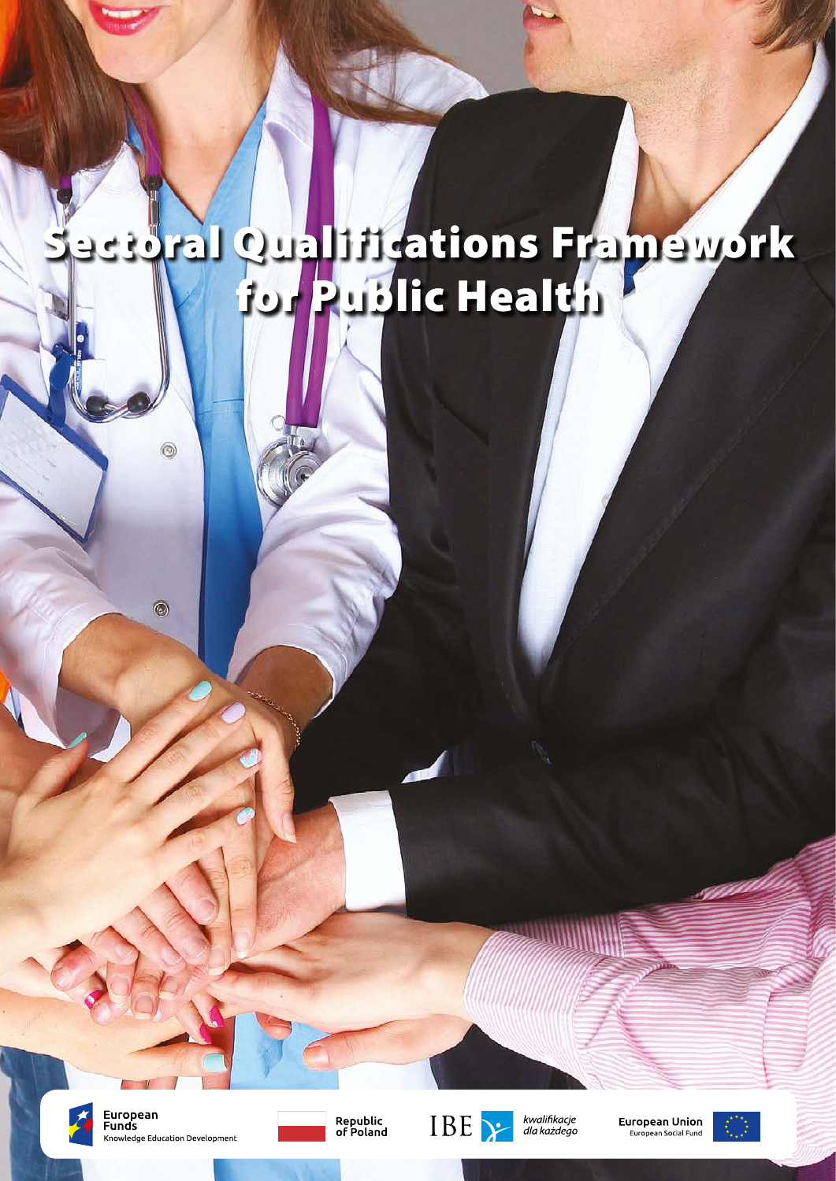# Sectoral Qualifications Framework for Public Health

European Funds
Knowledge Education Development

Republic of Poland

IBE *kwalifikacje dla każdego*

European Union
European Social Fund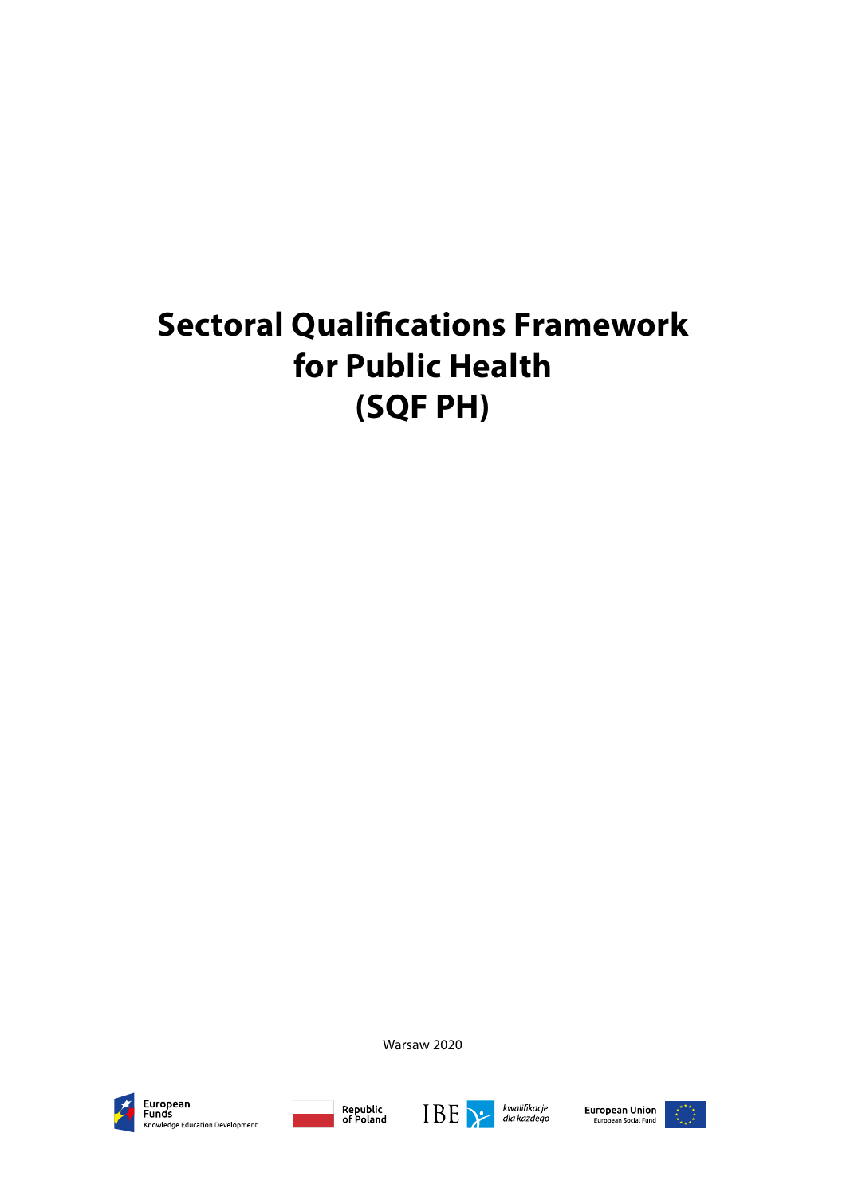# Sectoral Qualifications Framework for Public Health (SQF PH)

Warsaw 2020

European Funds
Knowledge Education Development

Republic of Poland

IBE kwalifikacje dla każdego

European Union
European Social Fund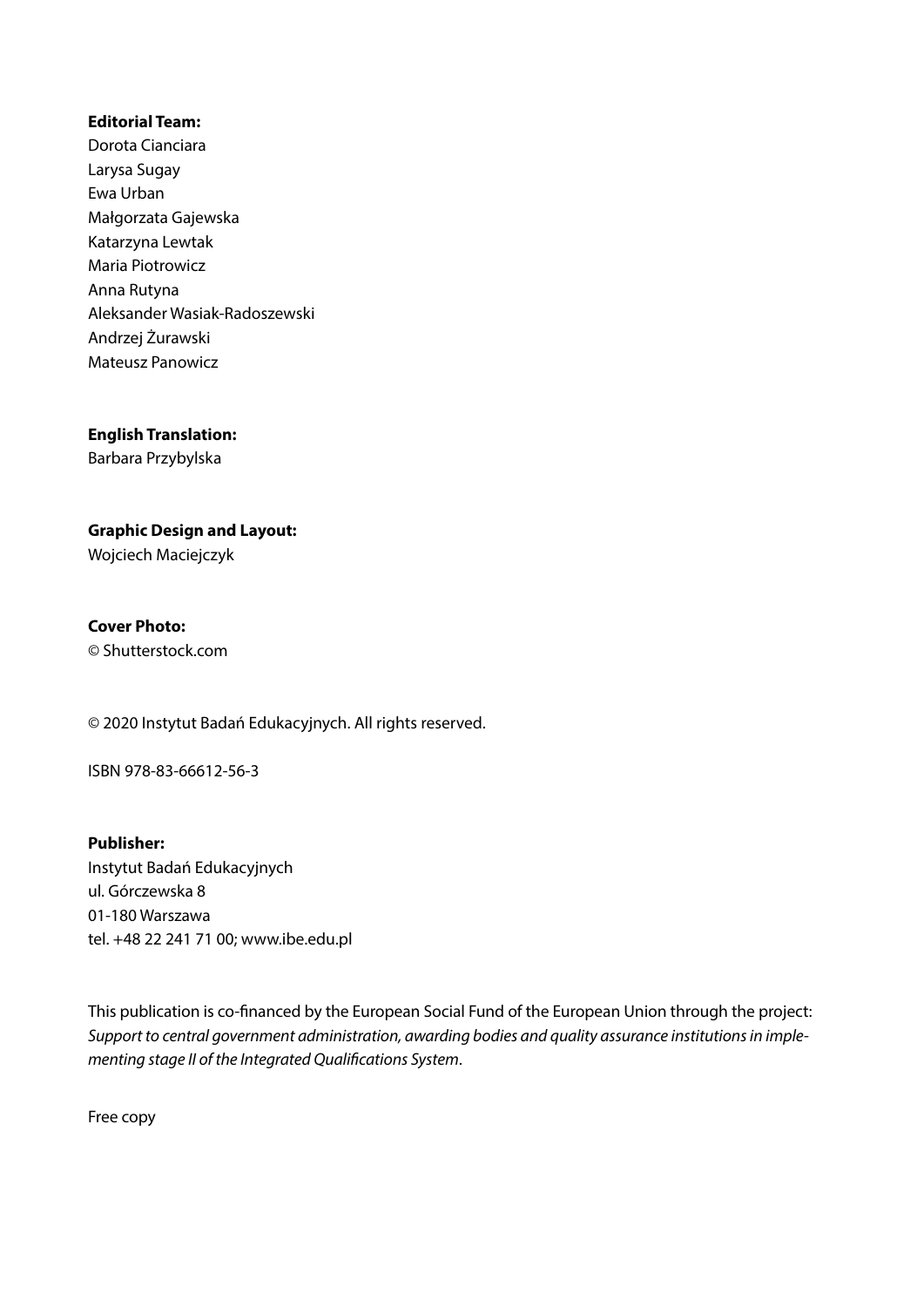**Editorial Team:**
Dorota Cianciara
Larysa Sugay
Ewa Urban
Małgorzata Gajewska
Katarzyna Lewtak
Maria Piotrowicz
Anna Rutyna
Aleksander Wasiak-Radoszewski
Andrzej Żurawski
Mateusz Panowicz

**English Translation:**
Barbara Przybylska

**Graphic Design and Layout:**
Wojciech Maciejczyk

**Cover Photo:**
© Shutterstock.com

© 2020 Instytut Badań Edukacyjnych. All rights reserved.

ISBN 978-83-66612-56-3

**Publisher:**
Instytut Badań Edukacyjnych
ul. Górczewska 8
01-180 Warszawa
tel. +48 22 241 71 00; www.ibe.edu.pl

This publication is co-financed by the European Social Fund of the European Union through the project: *Support to central government administration, awarding bodies and quality assurance institutions in implementing stage II of the Integrated Qualifications System*.

Free copy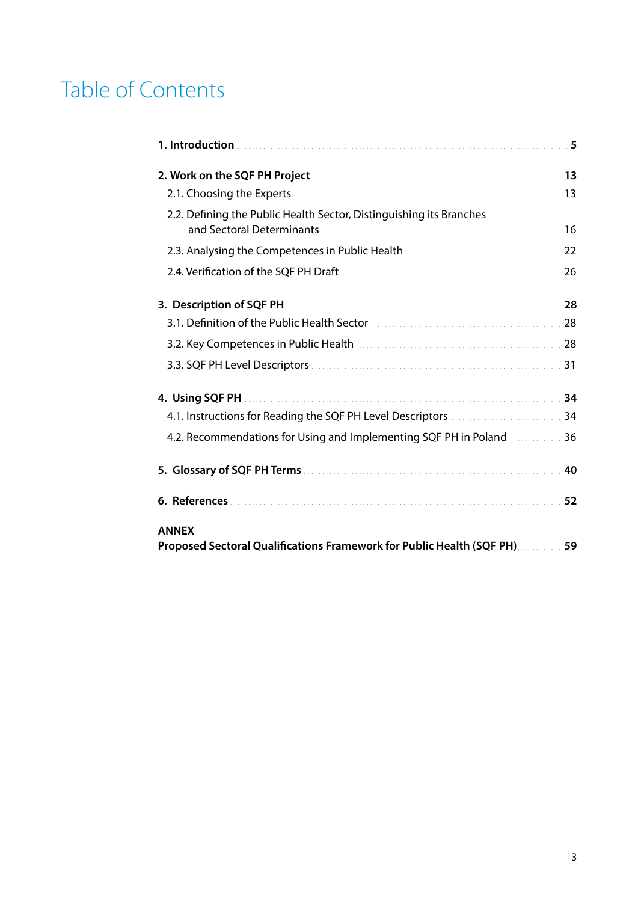# Table of Contents

**1. Introduction** ........ **5**

**2. Work on the SQF PH Project** ........ **13**

2.1. Choosing the Experts ........ 13

2.2. Defining the Public Health Sector, Distinguishing its Branches and Sectoral Determinants ........ 16

2.3. Analysing the Competences in Public Health ........ 22

2.4. Verification of the SQF PH Draft ........ 26

**3. Description of SQF PH** ........ **28**

3.1. Definition of the Public Health Sector ........ 28

3.2. Key Competences in Public Health ........ 28

3.3. SQF PH Level Descriptors ........ 31

**4. Using SQF PH** ........ **34**

4.1. Instructions for Reading the SQF PH Level Descriptors ........ 34

4.2. Recommendations for Using and Implementing SQF PH in Poland ........ 36

**5. Glossary of SQF PH Terms** ........ **40**

**6. References** ........ **52**

**ANNEX**
**Proposed Sectoral Qualifications Framework for Public Health (SQF PH)** ........ **59**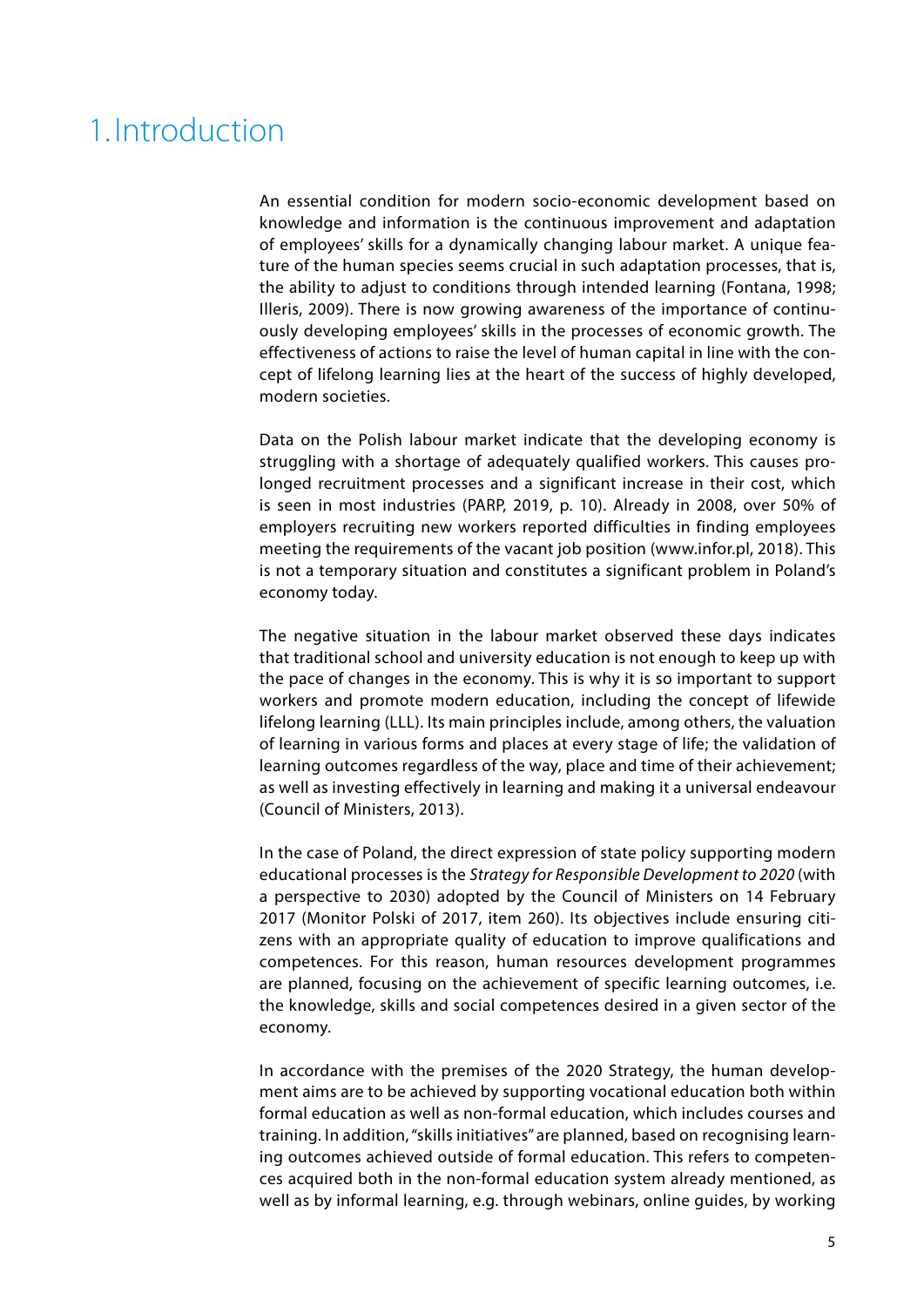# 1. Introduction

An essential condition for modern socio-economic development based on knowledge and information is the continuous improvement and adaptation of employees' skills for a dynamically changing labour market. A unique feature of the human species seems crucial in such adaptation processes, that is, the ability to adjust to conditions through intended learning (Fontana, 1998; Illeris, 2009). There is now growing awareness of the importance of continuously developing employees' skills in the processes of economic growth. The effectiveness of actions to raise the level of human capital in line with the concept of lifelong learning lies at the heart of the success of highly developed, modern societies.

Data on the Polish labour market indicate that the developing economy is struggling with a shortage of adequately qualified workers. This causes prolonged recruitment processes and a significant increase in their cost, which is seen in most industries (PARP, 2019, p. 10). Already in 2008, over 50% of employers recruiting new workers reported difficulties in finding employees meeting the requirements of the vacant job position (www.infor.pl, 2018). This is not a temporary situation and constitutes a significant problem in Poland's economy today.

The negative situation in the labour market observed these days indicates that traditional school and university education is not enough to keep up with the pace of changes in the economy. This is why it is so important to support workers and promote modern education, including the concept of lifewide lifelong learning (LLL). Its main principles include, among others, the valuation of learning in various forms and places at every stage of life; the validation of learning outcomes regardless of the way, place and time of their achievement; as well as investing effectively in learning and making it a universal endeavour (Council of Ministers, 2013).

In the case of Poland, the direct expression of state policy supporting modern educational processes is the *Strategy for Responsible Development to 2020* (with a perspective to 2030) adopted by the Council of Ministers on 14 February 2017 (Monitor Polski of 2017, item 260). Its objectives include ensuring citizens with an appropriate quality of education to improve qualifications and competences. For this reason, human resources development programmes are planned, focusing on the achievement of specific learning outcomes, i.e. the knowledge, skills and social competences desired in a given sector of the economy.

In accordance with the premises of the 2020 Strategy, the human development aims are to be achieved by supporting vocational education both within formal education as well as non-formal education, which includes courses and training. In addition, "skills initiatives" are planned, based on recognising learning outcomes achieved outside of formal education. This refers to competences acquired both in the non-formal education system already mentioned, as well as by informal learning, e.g. through webinars, online guides, by working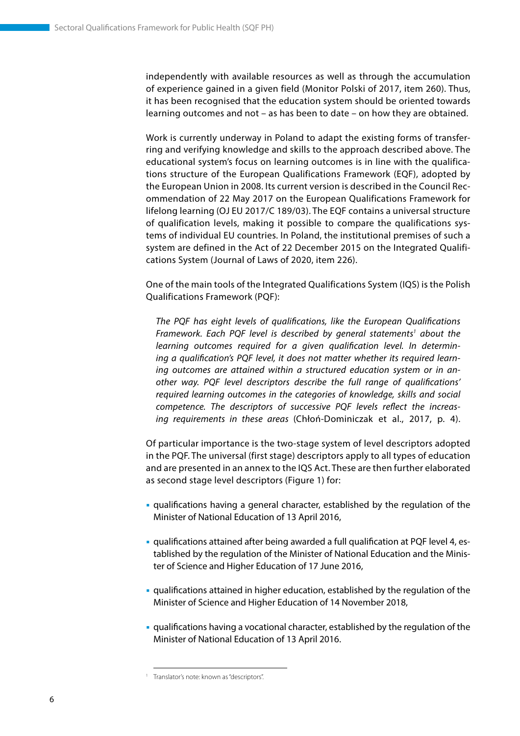independently with available resources as well as through the accumulation of experience gained in a given field (Monitor Polski of 2017, item 260). Thus, it has been recognised that the education system should be oriented towards learning outcomes and not – as has been to date – on how they are obtained.

Work is currently underway in Poland to adapt the existing forms of transferring and verifying knowledge and skills to the approach described above. The educational system's focus on learning outcomes is in line with the qualifications structure of the European Qualifications Framework (EQF), adopted by the European Union in 2008. Its current version is described in the Council Recommendation of 22 May 2017 on the European Qualifications Framework for lifelong learning (OJ EU 2017/C 189/03). The EQF contains a universal structure of qualification levels, making it possible to compare the qualifications systems of individual EU countries. In Poland, the institutional premises of such a system are defined in the Act of 22 December 2015 on the Integrated Qualifications System (Journal of Laws of 2020, item 226).

One of the main tools of the Integrated Qualifications System (IQS) is the Polish Qualifications Framework (PQF):

> *The PQF has eight levels of qualifications, like the European Qualifications Framework. Each PQF level is described by general statements*[1] *about the learning outcomes required for a given qualification level. In determining a qualification's PQF level, it does not matter whether its required learning outcomes are attained within a structured education system or in another way. PQF level descriptors describe the full range of qualifications' required learning outcomes in the categories of knowledge, skills and social competence. The descriptors of successive PQF levels reflect the increasing requirements in these areas* (Chłoń-Dominiczak et al., 2017, p. 4).

Of particular importance is the two-stage system of level descriptors adopted in the PQF. The universal (first stage) descriptors apply to all types of education and are presented in an annex to the IQS Act. These are then further elaborated as second stage level descriptors (Figure 1) for:

- qualifications having a general character, established by the regulation of the Minister of National Education of 13 April 2016,
- qualifications attained after being awarded a full qualification at PQF level 4, established by the regulation of the Minister of National Education and the Minister of Science and Higher Education of 17 June 2016,
- qualifications attained in higher education, established by the regulation of the Minister of Science and Higher Education of 14 November 2018,
- qualifications having a vocational character, established by the regulation of the Minister of National Education of 13 April 2016.

---

[1] Translator's note: known as "descriptors".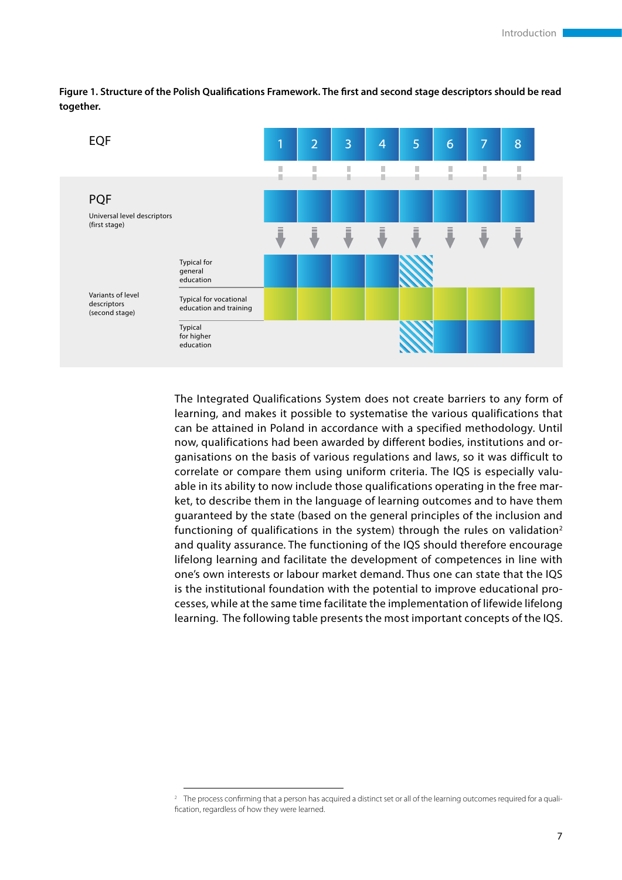**Figure 1. Structure of the Polish Qualifications Framework. The first and second stage descriptors should be read together.**

EQF

1 2 3 4 5 6 7 8

PQF

Universal level descriptors (first stage)

Variants of level descriptors (second stage)

Typical for general education

Typical for vocational education and training

Typical for higher education

The Integrated Qualifications System does not create barriers to any form of learning, and makes it possible to systematise the various qualifications that can be attained in Poland in accordance with a specified methodology. Until now, qualifications had been awarded by different bodies, institutions and organisations on the basis of various regulations and laws, so it was difficult to correlate or compare them using uniform criteria. The IQS is especially valuable in its ability to now include those qualifications operating in the free market, to describe them in the language of learning outcomes and to have them guaranteed by the state (based on the general principles of the inclusion and functioning of qualifications in the system) through the rules on validation[2] and quality assurance. The functioning of the IQS should therefore encourage lifelong learning and facilitate the development of competences in line with one's own interests or labour market demand. Thus one can state that the IQS is the institutional foundation with the potential to improve educational processes, while at the same time facilitate the implementation of lifewide lifelong learning. The following table presents the most important concepts of the IQS.

---

[2] The process confirming that a person has acquired a distinct set or all of the learning outcomes required for a qualification, regardless of how they were learned.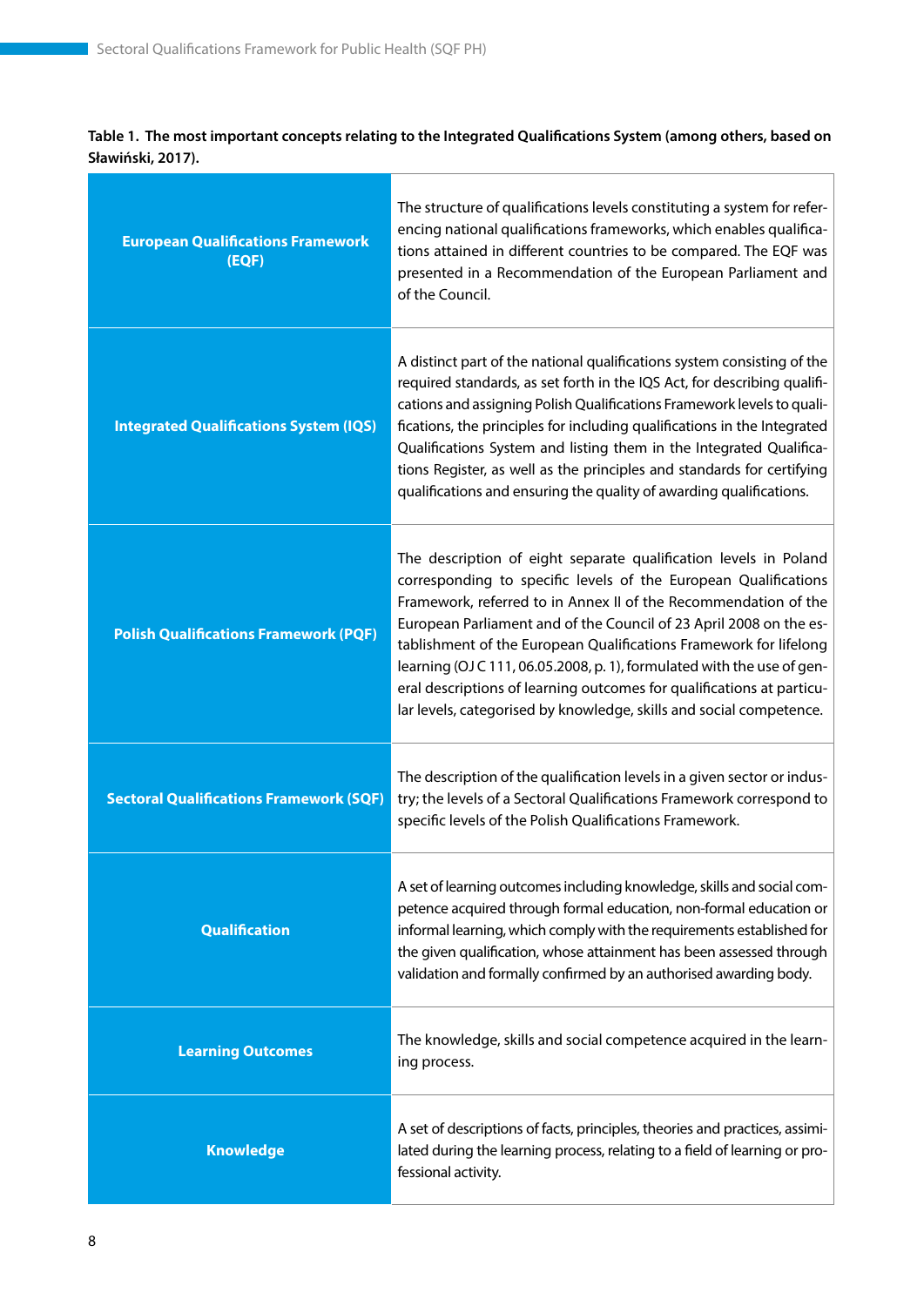**Table 1. The most important concepts relating to the Integrated Qualifications System (among others, based on Sławiński, 2017).**

| Concept | Description |
|---|---|
| **European Qualifications Framework (EQF)** | The structure of qualifications levels constituting a system for referencing national qualifications frameworks, which enables qualifications attained in different countries to be compared. The EQF was presented in a Recommendation of the European Parliament and of the Council. |
| **Integrated Qualifications System (IQS)** | A distinct part of the national qualifications system consisting of the required standards, as set forth in the IQS Act, for describing qualifications and assigning Polish Qualifications Framework levels to qualifications, the principles for including qualifications in the Integrated Qualifications System and listing them in the Integrated Qualifications Register, as well as the principles and standards for certifying qualifications and ensuring the quality of awarding qualifications. |
| **Polish Qualifications Framework (PQF)** | The description of eight separate qualification levels in Poland corresponding to specific levels of the European Qualifications Framework, referred to in Annex II of the Recommendation of the European Parliament and of the Council of 23 April 2008 on the establishment of the European Qualifications Framework for lifelong learning (OJ C 111, 06.05.2008, p. 1), formulated with the use of general descriptions of learning outcomes for qualifications at particular levels, categorised by knowledge, skills and social competence. |
| **Sectoral Qualifications Framework (SQF)** | The description of the qualification levels in a given sector or industry; the levels of a Sectoral Qualifications Framework correspond to specific levels of the Polish Qualifications Framework. |
| **Qualification** | A set of learning outcomes including knowledge, skills and social competence acquired through formal education, non-formal education or informal learning, which comply with the requirements established for the given qualification, whose attainment has been assessed through validation and formally confirmed by an authorised awarding body. |
| **Learning Outcomes** | The knowledge, skills and social competence acquired in the learning process. |
| **Knowledge** | A set of descriptions of facts, principles, theories and practices, assimilated during the learning process, relating to a field of learning or professional activity. |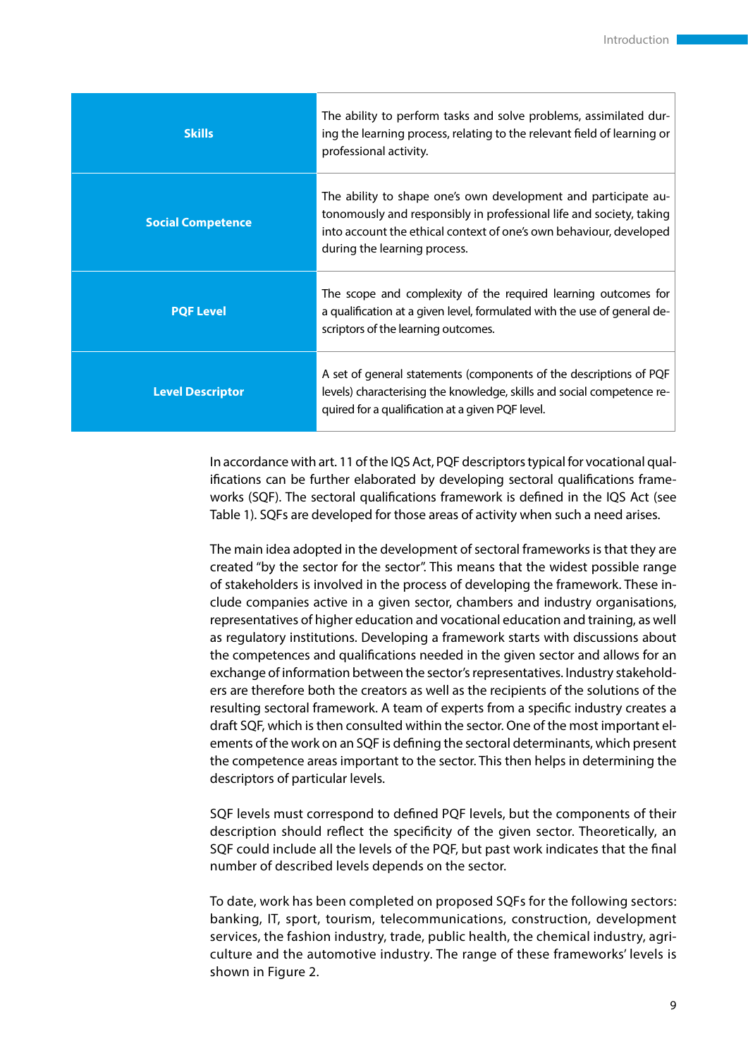| | |
|---|---|
| **Skills** | The ability to perform tasks and solve problems, assimilated during the learning process, relating to the relevant field of learning or professional activity. |
| **Social Competence** | The ability to shape one's own development and participate autonomously and responsibly in professional life and society, taking into account the ethical context of one's own behaviour, developed during the learning process. |
| **PQF Level** | The scope and complexity of the required learning outcomes for a qualification at a given level, formulated with the use of general descriptors of the learning outcomes. |
| **Level Descriptor** | A set of general statements (components of the descriptions of PQF levels) characterising the knowledge, skills and social competence required for a qualification at a given PQF level. |

In accordance with art. 11 of the IQS Act, PQF descriptors typical for vocational qualifications can be further elaborated by developing sectoral qualifications frameworks (SQF). The sectoral qualifications framework is defined in the IQS Act (see Table 1). SQFs are developed for those areas of activity when such a need arises.

The main idea adopted in the development of sectoral frameworks is that they are created "by the sector for the sector". This means that the widest possible range of stakeholders is involved in the process of developing the framework. These include companies active in a given sector, chambers and industry organisations, representatives of higher education and vocational education and training, as well as regulatory institutions. Developing a framework starts with discussions about the competences and qualifications needed in the given sector and allows for an exchange of information between the sector's representatives. Industry stakeholders are therefore both the creators as well as the recipients of the solutions of the resulting sectoral framework. A team of experts from a specific industry creates a draft SQF, which is then consulted within the sector. One of the most important elements of the work on an SQF is defining the sectoral determinants, which present the competence areas important to the sector. This then helps in determining the descriptors of particular levels.

SQF levels must correspond to defined PQF levels, but the components of their description should reflect the specificity of the given sector. Theoretically, an SQF could include all the levels of the PQF, but past work indicates that the final number of described levels depends on the sector.

To date, work has been completed on proposed SQFs for the following sectors: banking, IT, sport, tourism, telecommunications, construction, development services, the fashion industry, trade, public health, the chemical industry, agriculture and the automotive industry. The range of these frameworks' levels is shown in Figure 2.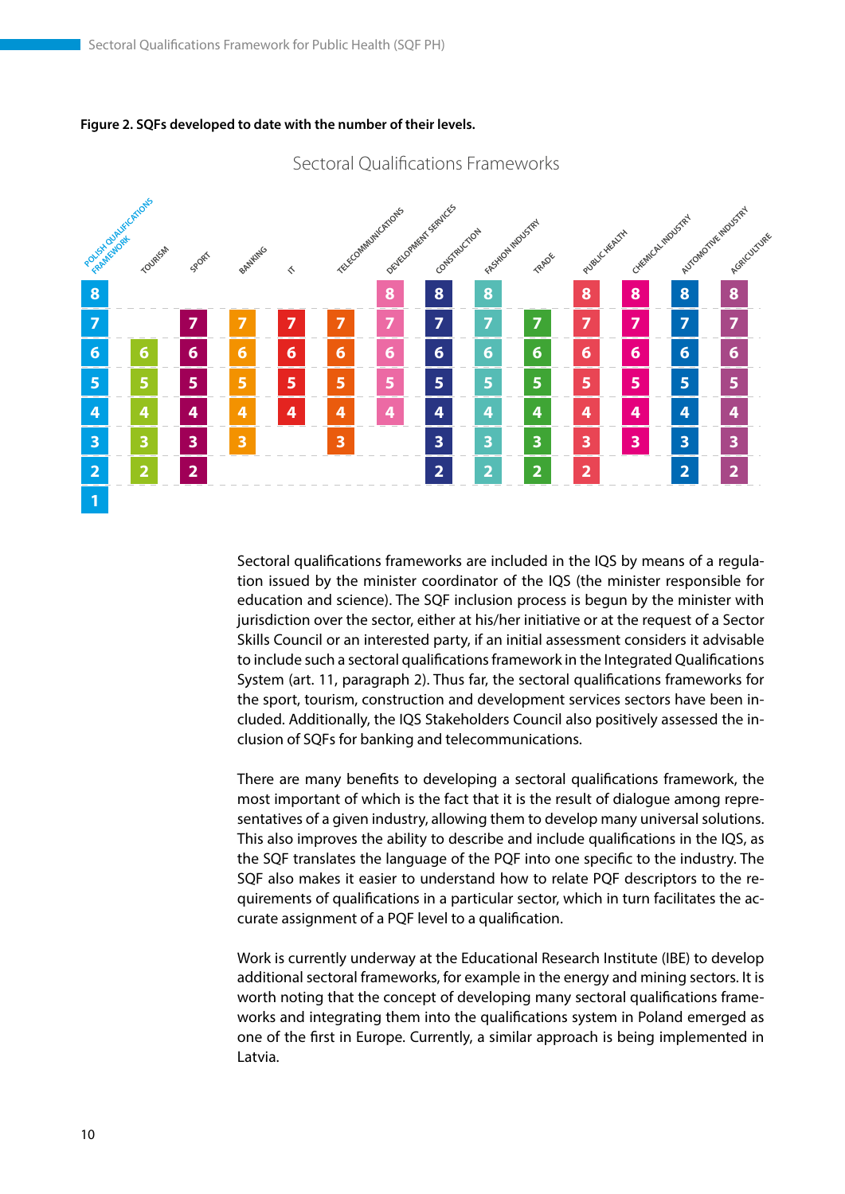**Figure 2. SQFs developed to date with the number of their levels.**

Sectoral Qualifications Frameworks

| Polish Qualifications Framework | Tourism | Sport | Banking | IT | Telecommunications | Development Services | Construction | Fashion Industry | Trade | Public Health | Chemical Industry | Automotive Industry | Agriculture |
|---|---|---|---|---|---|---|---|---|---|---|---|---|---|
| 8 | | | | | | 8 | 8 | 8 | | 8 | 8 | 8 | 8 |
| 7 | | 7 | 7 | 7 | 7 | 7 | 7 | 7 | 7 | 7 | 7 | 7 | 7 |
| 6 | 6 | 6 | 6 | 6 | 6 | 6 | 6 | 6 | 6 | 6 | 6 | 6 | 6 |
| 5 | 5 | 5 | 5 | 5 | 5 | 5 | 5 | 5 | 5 | 5 | 5 | 5 | 5 |
| 4 | 4 | 4 | 4 | 4 | 4 | 4 | 4 | 4 | 4 | 4 | 4 | 4 | 4 |
| 3 | 3 | 3 | 3 | | 3 | | 3 | 3 | 3 | 3 | 3 | 3 | 3 |
| 2 | 2 | 2 | | | | | 2 | 2 | 2 | 2 | | 2 | 2 |
| 1 | | | | | | | | | | | | | |

Sectoral qualifications frameworks are included in the IQS by means of a regulation issued by the minister coordinator of the IQS (the minister responsible for education and science). The SQF inclusion process is begun by the minister with jurisdiction over the sector, either at his/her initiative or at the request of a Sector Skills Council or an interested party, if an initial assessment considers it advisable to include such a sectoral qualifications framework in the Integrated Qualifications System (art. 11, paragraph 2). Thus far, the sectoral qualifications frameworks for the sport, tourism, construction and development services sectors have been included. Additionally, the IQS Stakeholders Council also positively assessed the inclusion of SQFs for banking and telecommunications.

There are many benefits to developing a sectoral qualifications framework, the most important of which is the fact that it is the result of dialogue among representatives of a given industry, allowing them to develop many universal solutions. This also improves the ability to describe and include qualifications in the IQS, as the SQF translates the language of the PQF into one specific to the industry. The SQF also makes it easier to understand how to relate PQF descriptors to the requirements of qualifications in a particular sector, which in turn facilitates the accurate assignment of a PQF level to a qualification.

Work is currently underway at the Educational Research Institute (IBE) to develop additional sectoral frameworks, for example in the energy and mining sectors. It is worth noting that the concept of developing many sectoral qualifications frameworks and integrating them into the qualifications system in Poland emerged as one of the first in Europe. Currently, a similar approach is being implemented in Latvia.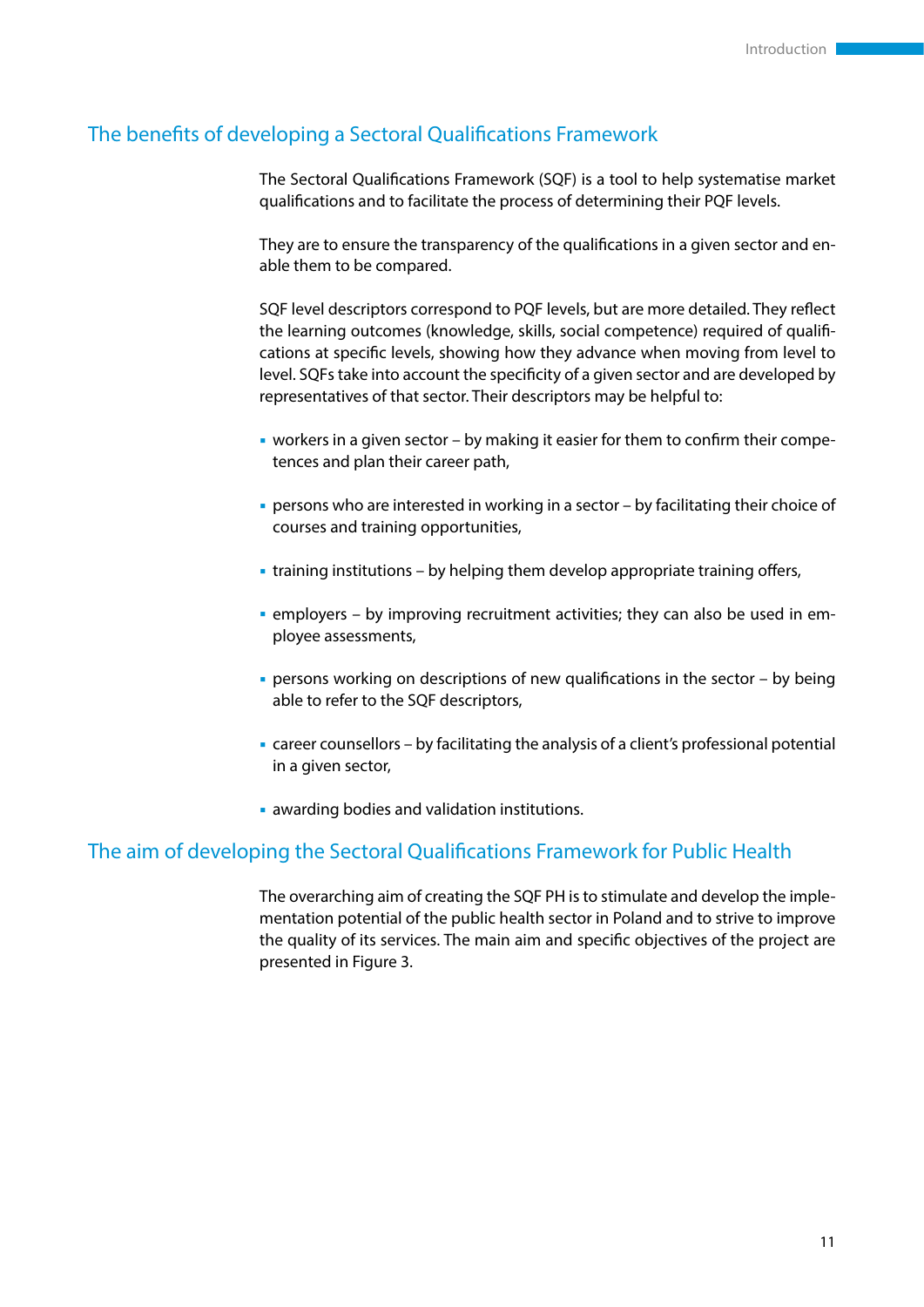## The benefits of developing a Sectoral Qualifications Framework

The Sectoral Qualifications Framework (SQF) is a tool to help systematise market qualifications and to facilitate the process of determining their PQF levels.

They are to ensure the transparency of the qualifications in a given sector and enable them to be compared.

SQF level descriptors correspond to PQF levels, but are more detailed. They reflect the learning outcomes (knowledge, skills, social competence) required of qualifications at specific levels, showing how they advance when moving from level to level. SQFs take into account the specificity of a given sector and are developed by representatives of that sector. Their descriptors may be helpful to:

- workers in a given sector – by making it easier for them to confirm their competences and plan their career path,
- persons who are interested in working in a sector – by facilitating their choice of courses and training opportunities,
- training institutions – by helping them develop appropriate training offers,
- employers – by improving recruitment activities; they can also be used in employee assessments,
- persons working on descriptions of new qualifications in the sector – by being able to refer to the SQF descriptors,
- career counsellors – by facilitating the analysis of a client's professional potential in a given sector,
- awarding bodies and validation institutions.

## The aim of developing the Sectoral Qualifications Framework for Public Health

The overarching aim of creating the SQF PH is to stimulate and develop the implementation potential of the public health sector in Poland and to strive to improve the quality of its services. The main aim and specific objectives of the project are presented in Figure 3.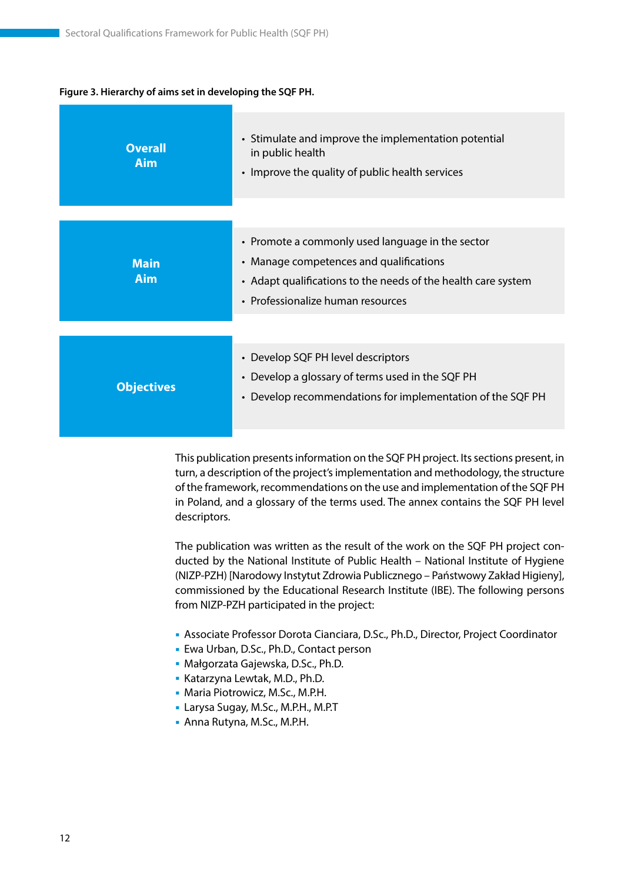**Figure 3. Hierarchy of aims set in developing the SQF PH.**

| | |
|---|---|
| **Overall Aim** | • Stimulate and improve the implementation potential in public health<br>• Improve the quality of public health services |
| **Main Aim** | • Promote a commonly used language in the sector<br>• Manage competences and qualifications<br>• Adapt qualifications to the needs of the health care system<br>• Professionalize human resources |
| **Objectives** | • Develop SQF PH level descriptors<br>• Develop a glossary of terms used in the SQF PH<br>• Develop recommendations for implementation of the SQF PH |

This publication presents information on the SQF PH project. Its sections present, in turn, a description of the project's implementation and methodology, the structure of the framework, recommendations on the use and implementation of the SQF PH in Poland, and a glossary of the terms used. The annex contains the SQF PH level descriptors.

The publication was written as the result of the work on the SQF PH project conducted by the National Institute of Public Health – National Institute of Hygiene (NIZP-PZH) [Narodowy Instytut Zdrowia Publicznego – Państwowy Zakład Higieny], commissioned by the Educational Research Institute (IBE). The following persons from NIZP-PZH participated in the project:

- Associate Professor Dorota Cianciara, D.Sc., Ph.D., Director, Project Coordinator
- Ewa Urban, D.Sc., Ph.D., Contact person
- Małgorzata Gajewska, D.Sc., Ph.D.
- Katarzyna Lewtak, M.D., Ph.D.
- Maria Piotrowicz, M.Sc., M.P.H.
- Larysa Sugay, M.Sc., M.P.H., M.P.T
- Anna Rutyna, M.Sc., M.P.H.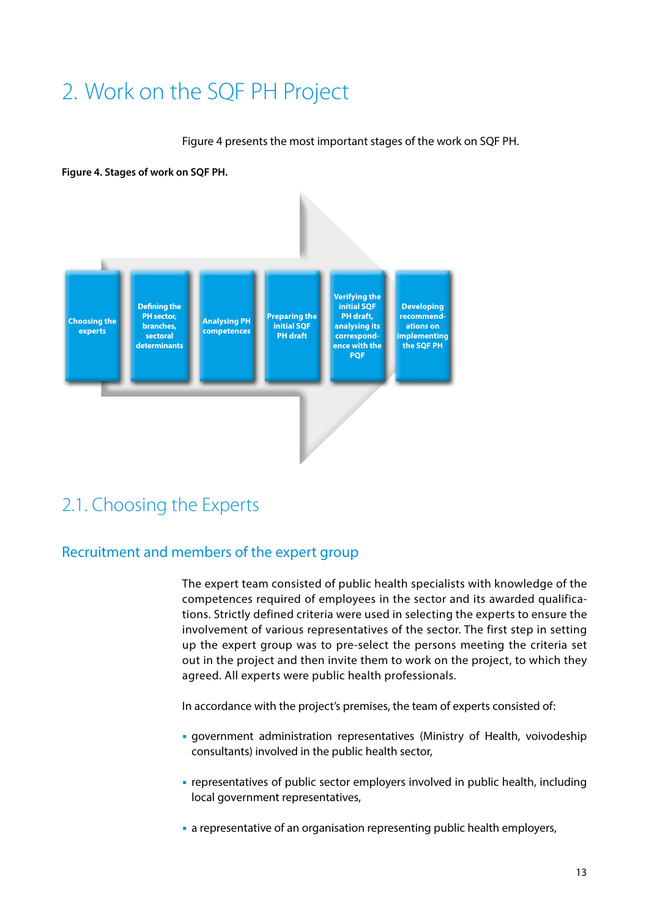# 2. Work on the SQF PH Project

Figure 4 presents the most important stages of the work on SQF PH.

**Figure 4. Stages of work on SQF PH.**

Choosing the experts → Defining the PH sector, branches, sectoral determinants → Analysing PH competences → Preparing the initial SQF PH draft → Verifying the initial SQF PH draft, analysing its correspondence with the PQF → Developing recommendations on implementing the SQF PH

## 2.1. Choosing the Experts

### Recruitment and members of the expert group

The expert team consisted of public health specialists with knowledge of the competences required of employees in the sector and its awarded qualifications. Strictly defined criteria were used in selecting the experts to ensure the involvement of various representatives of the sector. The first step in setting up the expert group was to pre-select the persons meeting the criteria set out in the project and then invite them to work on the project, to which they agreed. All experts were public health professionals.

In accordance with the project's premises, the team of experts consisted of:

- government administration representatives (Ministry of Health, voivodeship consultants) involved in the public health sector,
- representatives of public sector employers involved in public health, including local government representatives,
- a representative of an organisation representing public health employers,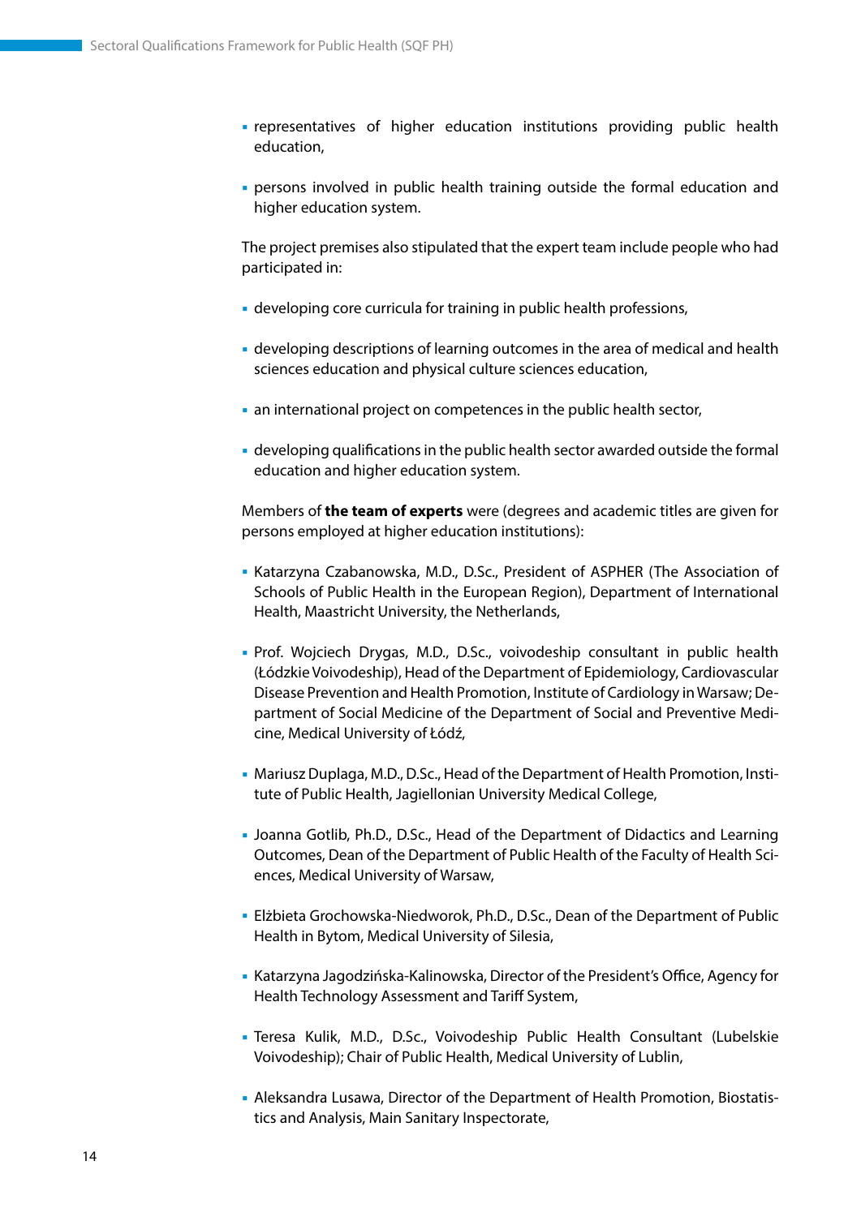- representatives of higher education institutions providing public health education,
- persons involved in public health training outside the formal education and higher education system.

The project premises also stipulated that the expert team include people who had participated in:

- developing core curricula for training in public health professions,
- developing descriptions of learning outcomes in the area of medical and health sciences education and physical culture sciences education,
- an international project on competences in the public health sector,
- developing qualifications in the public health sector awarded outside the formal education and higher education system.

Members of **the team of experts** were (degrees and academic titles are given for persons employed at higher education institutions):

- Katarzyna Czabanowska, M.D., D.Sc., President of ASPHER (The Association of Schools of Public Health in the European Region), Department of International Health, Maastricht University, the Netherlands,
- Prof. Wojciech Drygas, M.D., D.Sc., voivodeship consultant in public health (Łódzkie Voivodeship), Head of the Department of Epidemiology, Cardiovascular Disease Prevention and Health Promotion, Institute of Cardiology in Warsaw; Department of Social Medicine of the Department of Social and Preventive Medicine, Medical University of Łódź,
- Mariusz Duplaga, M.D., D.Sc., Head of the Department of Health Promotion, Institute of Public Health, Jagiellonian University Medical College,
- Joanna Gotlib, Ph.D., D.Sc., Head of the Department of Didactics and Learning Outcomes, Dean of the Department of Public Health of the Faculty of Health Sciences, Medical University of Warsaw,
- Elżbieta Grochowska-Niedworok, Ph.D., D.Sc., Dean of the Department of Public Health in Bytom, Medical University of Silesia,
- Katarzyna Jagodzińska-Kalinowska, Director of the President's Office, Agency for Health Technology Assessment and Tariff System,
- Teresa Kulik, M.D., D.Sc., Voivodeship Public Health Consultant (Lubelskie Voivodeship); Chair of Public Health, Medical University of Lublin,
- Aleksandra Lusawa, Director of the Department of Health Promotion, Biostatistics and Analysis, Main Sanitary Inspectorate,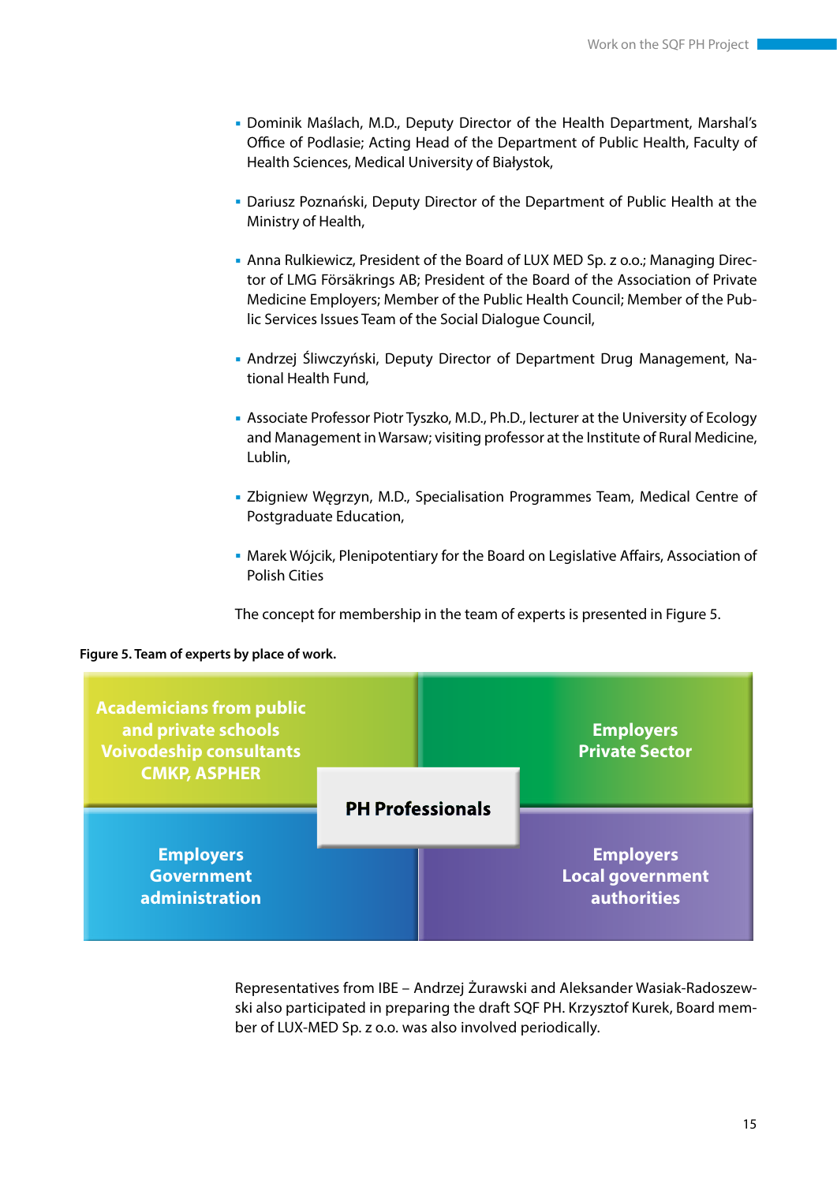- Dominik Maślach, M.D., Deputy Director of the Health Department, Marshal's Office of Podlasie; Acting Head of the Department of Public Health, Faculty of Health Sciences, Medical University of Białystok,
- Dariusz Poznański, Deputy Director of the Department of Public Health at the Ministry of Health,
- Anna Rulkiewicz, President of the Board of LUX MED Sp. z o.o.; Managing Director of LMG Försäkrings AB; President of the Board of the Association of Private Medicine Employers; Member of the Public Health Council; Member of the Public Services Issues Team of the Social Dialogue Council,
- Andrzej Śliwczyński, Deputy Director of Department Drug Management, National Health Fund,
- Associate Professor Piotr Tyszko, M.D., Ph.D., lecturer at the University of Ecology and Management in Warsaw; visiting professor at the Institute of Rural Medicine, Lublin,
- Zbigniew Węgrzyn, M.D., Specialisation Programmes Team, Medical Centre of Postgraduate Education,
- Marek Wójcik, Plenipotentiary for the Board on Legislative Affairs, Association of Polish Cities

The concept for membership in the team of experts is presented in Figure 5.

**Figure 5. Team of experts by place of work.**

| Academicians from public and private schools<br>Voivodeship consultants<br>CMKP, ASPHER | Employers<br>Private Sector |
|---|---|
| Employers<br>Government administration | Employers<br>Local government authorities |

Centre: **PH Professionals**

Representatives from IBE – Andrzej Żurawski and Aleksander Wasiak-Radoszewski also participated in preparing the draft SQF PH. Krzysztof Kurek, Board member of LUX-MED Sp. z o.o. was also involved periodically.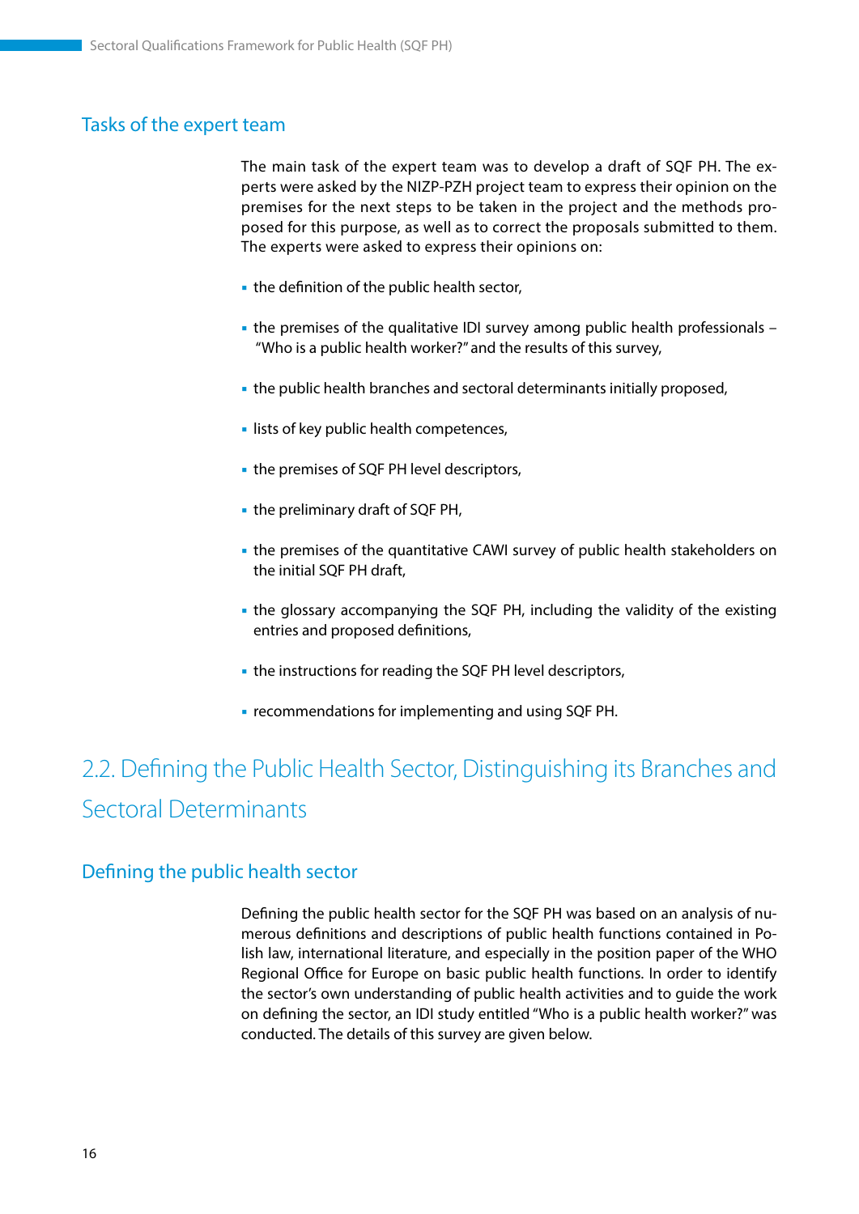### Tasks of the expert team

The main task of the expert team was to develop a draft of SQF PH. The experts were asked by the NIZP-PZH project team to express their opinion on the premises for the next steps to be taken in the project and the methods proposed for this purpose, as well as to correct the proposals submitted to them. The experts were asked to express their opinions on:

- the definition of the public health sector,
- the premises of the qualitative IDI survey among public health professionals – "Who is a public health worker?" and the results of this survey,
- the public health branches and sectoral determinants initially proposed,
- lists of key public health competences,
- the premises of SQF PH level descriptors,
- the preliminary draft of SQF PH,
- the premises of the quantitative CAWI survey of public health stakeholders on the initial SQF PH draft,
- the glossary accompanying the SQF PH, including the validity of the existing entries and proposed definitions,
- the instructions for reading the SQF PH level descriptors,
- recommendations for implementing and using SQF PH.

## 2.2. Defining the Public Health Sector, Distinguishing its Branches and Sectoral Determinants

### Defining the public health sector

Defining the public health sector for the SQF PH was based on an analysis of numerous definitions and descriptions of public health functions contained in Polish law, international literature, and especially in the position paper of the WHO Regional Office for Europe on basic public health functions. In order to identify the sector's own understanding of public health activities and to guide the work on defining the sector, an IDI study entitled "Who is a public health worker?" was conducted. The details of this survey are given below.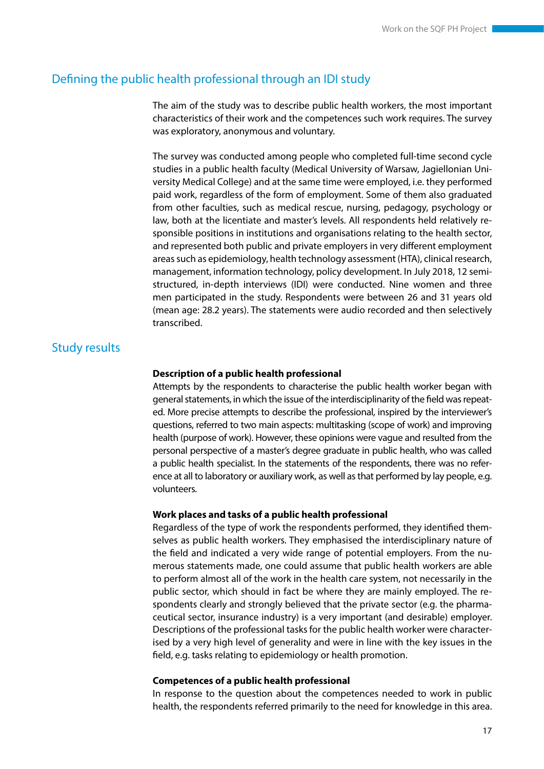## Defining the public health professional through an IDI study

The aim of the study was to describe public health workers, the most important characteristics of their work and the competences such work requires. The survey was exploratory, anonymous and voluntary.

The survey was conducted among people who completed full-time second cycle studies in a public health faculty (Medical University of Warsaw, Jagiellonian University Medical College) and at the same time were employed, i.e. they performed paid work, regardless of the form of employment. Some of them also graduated from other faculties, such as medical rescue, nursing, pedagogy, psychology or law, both at the licentiate and master's levels. All respondents held relatively responsible positions in institutions and organisations relating to the health sector, and represented both public and private employers in very different employment areas such as epidemiology, health technology assessment (HTA), clinical research, management, information technology, policy development. In July 2018, 12 semi-structured, in-depth interviews (IDI) were conducted. Nine women and three men participated in the study. Respondents were between 26 and 31 years old (mean age: 28.2 years). The statements were audio recorded and then selectively transcribed.

## Study results

**Description of a public health professional**

Attempts by the respondents to characterise the public health worker began with general statements, in which the issue of the interdisciplinarity of the field was repeated. More precise attempts to describe the professional, inspired by the interviewer's questions, referred to two main aspects: multitasking (scope of work) and improving health (purpose of work). However, these opinions were vague and resulted from the personal perspective of a master's degree graduate in public health, who was called a public health specialist. In the statements of the respondents, there was no reference at all to laboratory or auxiliary work, as well as that performed by lay people, e.g. volunteers.

**Work places and tasks of a public health professional**

Regardless of the type of work the respondents performed, they identified themselves as public health workers. They emphasised the interdisciplinary nature of the field and indicated a very wide range of potential employers. From the numerous statements made, one could assume that public health workers are able to perform almost all of the work in the health care system, not necessarily in the public sector, which should in fact be where they are mainly employed. The respondents clearly and strongly believed that the private sector (e.g. the pharmaceutical sector, insurance industry) is a very important (and desirable) employer. Descriptions of the professional tasks for the public health worker were characterised by a very high level of generality and were in line with the key issues in the field, e.g. tasks relating to epidemiology or health promotion.

**Competences of a public health professional**

In response to the question about the competences needed to work in public health, the respondents referred primarily to the need for knowledge in this area.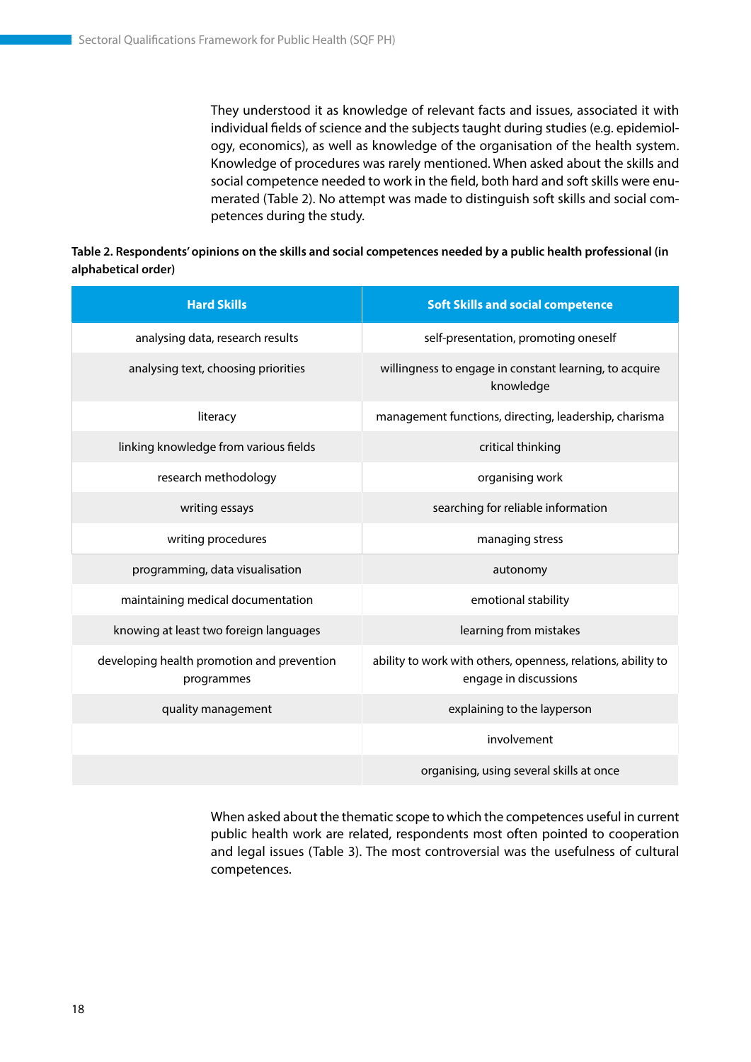They understood it as knowledge of relevant facts and issues, associated it with individual fields of science and the subjects taught during studies (e.g. epidemiology, economics), as well as knowledge of the organisation of the health system. Knowledge of procedures was rarely mentioned. When asked about the skills and social competence needed to work in the field, both hard and soft skills were enumerated (Table 2). No attempt was made to distinguish soft skills and social competences during the study.

**Table 2. Respondents' opinions on the skills and social competences needed by a public health professional (in alphabetical order)**

| Hard Skills | Soft Skills and social competence |
|---|---|
| analysing data, research results | self-presentation, promoting oneself |
| analysing text, choosing priorities | willingness to engage in constant learning, to acquire knowledge |
| literacy | management functions, directing, leadership, charisma |
| linking knowledge from various fields | critical thinking |
| research methodology | organising work |
| writing essays | searching for reliable information |
| writing procedures | managing stress |
| programming, data visualisation | autonomy |
| maintaining medical documentation | emotional stability |
| knowing at least two foreign languages | learning from mistakes |
| developing health promotion and prevention programmes | ability to work with others, openness, relations, ability to engage in discussions |
| quality management | explaining to the layperson |
| | involvement |
| | organising, using several skills at once |

When asked about the thematic scope to which the competences useful in current public health work are related, respondents most often pointed to cooperation and legal issues (Table 3). The most controversial was the usefulness of cultural competences.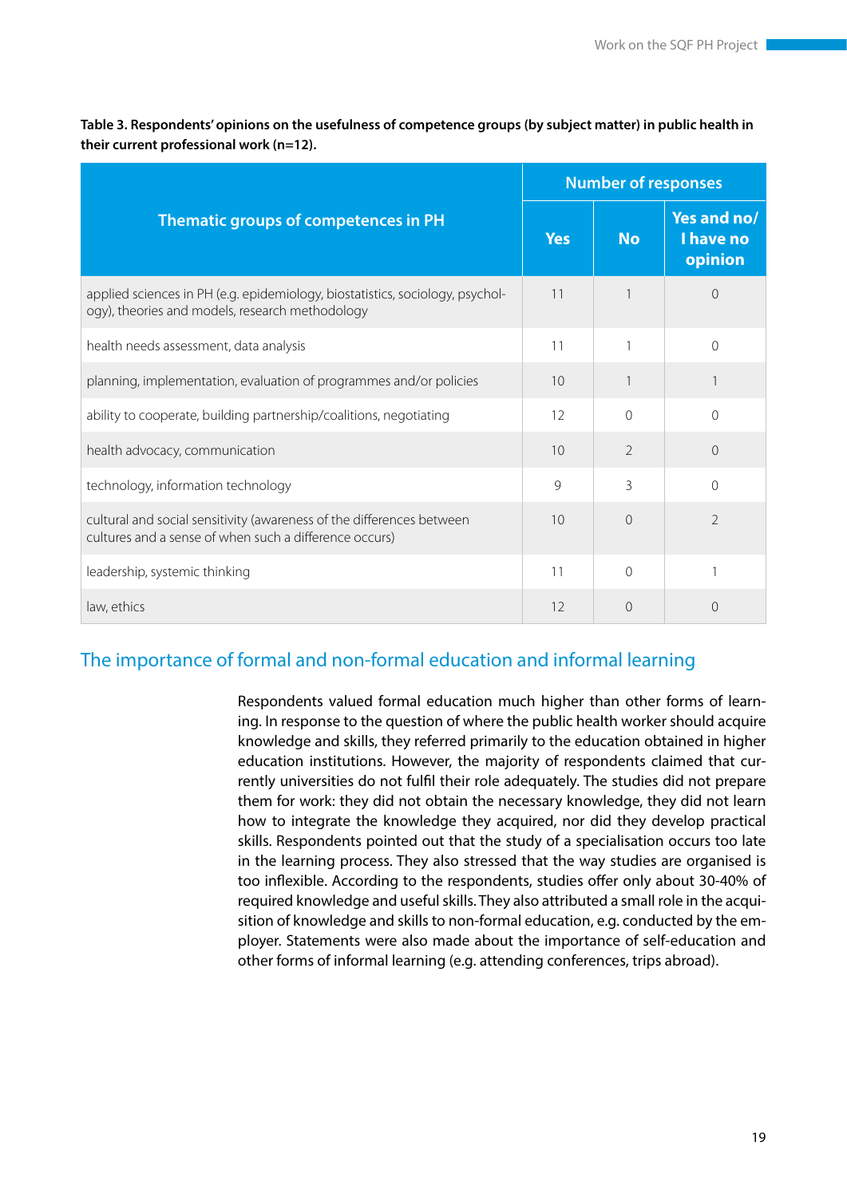**Table 3. Respondents' opinions on the usefulness of competence groups (by subject matter) in public health in their current professional work (n=12).**

| Thematic groups of competences in PH | Number of responses | | |
|---|---|---|---|
| | Yes | No | Yes and no/ I have no opinion |
| applied sciences in PH (e.g. epidemiology, biostatistics, sociology, psychology), theories and models, research methodology | 11 | 1 | 0 |
| health needs assessment, data analysis | 11 | 1 | 0 |
| planning, implementation, evaluation of programmes and/or policies | 10 | 1 | 1 |
| ability to cooperate, building partnership/coalitions, negotiating | 12 | 0 | 0 |
| health advocacy, communication | 10 | 2 | 0 |
| technology, information technology | 9 | 3 | 0 |
| cultural and social sensitivity (awareness of the differences between cultures and a sense of when such a difference occurs) | 10 | 0 | 2 |
| leadership, systemic thinking | 11 | 0 | 1 |
| law, ethics | 12 | 0 | 0 |

## The importance of formal and non-formal education and informal learning

Respondents valued formal education much higher than other forms of learning. In response to the question of where the public health worker should acquire knowledge and skills, they referred primarily to the education obtained in higher education institutions. However, the majority of respondents claimed that currently universities do not fulfil their role adequately. The studies did not prepare them for work: they did not obtain the necessary knowledge, they did not learn how to integrate the knowledge they acquired, nor did they develop practical skills. Respondents pointed out that the study of a specialisation occurs too late in the learning process. They also stressed that the way studies are organised is too inflexible. According to the respondents, studies offer only about 30-40% of required knowledge and useful skills. They also attributed a small role in the acquisition of knowledge and skills to non-formal education, e.g. conducted by the employer. Statements were also made about the importance of self-education and other forms of informal learning (e.g. attending conferences, trips abroad).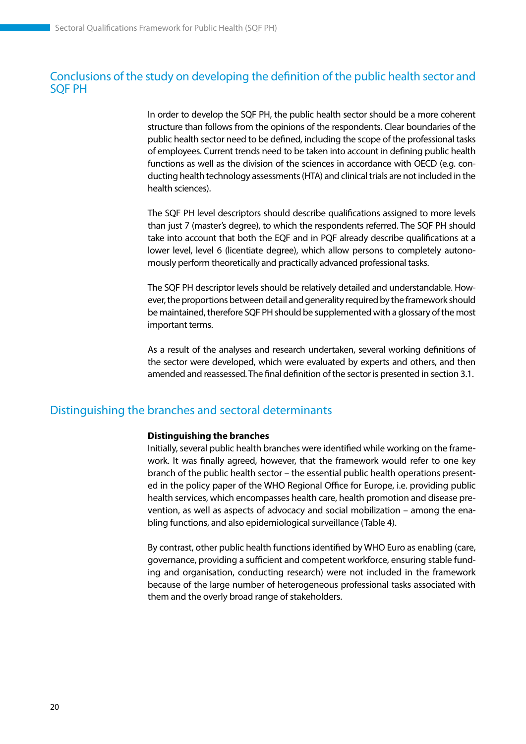## Conclusions of the study on developing the definition of the public health sector and SQF PH

In order to develop the SQF PH, the public health sector should be a more coherent structure than follows from the opinions of the respondents. Clear boundaries of the public health sector need to be defined, including the scope of the professional tasks of employees. Current trends need to be taken into account in defining public health functions as well as the division of the sciences in accordance with OECD (e.g. conducting health technology assessments (HTA) and clinical trials are not included in the health sciences).

The SQF PH level descriptors should describe qualifications assigned to more levels than just 7 (master's degree), to which the respondents referred. The SQF PH should take into account that both the EQF and in PQF already describe qualifications at a lower level, level 6 (licentiate degree), which allow persons to completely autonomously perform theoretically and practically advanced professional tasks.

The SQF PH descriptor levels should be relatively detailed and understandable. However, the proportions between detail and generality required by the framework should be maintained, therefore SQF PH should be supplemented with a glossary of the most important terms.

As a result of the analyses and research undertaken, several working definitions of the sector were developed, which were evaluated by experts and others, and then amended and reassessed. The final definition of the sector is presented in section 3.1.

## Distinguishing the branches and sectoral determinants

**Distinguishing the branches**

Initially, several public health branches were identified while working on the framework. It was finally agreed, however, that the framework would refer to one key branch of the public health sector – the essential public health operations presented in the policy paper of the WHO Regional Office for Europe, i.e. providing public health services, which encompasses health care, health promotion and disease prevention, as well as aspects of advocacy and social mobilization – among the enabling functions, and also epidemiological surveillance (Table 4).

By contrast, other public health functions identified by WHO Euro as enabling (care, governance, providing a sufficient and competent workforce, ensuring stable funding and organisation, conducting research) were not included in the framework because of the large number of heterogeneous professional tasks associated with them and the overly broad range of stakeholders.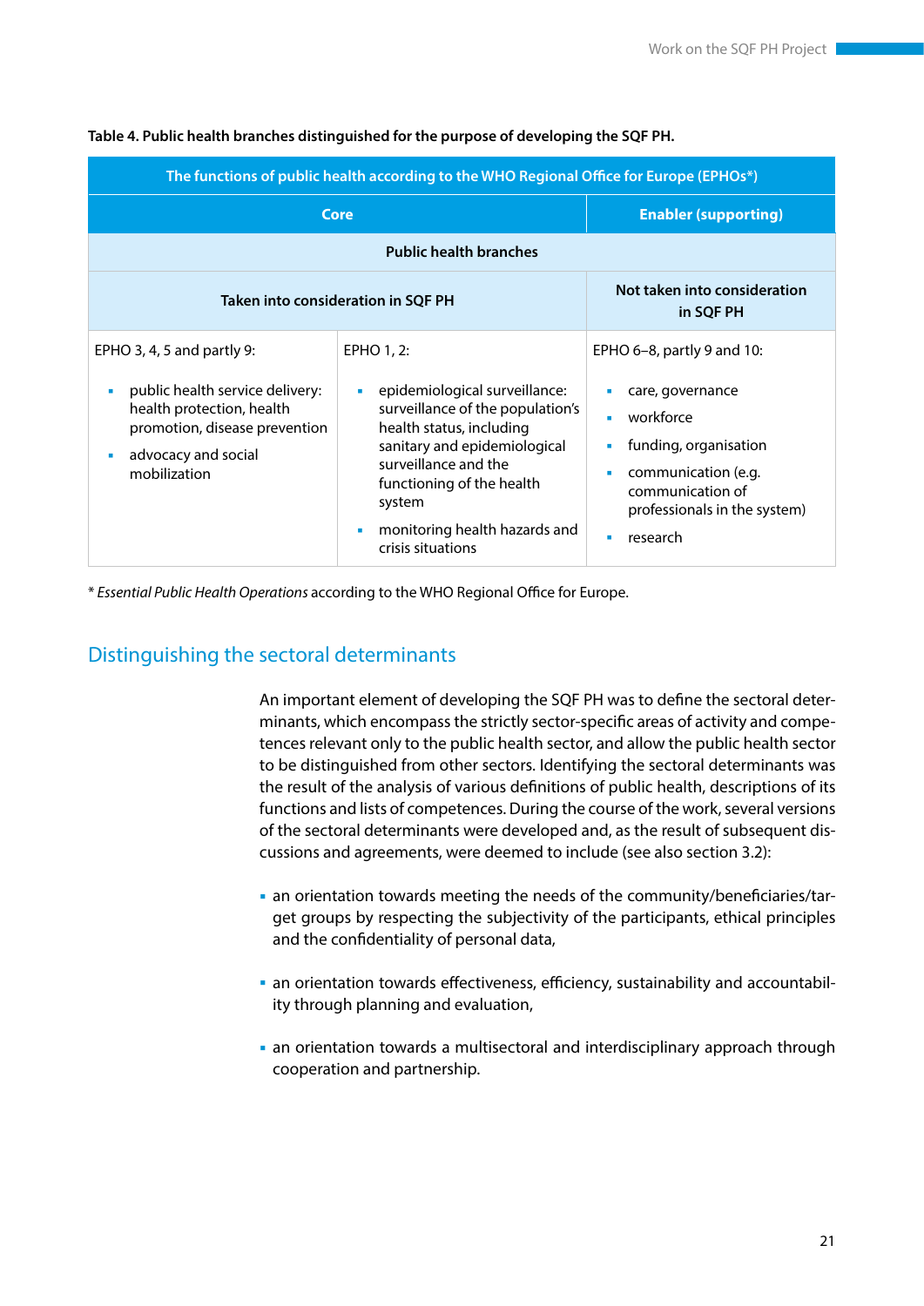**Table 4. Public health branches distinguished for the purpose of developing the SQF PH.**

| The functions of public health according to the WHO Regional Office for Europe (EPHOs*) | | |
|---|---|---|
| Core | | Enabler (supporting) |
| Public health branches | | |
| Taken into consideration in SQF PH | | Not taken into consideration in SQF PH |
| EPHO 3, 4, 5 and partly 9:<br>▪ public health service delivery: health protection, health promotion, disease prevention<br>▪ advocacy and social mobilization | EPHO 1, 2:<br>▪ epidemiological surveillance: surveillance of the population's health status, including sanitary and epidemiological surveillance and the functioning of the health system<br>▪ monitoring health hazards and crisis situations | EPHO 6–8, partly 9 and 10:<br>▪ care, governance<br>▪ workforce<br>▪ funding, organisation<br>▪ communication (e.g. communication of professionals in the system)<br>▪ research |

\* *Essential Public Health Operations* according to the WHO Regional Office for Europe.

## Distinguishing the sectoral determinants

An important element of developing the SQF PH was to define the sectoral determinants, which encompass the strictly sector-specific areas of activity and competences relevant only to the public health sector, and allow the public health sector to be distinguished from other sectors. Identifying the sectoral determinants was the result of the analysis of various definitions of public health, descriptions of its functions and lists of competences. During the course of the work, several versions of the sectoral determinants were developed and, as the result of subsequent discussions and agreements, were deemed to include (see also section 3.2):

- an orientation towards meeting the needs of the community/beneficiaries/target groups by respecting the subjectivity of the participants, ethical principles and the confidentiality of personal data,
- an orientation towards effectiveness, efficiency, sustainability and accountability through planning and evaluation,
- an orientation towards a multisectoral and interdisciplinary approach through cooperation and partnership.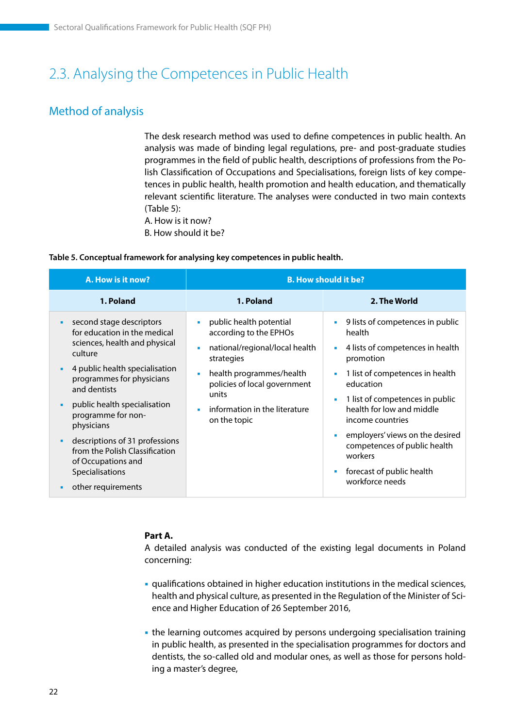## 2.3. Analysing the Competences in Public Health

### Method of analysis

The desk research method was used to define competences in public health. An analysis was made of binding legal regulations, pre- and post-graduate studies programmes in the field of public health, descriptions of professions from the Polish Classification of Occupations and Specialisations, foreign lists of key competences in public health, health promotion and health education, and thematically relevant scientific literature. The analyses were conducted in two main contexts (Table 5):
A. How is it now?
B. How should it be?

**Table 5. Conceptual framework for analysing key competences in public health.**

| A. How is it now? | B. How should it be? | |
|---|---|---|
| **1. Poland** | **1. Poland** | **2. The World** |
| ▪ second stage descriptors for education in the medical sciences, health and physical culture<br>▪ 4 public health specialisation programmes for physicians and dentists<br>▪ public health specialisation programme for non-physicians<br>▪ descriptions of 31 professions from the Polish Classification of Occupations and Specialisations<br>▪ other requirements | ▪ public health potential according to the EPHOs<br>▪ national/regional/local health strategies<br>▪ health programmes/health policies of local government units<br>▪ information in the literature on the topic | ▪ 9 lists of competences in public health<br>▪ 4 lists of competences in health promotion<br>▪ 1 list of competences in health education<br>▪ 1 list of competences in public health for low and middle income countries<br>▪ employers' views on the desired competences of public health workers<br>▪ forecast of public health workforce needs |

**Part A.**
A detailed analysis was conducted of the existing legal documents in Poland concerning:

- qualifications obtained in higher education institutions in the medical sciences, health and physical culture, as presented in the Regulation of the Minister of Science and Higher Education of 26 September 2016,
- the learning outcomes acquired by persons undergoing specialisation training in public health, as presented in the specialisation programmes for doctors and dentists, the so-called old and modular ones, as well as those for persons holding a master's degree,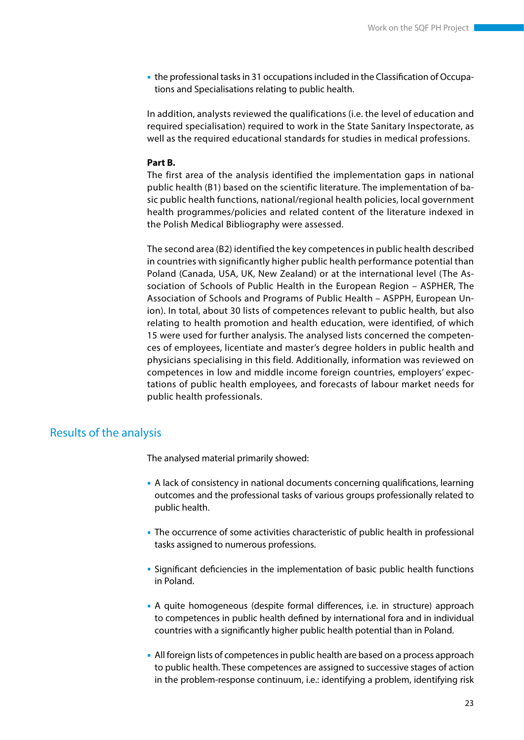- the professional tasks in 31 occupations included in the Classification of Occupations and Specialisations relating to public health.

In addition, analysts reviewed the qualifications (i.e. the level of education and required specialisation) required to work in the State Sanitary Inspectorate, as well as the required educational standards for studies in medical professions.

**Part B.**
The first area of the analysis identified the implementation gaps in national public health (B1) based on the scientific literature. The implementation of basic public health functions, national/regional health policies, local government health programmes/policies and related content of the literature indexed in the Polish Medical Bibliography were assessed.

The second area (B2) identified the key competences in public health described in countries with significantly higher public health performance potential than Poland (Canada, USA, UK, New Zealand) or at the international level (The Association of Schools of Public Health in the European Region – ASPHER, The Association of Schools and Programs of Public Health – ASPPH, European Union). In total, about 30 lists of competences relevant to public health, but also relating to health promotion and health education, were identified, of which 15 were used for further analysis. The analysed lists concerned the competences of employees, licentiate and master's degree holders in public health and physicians specialising in this field. Additionally, information was reviewed on competences in low and middle income foreign countries, employers' expectations of public health employees, and forecasts of labour market needs for public health professionals.

## Results of the analysis

The analysed material primarily showed:

- A lack of consistency in national documents concerning qualifications, learning outcomes and the professional tasks of various groups professionally related to public health.

- The occurrence of some activities characteristic of public health in professional tasks assigned to numerous professions.

- Significant deficiencies in the implementation of basic public health functions in Poland.

- A quite homogeneous (despite formal differences, i.e. in structure) approach to competences in public health defined by international fora and in individual countries with a significantly higher public health potential than in Poland.

- All foreign lists of competences in public health are based on a process approach to public health. These competences are assigned to successive stages of action in the problem-response continuum, i.e.: identifying a problem, identifying risk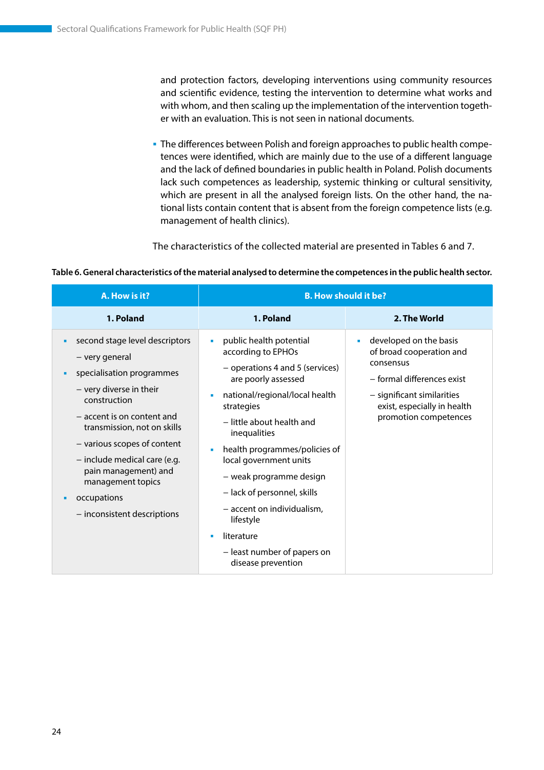and protection factors, developing interventions using community resources and scientific evidence, testing the intervention to determine what works and with whom, and then scaling up the implementation of the intervention together with an evaluation. This is not seen in national documents.

- The differences between Polish and foreign approaches to public health competences were identified, which are mainly due to the use of a different language and the lack of defined boundaries in public health in Poland. Polish documents lack such competences as leadership, systemic thinking or cultural sensitivity, which are present in all the analysed foreign lists. On the other hand, the national lists contain content that is absent from the foreign competence lists (e.g. management of health clinics).

The characteristics of the collected material are presented in Tables 6 and 7.

**Table 6. General characteristics of the material analysed to determine the competences in the public health sector.**

| A. How is it? | B. How should it be? | |
|---|---|---|
| **1. Poland** | **1. Poland** | **2. The World** |
| ▪ second stage level descriptors<br>– very general<br>▪ specialisation programmes<br>– very diverse in their construction<br>– accent is on content and transmission, not on skills<br>– various scopes of content<br>– include medical care (e.g. pain management) and management topics<br>▪ occupations<br>– inconsistent descriptions | ▪ public health potential according to EPHOs<br>– operations 4 and 5 (services) are poorly assessed<br>▪ national/regional/local health strategies<br>– little about health and inequalities<br>▪ health programmes/policies of local government units<br>– weak programme design<br>– lack of personnel, skills<br>– accent on individualism, lifestyle<br>▪ literature<br>– least number of papers on disease prevention | ▪ developed on the basis of broad cooperation and consensus<br>– formal differences exist<br>– significant similarities exist, especially in health promotion competences |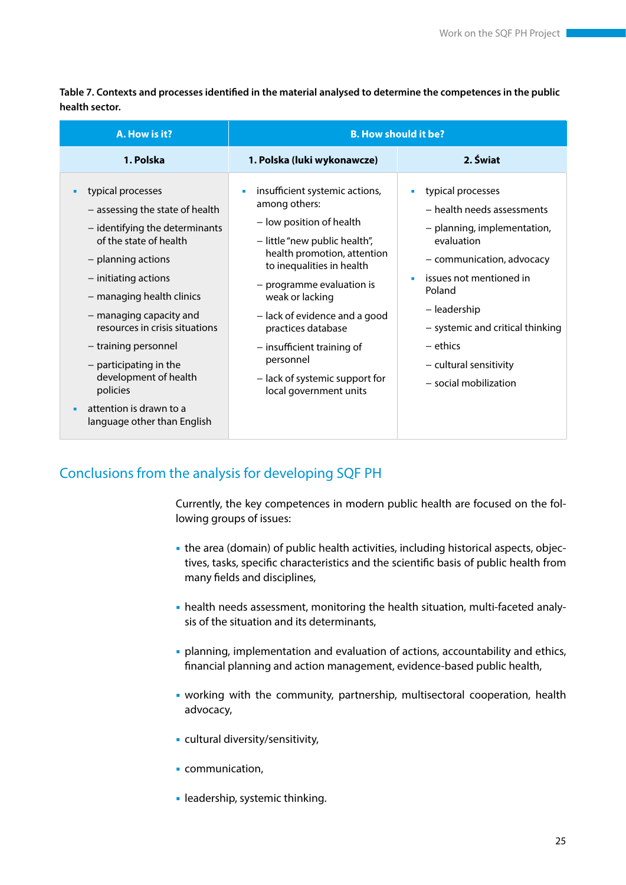**Table 7. Contexts and processes identified in the material analysed to determine the competences in the public health sector.**

| A. How is it? | B. How should it be? | |
|---|---|---|
| **1. Polska** | **1. Polska (luki wykonawcze)** | **2. Świat** |
| ▪ typical processes<br>– assessing the state of health<br>– identifying the determinants of the state of health<br>– planning actions<br>– initiating actions<br>– managing health clinics<br>– managing capacity and resources in crisis situations<br>– training personnel<br>– participating in the development of health policies<br>▪ attention is drawn to a language other than English | ▪ insufficient systemic actions, among others:<br>– low position of health<br>– little "new public health", health promotion, attention to inequalities in health<br>– programme evaluation is weak or lacking<br>– lack of evidence and a good practices database<br>– insufficient training of personnel<br>– lack of systemic support for local government units | ▪ typical processes<br>– health needs assessments<br>– planning, implementation, evaluation<br>– communication, advocacy<br>▪ issues not mentioned in Poland<br>– leadership<br>– systemic and critical thinking<br>– ethics<br>– cultural sensitivity<br>– social mobilization |

## Conclusions from the analysis for developing SQF PH

Currently, the key competences in modern public health are focused on the following groups of issues:

- the area (domain) of public health activities, including historical aspects, objectives, tasks, specific characteristics and the scientific basis of public health from many fields and disciplines,
- health needs assessment, monitoring the health situation, multi-faceted analysis of the situation and its determinants,
- planning, implementation and evaluation of actions, accountability and ethics, financial planning and action management, evidence-based public health,
- working with the community, partnership, multisectoral cooperation, health advocacy,
- cultural diversity/sensitivity,
- communication,
- leadership, systemic thinking.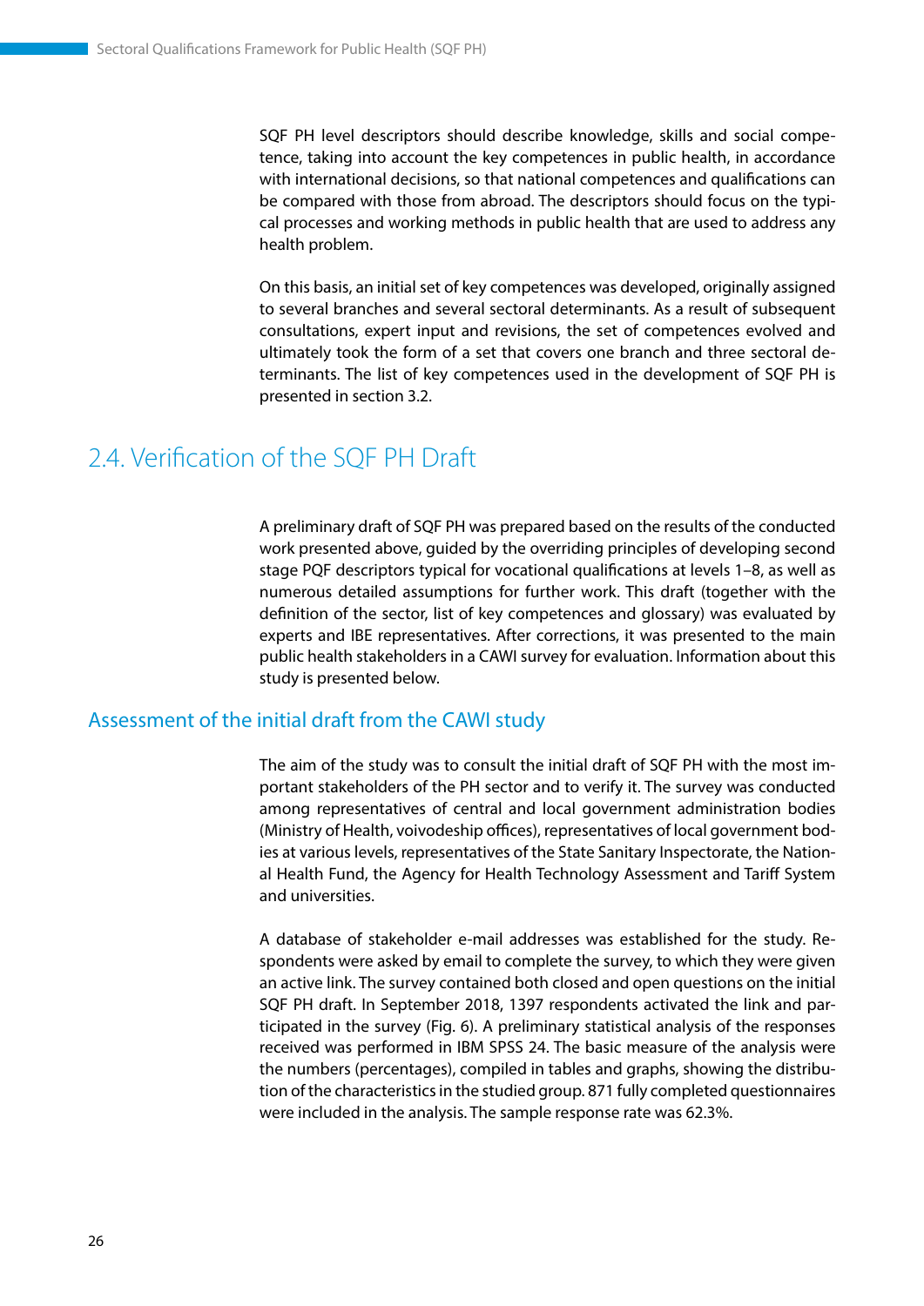SQF PH level descriptors should describe knowledge, skills and social competence, taking into account the key competences in public health, in accordance with international decisions, so that national competences and qualifications can be compared with those from abroad. The descriptors should focus on the typical processes and working methods in public health that are used to address any health problem.

On this basis, an initial set of key competences was developed, originally assigned to several branches and several sectoral determinants. As a result of subsequent consultations, expert input and revisions, the set of competences evolved and ultimately took the form of a set that covers one branch and three sectoral determinants. The list of key competences used in the development of SQF PH is presented in section 3.2.

## 2.4. Verification of the SQF PH Draft

A preliminary draft of SQF PH was prepared based on the results of the conducted work presented above, guided by the overriding principles of developing second stage PQF descriptors typical for vocational qualifications at levels 1–8, as well as numerous detailed assumptions for further work. This draft (together with the definition of the sector, list of key competences and glossary) was evaluated by experts and IBE representatives. After corrections, it was presented to the main public health stakeholders in a CAWI survey for evaluation. Information about this study is presented below.

### Assessment of the initial draft from the CAWI study

The aim of the study was to consult the initial draft of SQF PH with the most important stakeholders of the PH sector and to verify it. The survey was conducted among representatives of central and local government administration bodies (Ministry of Health, voivodeship offices), representatives of local government bodies at various levels, representatives of the State Sanitary Inspectorate, the National Health Fund, the Agency for Health Technology Assessment and Tariff System and universities.

A database of stakeholder e-mail addresses was established for the study. Respondents were asked by email to complete the survey, to which they were given an active link. The survey contained both closed and open questions on the initial SQF PH draft. In September 2018, 1397 respondents activated the link and participated in the survey (Fig. 6). A preliminary statistical analysis of the responses received was performed in IBM SPSS 24. The basic measure of the analysis were the numbers (percentages), compiled in tables and graphs, showing the distribution of the characteristics in the studied group. 871 fully completed questionnaires were included in the analysis. The sample response rate was 62.3%.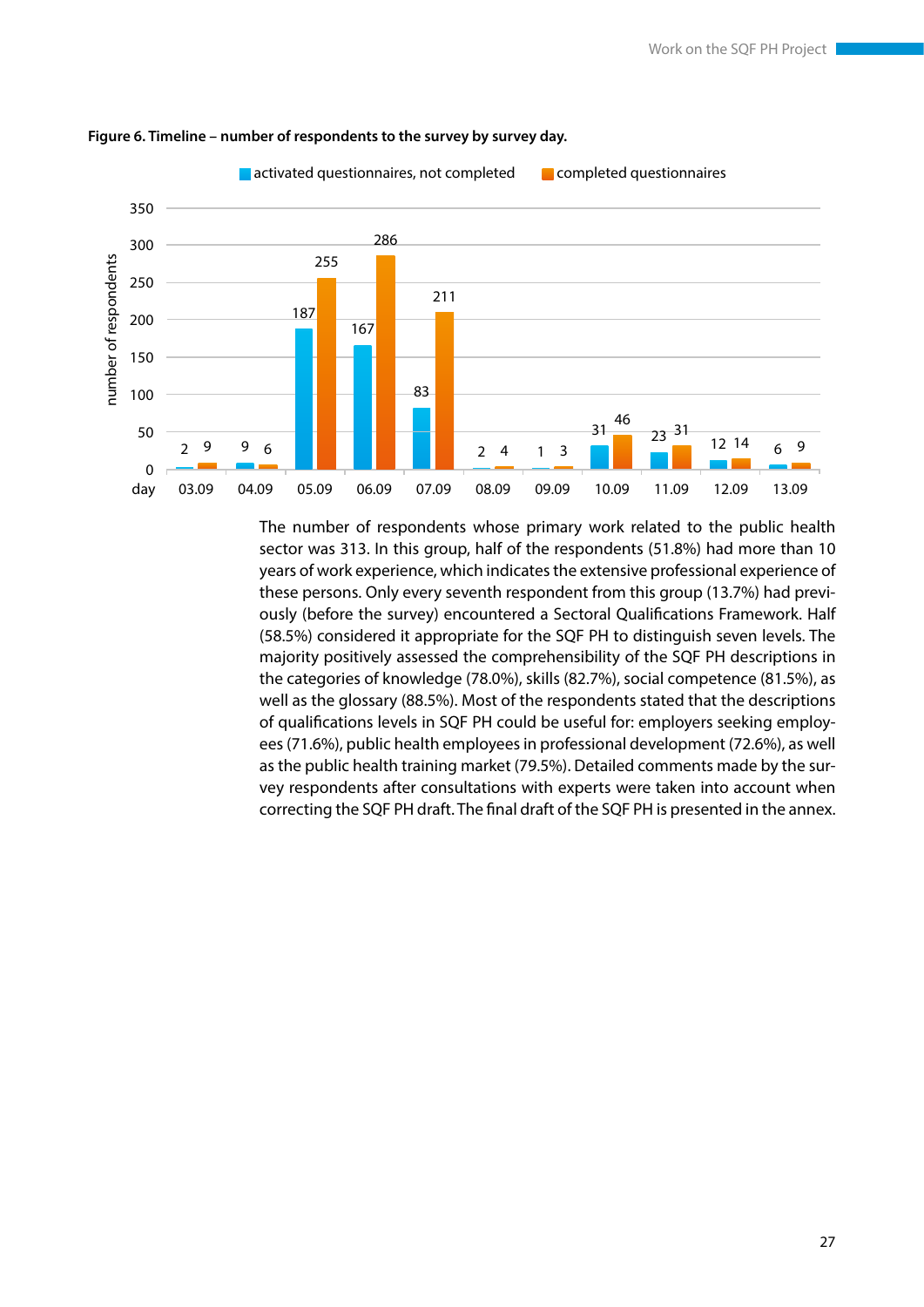**Figure 6. Timeline – number of respondents to the survey by survey day.**

| day | activated questionnaires, not completed | completed questionnaires |
|---|---|---|
| 03.09 | 2 | 9 |
| 04.09 | 9 | 6 |
| 05.09 | 187 | 255 |
| 06.09 | 167 | 286 |
| 07.09 | 83 | 211 |
| 08.09 | 2 | 4 |
| 09.09 | 1 | 3 |
| 10.09 | 31 | 46 |
| 11.09 | 23 | 31 |
| 12.09 | 12 | 14 |
| 13.09 | 6 | 9 |

The number of respondents whose primary work related to the public health sector was 313. In this group, half of the respondents (51.8%) had more than 10 years of work experience, which indicates the extensive professional experience of these persons. Only every seventh respondent from this group (13.7%) had previously (before the survey) encountered a Sectoral Qualifications Framework. Half (58.5%) considered it appropriate for the SQF PH to distinguish seven levels. The majority positively assessed the comprehensibility of the SQF PH descriptions in the categories of knowledge (78.0%), skills (82.7%), social competence (81.5%), as well as the glossary (88.5%). Most of the respondents stated that the descriptions of qualifications levels in SQF PH could be useful for: employers seeking employees (71.6%), public health employees in professional development (72.6%), as well as the public health training market (79.5%). Detailed comments made by the survey respondents after consultations with experts were taken into account when correcting the SQF PH draft. The final draft of the SQF PH is presented in the annex.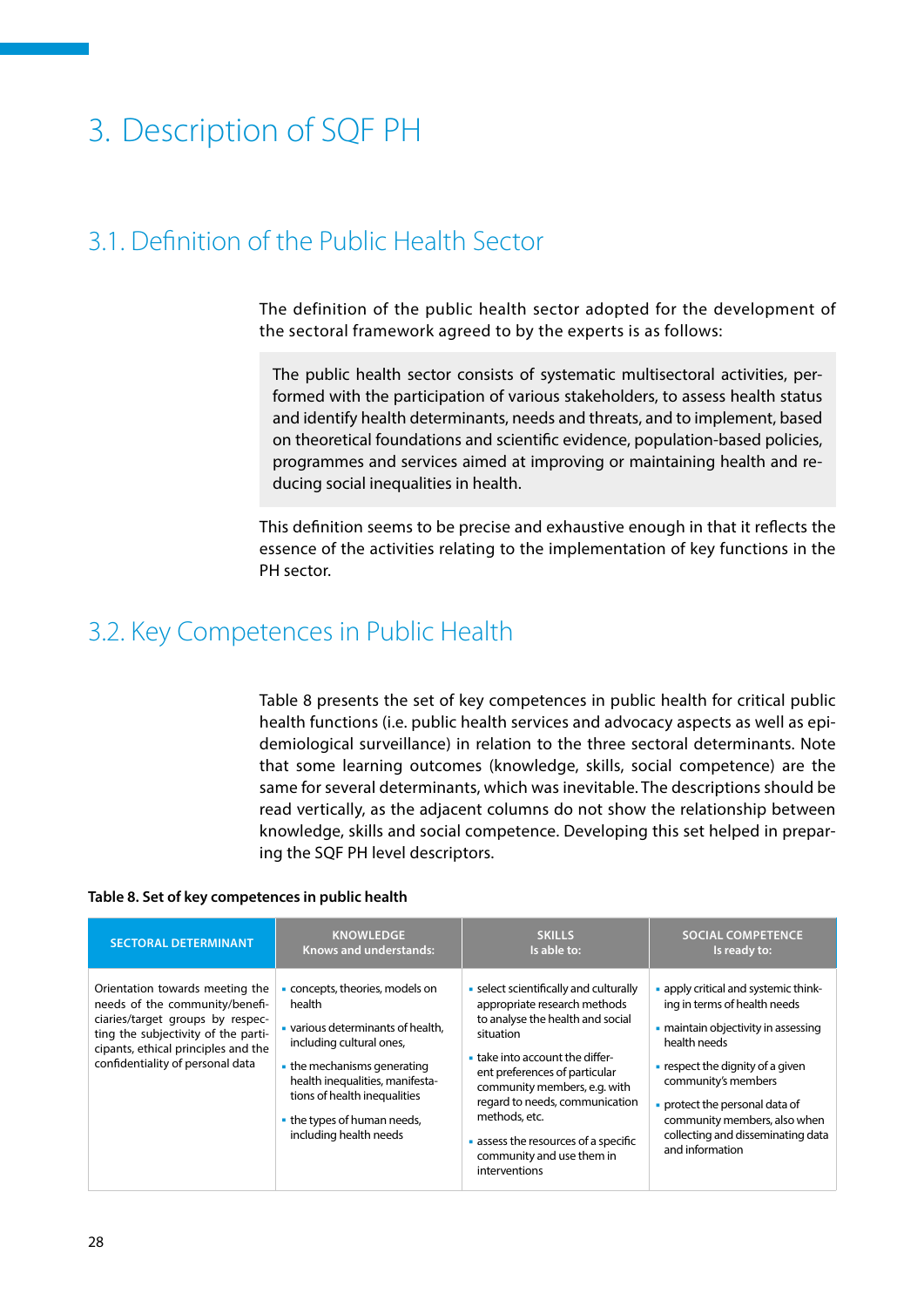# 3. Description of SQF PH

## 3.1. Definition of the Public Health Sector

The definition of the public health sector adopted for the development of the sectoral framework agreed to by the experts is as follows:

> The public health sector consists of systematic multisectoral activities, performed with the participation of various stakeholders, to assess health status and identify health determinants, needs and threats, and to implement, based on theoretical foundations and scientific evidence, population-based policies, programmes and services aimed at improving or maintaining health and reducing social inequalities in health.

This definition seems to be precise and exhaustive enough in that it reflects the essence of the activities relating to the implementation of key functions in the PH sector.

## 3.2. Key Competences in Public Health

Table 8 presents the set of key competences in public health for critical public health functions (i.e. public health services and advocacy aspects as well as epidemiological surveillance) in relation to the three sectoral determinants. Note that some learning outcomes (knowledge, skills, social competence) are the same for several determinants, which was inevitable. The descriptions should be read vertically, as the adjacent columns do not show the relationship between knowledge, skills and social competence. Developing this set helped in preparing the SQF PH level descriptors.

**Table 8. Set of key competences in public health**

| SECTORAL DETERMINANT | KNOWLEDGE Knows and understands: | SKILLS Is able to: | SOCIAL COMPETENCE Is ready to: |
|---|---|---|---|
| Orientation towards meeting the needs of the community/beneficiaries/target groups by respecting the subjectivity of the participants, ethical principles and the confidentiality of personal data | ▪ concepts, theories, models on health<br>▪ various determinants of health, including cultural ones,<br>▪ the mechanisms generating health inequalities, manifestations of health inequalities<br>▪ the types of human needs, including health needs | ▪ select scientifically and culturally appropriate research methods to analyse the health and social situation<br>▪ take into account the different preferences of particular community members, e.g. with regard to needs, communication methods, etc.<br>▪ assess the resources of a specific community and use them in interventions | ▪ apply critical and systemic thinking in terms of health needs<br>▪ maintain objectivity in assessing health needs<br>▪ respect the dignity of a given community's members<br>▪ protect the personal data of community members, also when collecting and disseminating data and information |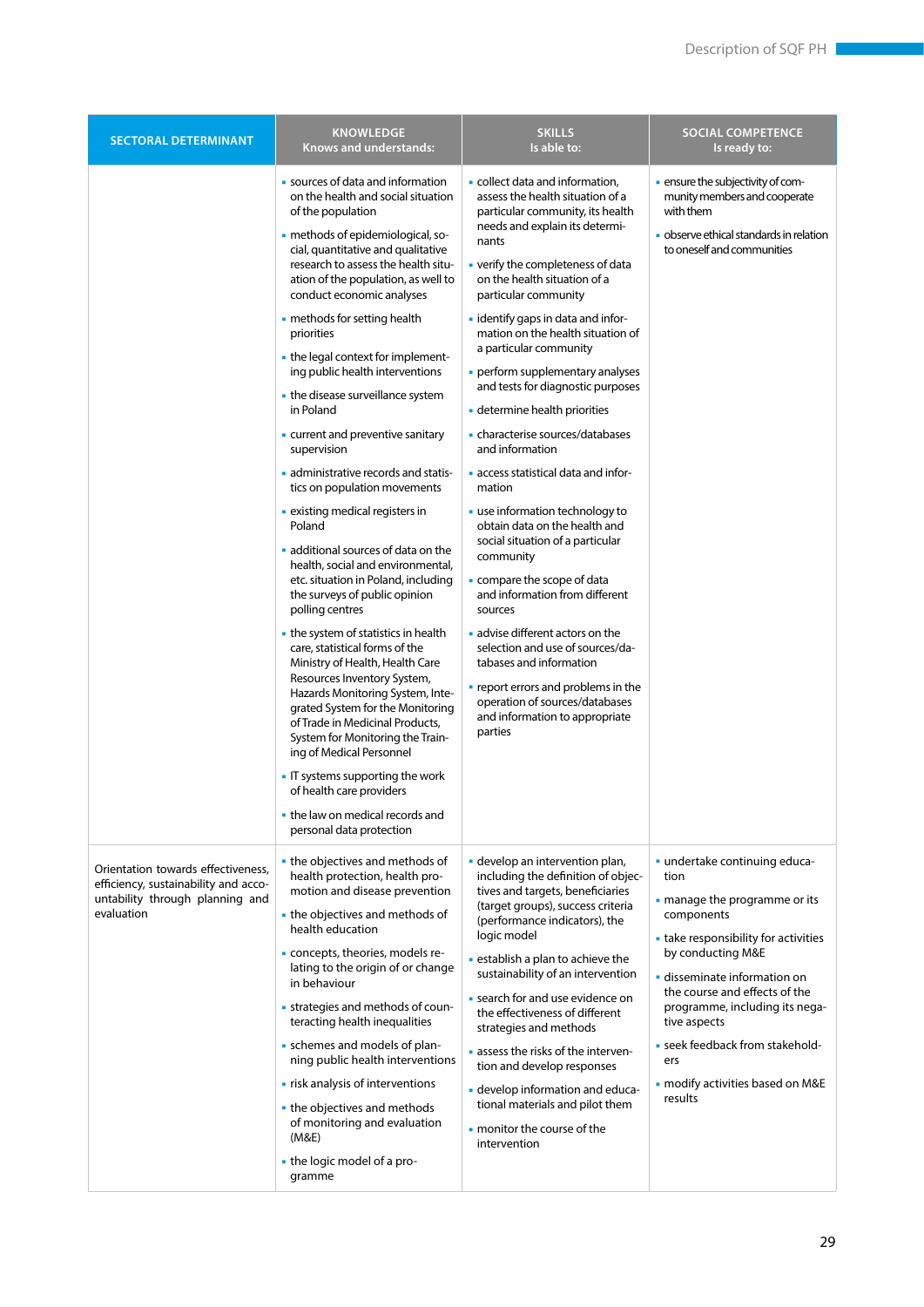| SECTORAL DETERMINANT | KNOWLEDGE<br>Knows and understands: | SKILLS<br>Is able to: | SOCIAL COMPETENCE<br>Is ready to: |
|---|---|---|---|
| | ▪ sources of data and information on the health and social situation of the population<br>▪ methods of epidemiological, social, quantitative and qualitative research to assess the health situation of the population, as well to conduct economic analyses<br>▪ methods for setting health priorities<br>▪ the legal context for implementing public health interventions<br>▪ the disease surveillance system in Poland<br>▪ current and preventive sanitary supervision<br>▪ administrative records and statistics on population movements<br>▪ existing medical registers in Poland<br>▪ additional sources of data on the health, social and environmental, etc. situation in Poland, including the surveys of public opinion polling centres<br>▪ the system of statistics in health care, statistical forms of the Ministry of Health, Health Care Resources Inventory System, Hazards Monitoring System, Integrated System for the Monitoring of Trade in Medicinal Products, System for Monitoring the Training of Medical Personnel<br>▪ IT systems supporting the work of health care providers<br>▪ the law on medical records and personal data protection | ▪ collect data and information, assess the health situation of a particular community, its health needs and explain its determinants<br>▪ verify the completeness of data on the health situation of a particular community<br>▪ identify gaps in data and information on the health situation of a particular community<br>▪ perform supplementary analyses and tests for diagnostic purposes<br>▪ determine health priorities<br>▪ characterise sources/databases and information<br>▪ access statistical data and information<br>▪ use information technology to obtain data on the health and social situation of a particular community<br>▪ compare the scope of data and information from different sources<br>▪ advise different actors on the selection and use of sources/databases and information<br>▪ report errors and problems in the operation of sources/databases and information to appropriate parties | ▪ ensure the subjectivity of community members and cooperate with them<br>▪ observe ethical standards in relation to oneself and communities |
| Orientation towards effectiveness, efficiency, sustainability and accountability through planning and evaluation | ▪ the objectives and methods of health protection, health promotion and disease prevention<br>▪ the objectives and methods of health education<br>▪ concepts, theories, models relating to the origin of or change in behaviour<br>▪ strategies and methods of counteracting health inequalities<br>▪ schemes and models of planning public health interventions<br>▪ risk analysis of interventions<br>▪ the objectives and methods of monitoring and evaluation (M&E)<br>▪ the logic model of a programme | ▪ develop an intervention plan, including the definition of objectives and targets, beneficiaries (target groups), success criteria (performance indicators), the logic model<br>▪ establish a plan to achieve the sustainability of an intervention<br>▪ search for and use evidence on the effectiveness of different strategies and methods<br>▪ assess the risks of the intervention and develop responses<br>▪ develop information and educational materials and pilot them<br>▪ monitor the course of the intervention | ▪ undertake continuing education<br>▪ manage the programme or its components<br>▪ take responsibility for activities by conducting M&E<br>▪ disseminate information on the course and effects of the programme, including its negative aspects<br>▪ seek feedback from stakeholders<br>▪ modify activities based on M&E results |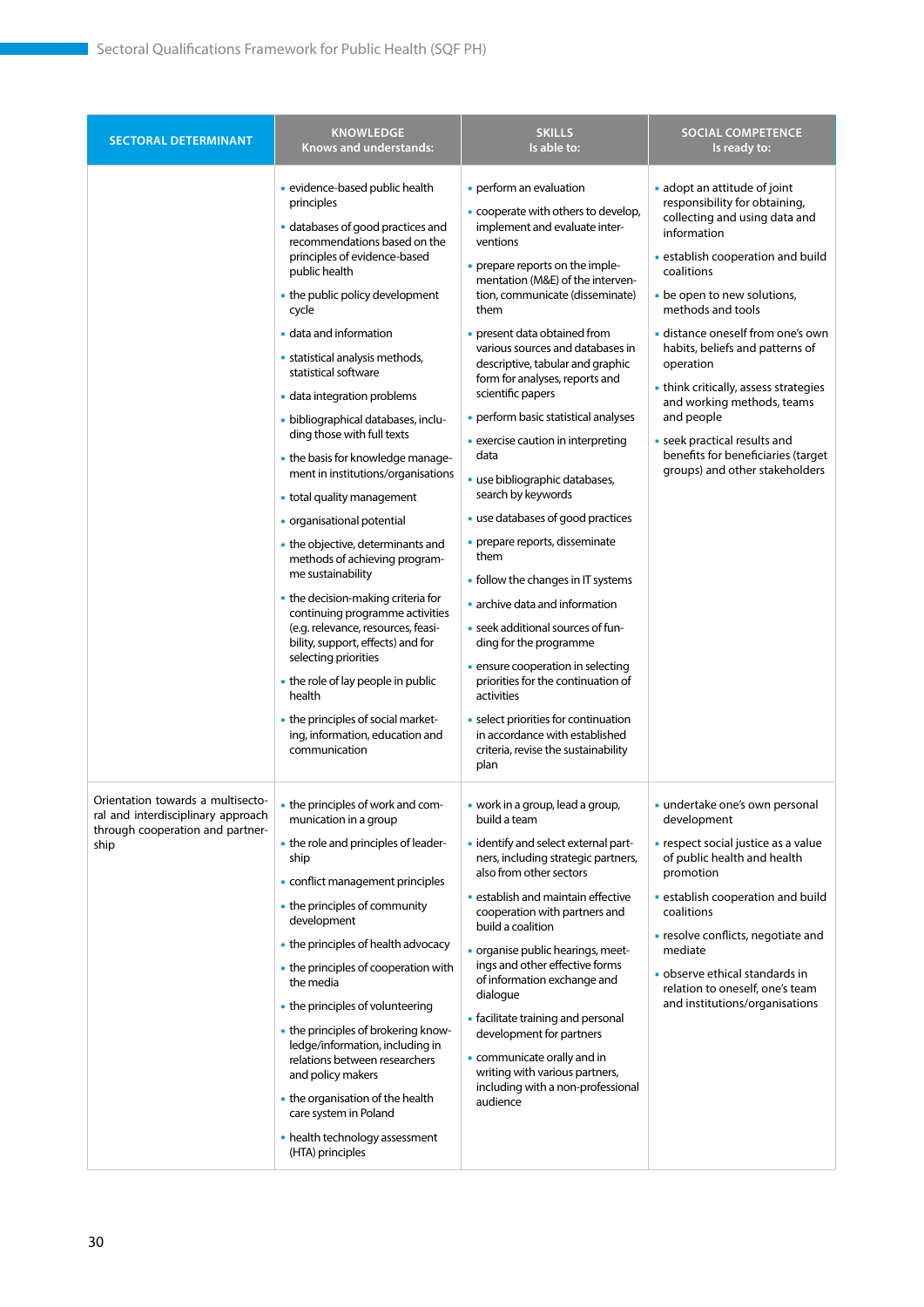| SECTORAL DETERMINANT | KNOWLEDGE<br>Knows and understands: | SKILLS<br>Is able to: | SOCIAL COMPETENCE<br>Is ready to: |
|---|---|---|---|
| | ▪ evidence-based public health principles<br>▪ databases of good practices and recommendations based on the principles of evidence-based public health<br>▪ the public policy development cycle<br>▪ data and information<br>▪ statistical analysis methods, statistical software<br>▪ data integration problems<br>▪ bibliographical databases, including those with full texts<br>▪ the basis for knowledge management in institutions/organisations<br>▪ total quality management<br>▪ organisational potential<br>▪ the objective, determinants and methods of achieving programme sustainability<br>▪ the decision-making criteria for continuing programme activities (e.g. relevance, resources, feasibility, support, effects) and for selecting priorities<br>▪ the role of lay people in public health<br>▪ the principles of social marketing, information, education and communication | ▪ perform an evaluation<br>▪ cooperate with others to develop, implement and evaluate interventions<br>▪ prepare reports on the implementation (M&E) of the intervention, communicate (disseminate) them<br>▪ present data obtained from various sources and databases in descriptive, tabular and graphic form for analyses, reports and scientific papers<br>▪ perform basic statistical analyses<br>▪ exercise caution in interpreting data<br>▪ use bibliographic databases, search by keywords<br>▪ use databases of good practices<br>▪ prepare reports, disseminate them<br>▪ follow the changes in IT systems<br>▪ archive data and information<br>▪ seek additional sources of funding for the programme<br>▪ ensure cooperation in selecting priorities for the continuation of activities<br>▪ select priorities for continuation in accordance with established criteria, revise the sustainability plan | ▪ adopt an attitude of joint responsibility for obtaining, collecting and using data and information<br>▪ establish cooperation and build coalitions<br>▪ be open to new solutions, methods and tools<br>▪ distance oneself from one's own habits, beliefs and patterns of operation<br>▪ think critically, assess strategies and working methods, teams and people<br>▪ seek practical results and benefits for beneficiaries (target groups) and other stakeholders |
| Orientation towards a multisectoral and interdisciplinary approach through cooperation and partnership | ▪ the principles of work and communication in a group<br>▪ the role and principles of leadership<br>▪ conflict management principles<br>▪ the principles of community development<br>▪ the principles of health advocacy<br>▪ the principles of cooperation with the media<br>▪ the principles of volunteering<br>▪ the principles of brokering knowledge/information, including in relations between researchers and policy makers<br>▪ the organisation of the health care system in Poland<br>▪ health technology assessment (HTA) principles | ▪ work in a group, lead a group, build a team<br>▪ identify and select external partners, including strategic partners, also from other sectors<br>▪ establish and maintain effective cooperation with partners and build a coalition<br>▪ organise public hearings, meetings and other effective forms of information exchange and dialogue<br>▪ facilitate training and personal development for partners<br>▪ communicate orally and in writing with various partners, including with a non-professional audience | ▪ undertake one's own personal development<br>▪ respect social justice as a value of public health and health promotion<br>▪ establish cooperation and build coalitions<br>▪ resolve conflicts, negotiate and mediate<br>▪ observe ethical standards in relation to oneself, one's team and institutions/organisations |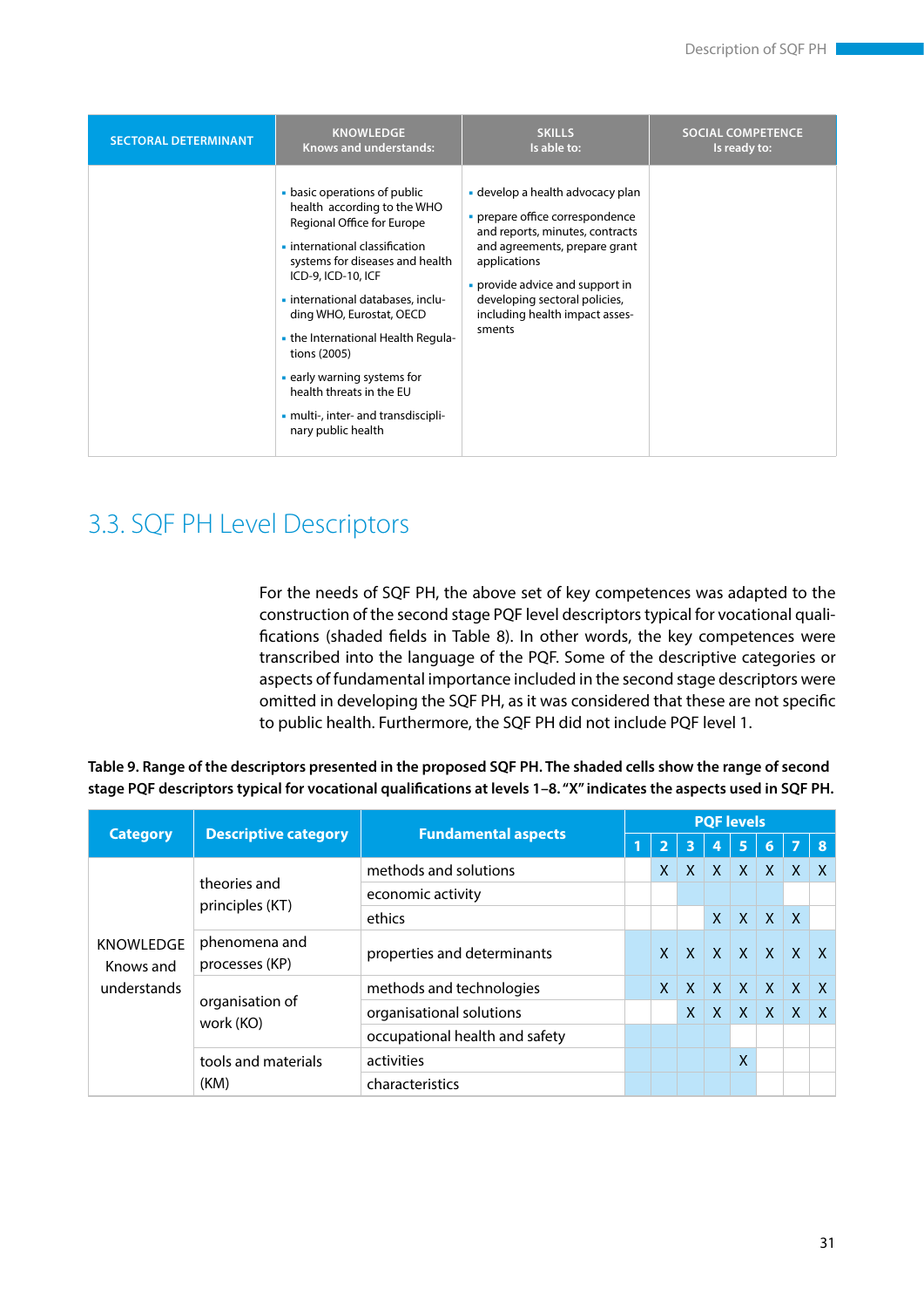| SECTORAL DETERMINANT | KNOWLEDGE<br>Knows and understands: | SKILLS<br>Is able to: | SOCIAL COMPETENCE<br>Is ready to: |
|---|---|---|---|
| | ▪ basic operations of public health according to the WHO Regional Office for Europe<br>▪ international classification systems for diseases and health ICD-9, ICD-10, ICF<br>▪ international databases, including WHO, Eurostat, OECD<br>▪ the International Health Regulations (2005)<br>▪ early warning systems for health threats in the EU<br>▪ multi-, inter- and transdisciplinary public health | ▪ develop a health advocacy plan<br>▪ prepare office correspondence and reports, minutes, contracts and agreements, prepare grant applications<br>▪ provide advice and support in developing sectoral policies, including health impact assessments | |

## 3.3. SQF PH Level Descriptors

For the needs of SQF PH, the above set of key competences was adapted to the construction of the second stage PQF level descriptors typical for vocational qualifications (shaded fields in Table 8). In other words, the key competences were transcribed into the language of the PQF. Some of the descriptive categories or aspects of fundamental importance included in the second stage descriptors were omitted in developing the SQF PH, as it was considered that these are not specific to public health. Furthermore, the SQF PH did not include PQF level 1.

**Table 9. Range of the descriptors presented in the proposed SQF PH. The shaded cells show the range of second stage PQF descriptors typical for vocational qualifications at levels 1–8. "X" indicates the aspects used in SQF PH.**

| Category | Descriptive category | Fundamental aspects | PQF levels | | | | | | | |
|---|---|---|---|---|---|---|---|---|---|---|
| | | | 1 | 2 | 3 | 4 | 5 | 6 | 7 | 8 |
| KNOWLEDGE<br>Knows and understands | theories and principles (KT) | methods and solutions | | X | X | X | X | X | X | X |
| | | economic activity | | | | | | | | |
| | | ethics | | | | X | X | X | X | |
| | phenomena and processes (KP) | properties and determinants | | X | X | X | X | X | X | X |
| | organisation of work (KO) | methods and technologies | | X | X | X | X | X | X | X |
| | | organisational solutions | | | X | X | X | X | X | X |
| | | occupational health and safety | | | | | | | | |
| | tools and materials (KM) | activities | | | | | X | | | |
| | | characteristics | | | | | | | | |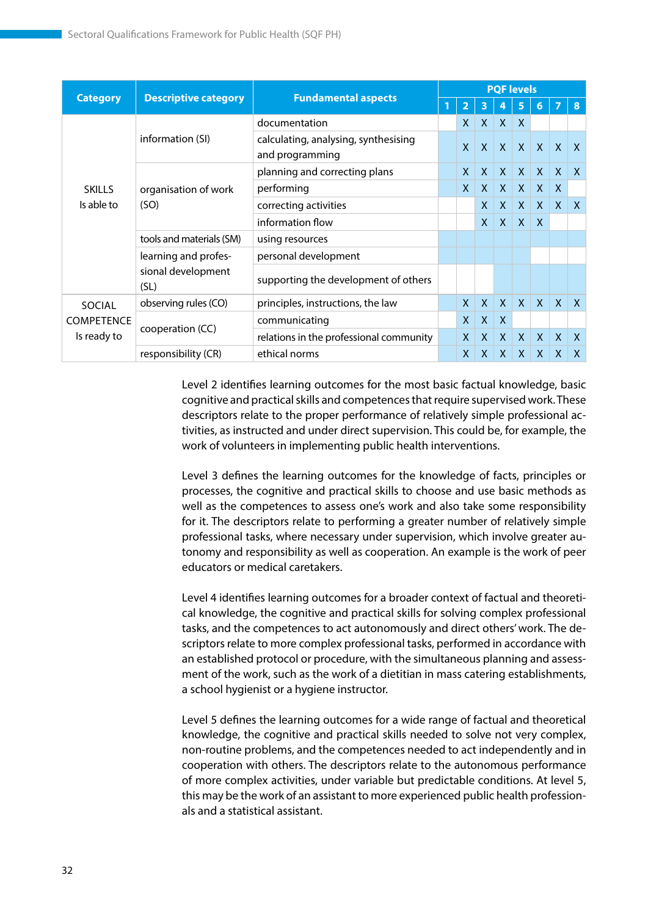| Category | Descriptive category | Fundamental aspects | PQF levels | | | | | | | |
|---|---|---|---|---|---|---|---|---|---|---|
| | | | 1 | 2 | 3 | 4 | 5 | 6 | 7 | 8 |
| SKILLS Is able to | information (SI) | documentation | | X | X | X | X | | | |
| | | calculating, analysing, synthesising and programming | | X | X | X | X | X | X | X |
| | organisation of work (SO) | planning and correcting plans | | X | X | X | X | X | X | X |
| | | performing | | X | X | X | X | X | X | |
| | | correcting activities | | | X | X | X | X | X | X |
| | | information flow | | | X | X | X | X | | |
| | tools and materials (SM) | using resources | | | | | | | | |
| | learning and professional development (SL) | personal development | | | | | | | | |
| | | supporting the development of others | | | | | | | | |
| SOCIAL COMPETENCE Is ready to | observing rules (CO) | principles, instructions, the law | | X | X | X | X | X | X | X |
| | cooperation (CC) | communicating | | X | X | X | | | | |
| | | relations in the professional community | | X | X | X | X | X | X | X |
| | responsibility (CR) | ethical norms | | X | X | X | X | X | X | X |

Level 2 identifies learning outcomes for the most basic factual knowledge, basic cognitive and practical skills and competences that require supervised work. These descriptors relate to the proper performance of relatively simple professional activities, as instructed and under direct supervision. This could be, for example, the work of volunteers in implementing public health interventions.

Level 3 defines the learning outcomes for the knowledge of facts, principles or processes, the cognitive and practical skills to choose and use basic methods as well as the competences to assess one's work and also take some responsibility for it. The descriptors relate to performing a greater number of relatively simple professional tasks, where necessary under supervision, which involve greater autonomy and responsibility as well as cooperation. An example is the work of peer educators or medical caretakers.

Level 4 identifies learning outcomes for a broader context of factual and theoretical knowledge, the cognitive and practical skills for solving complex professional tasks, and the competences to act autonomously and direct others' work. The descriptors relate to more complex professional tasks, performed in accordance with an established protocol or procedure, with the simultaneous planning and assessment of the work, such as the work of a dietitian in mass catering establishments, a school hygienist or a hygiene instructor.

Level 5 defines the learning outcomes for a wide range of factual and theoretical knowledge, the cognitive and practical skills needed to solve not very complex, non-routine problems, and the competences needed to act independently and in cooperation with others. The descriptors relate to the autonomous performance of more complex activities, under variable but predictable conditions. At level 5, this may be the work of an assistant to more experienced public health professionals and a statistical assistant.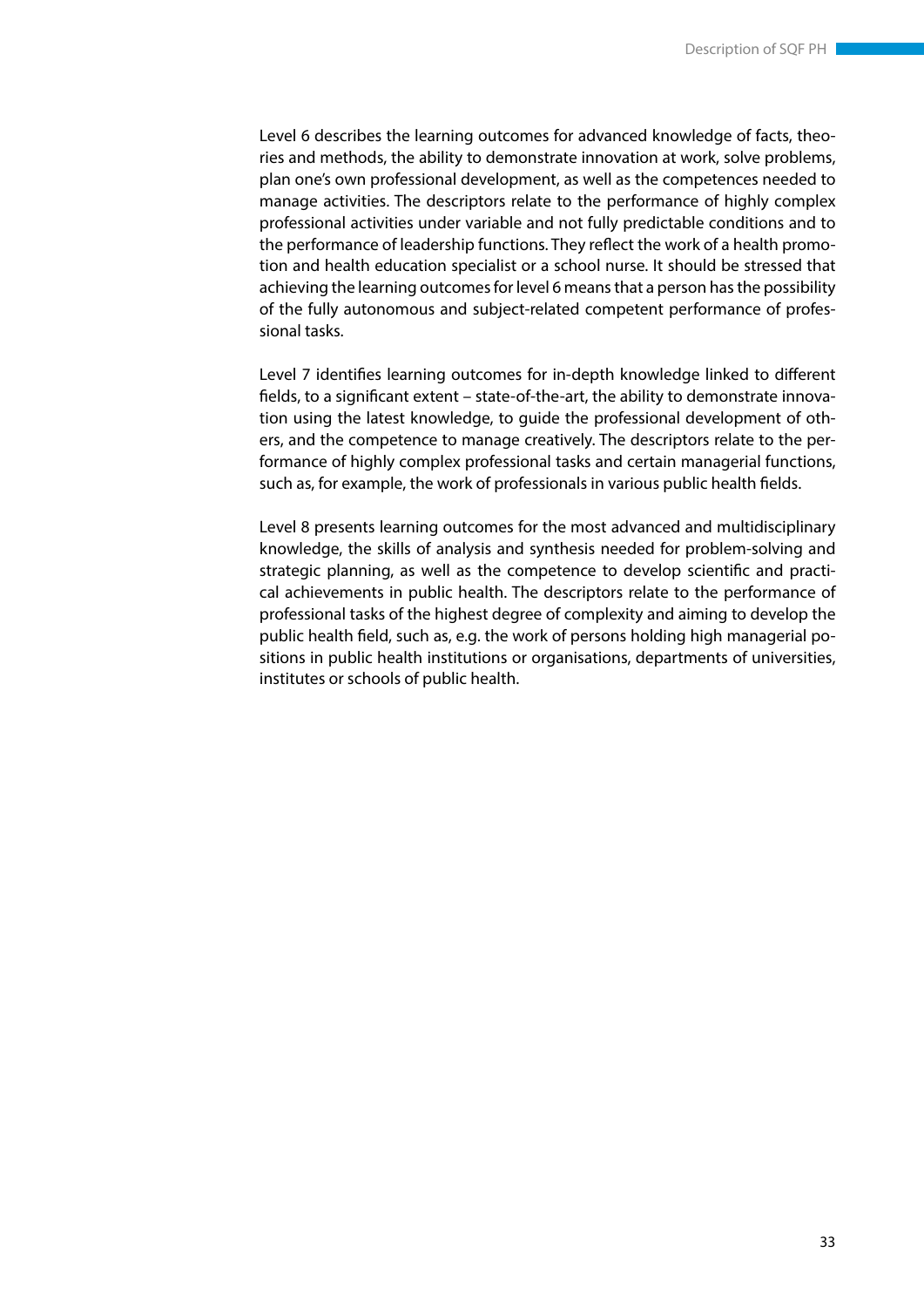Level 6 describes the learning outcomes for advanced knowledge of facts, theories and methods, the ability to demonstrate innovation at work, solve problems, plan one's own professional development, as well as the competences needed to manage activities. The descriptors relate to the performance of highly complex professional activities under variable and not fully predictable conditions and to the performance of leadership functions. They reflect the work of a health promotion and health education specialist or a school nurse. It should be stressed that achieving the learning outcomes for level 6 means that a person has the possibility of the fully autonomous and subject-related competent performance of professional tasks.

Level 7 identifies learning outcomes for in-depth knowledge linked to different fields, to a significant extent – state-of-the-art, the ability to demonstrate innovation using the latest knowledge, to guide the professional development of others, and the competence to manage creatively. The descriptors relate to the performance of highly complex professional tasks and certain managerial functions, such as, for example, the work of professionals in various public health fields.

Level 8 presents learning outcomes for the most advanced and multidisciplinary knowledge, the skills of analysis and synthesis needed for problem-solving and strategic planning, as well as the competence to develop scientific and practical achievements in public health. The descriptors relate to the performance of professional tasks of the highest degree of complexity and aiming to develop the public health field, such as, e.g. the work of persons holding high managerial positions in public health institutions or organisations, departments of universities, institutes or schools of public health.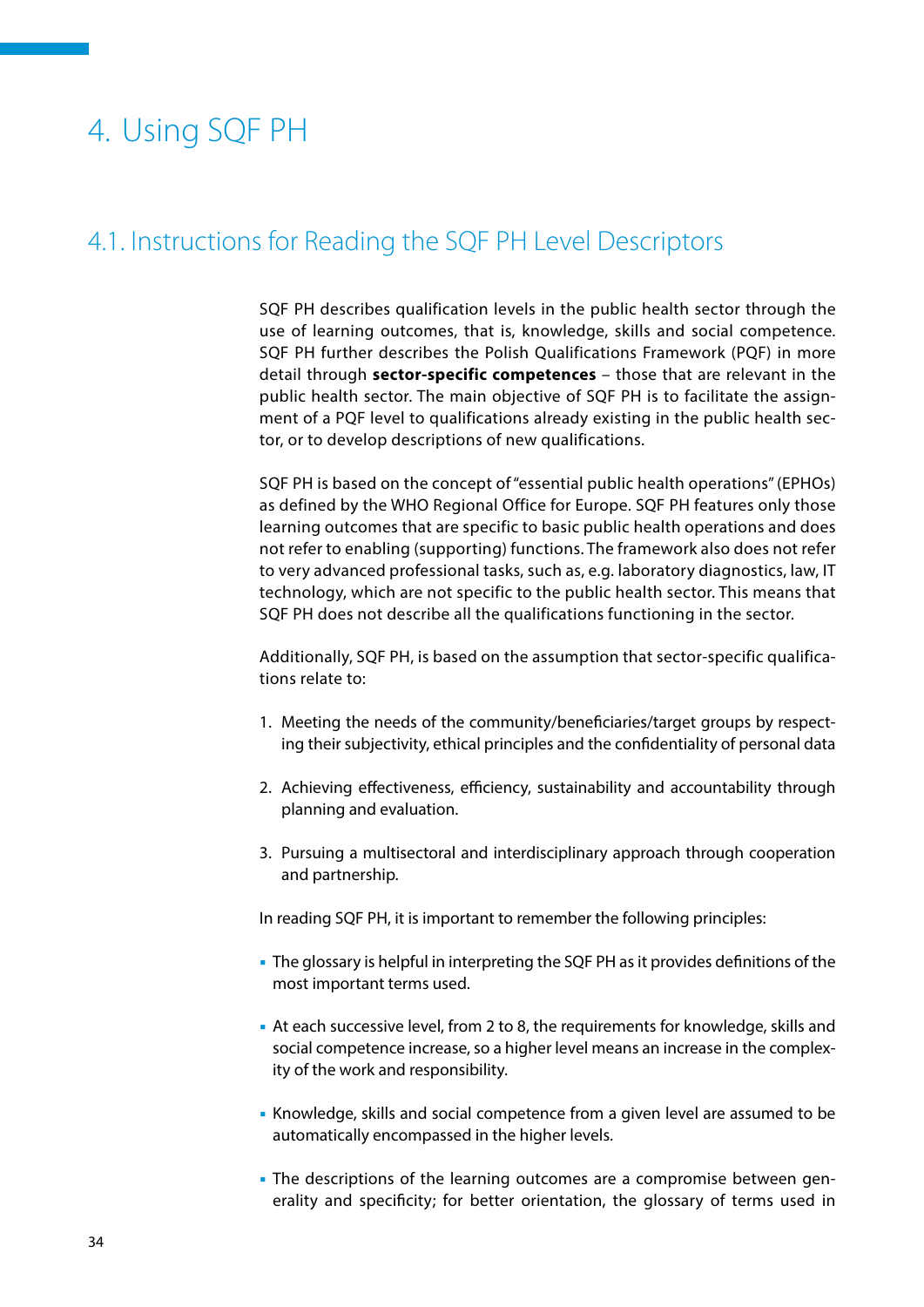# 4. Using SQF PH

## 4.1. Instructions for Reading the SQF PH Level Descriptors

SQF PH describes qualification levels in the public health sector through the use of learning outcomes, that is, knowledge, skills and social competence. SQF PH further describes the Polish Qualifications Framework (PQF) in more detail through **sector-specific competences** – those that are relevant in the public health sector. The main objective of SQF PH is to facilitate the assignment of a PQF level to qualifications already existing in the public health sector, or to develop descriptions of new qualifications.

SQF PH is based on the concept of "essential public health operations" (EPHOs) as defined by the WHO Regional Office for Europe. SQF PH features only those learning outcomes that are specific to basic public health operations and does not refer to enabling (supporting) functions. The framework also does not refer to very advanced professional tasks, such as, e.g. laboratory diagnostics, law, IT technology, which are not specific to the public health sector. This means that SQF PH does not describe all the qualifications functioning in the sector.

Additionally, SQF PH, is based on the assumption that sector-specific qualifications relate to:

1. Meeting the needs of the community/beneficiaries/target groups by respecting their subjectivity, ethical principles and the confidentiality of personal data
2. Achieving effectiveness, efficiency, sustainability and accountability through planning and evaluation.
3. Pursuing a multisectoral and interdisciplinary approach through cooperation and partnership.

In reading SQF PH, it is important to remember the following principles:

- The glossary is helpful in interpreting the SQF PH as it provides definitions of the most important terms used.
- At each successive level, from 2 to 8, the requirements for knowledge, skills and social competence increase, so a higher level means an increase in the complexity of the work and responsibility.
- Knowledge, skills and social competence from a given level are assumed to be automatically encompassed in the higher levels.
- The descriptions of the learning outcomes are a compromise between generality and specificity; for better orientation, the glossary of terms used in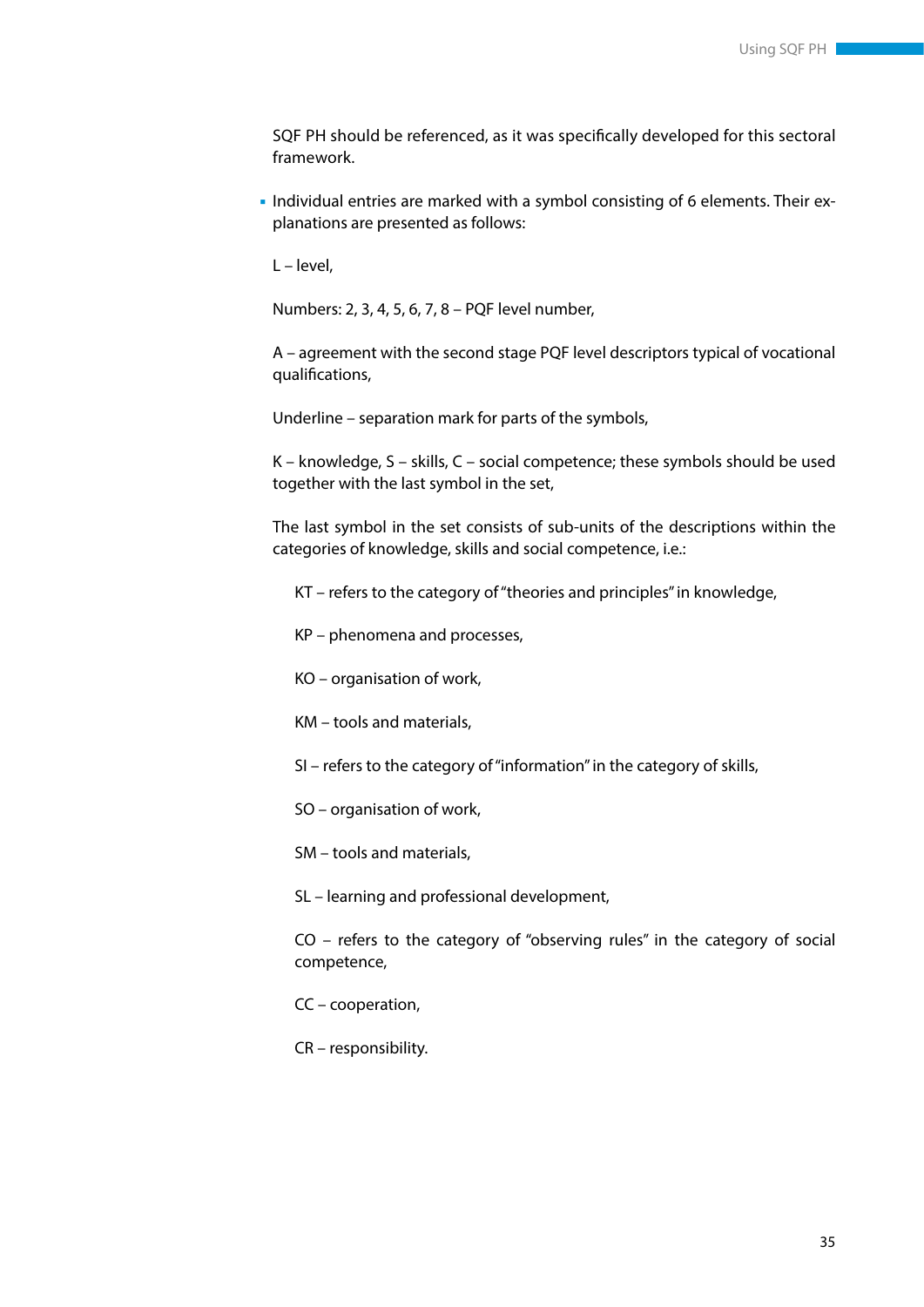SQF PH should be referenced, as it was specifically developed for this sectoral framework.

- Individual entries are marked with a symbol consisting of 6 elements. Their explanations are presented as follows:

  L – level,

  Numbers: 2, 3, 4, 5, 6, 7, 8 – PQF level number,

  A – agreement with the second stage PQF level descriptors typical of vocational qualifications,

  Underline – separation mark for parts of the symbols,

  K – knowledge, S – skills, C – social competence; these symbols should be used together with the last symbol in the set,

  The last symbol in the set consists of sub-units of the descriptions within the categories of knowledge, skills and social competence, i.e.:

    KT – refers to the category of "theories and principles" in knowledge,

    KP – phenomena and processes,

    KO – organisation of work,

    KM – tools and materials,

    SI – refers to the category of "information" in the category of skills,

    SO – organisation of work,

    SM – tools and materials,

    SL – learning and professional development,

    CO – refers to the category of "observing rules" in the category of social competence,

    CC – cooperation,

    CR – responsibility.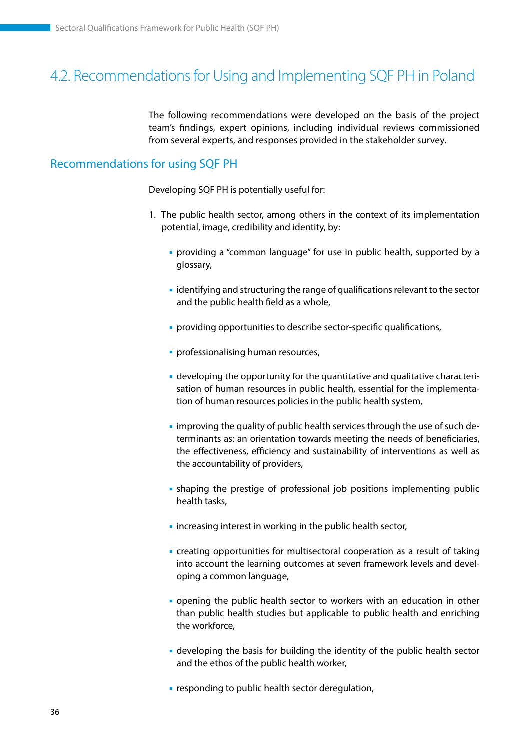## 4.2. Recommendations for Using and Implementing SQF PH in Poland

The following recommendations were developed on the basis of the project team's findings, expert opinions, including individual reviews commissioned from several experts, and responses provided in the stakeholder survey.

### Recommendations for using SQF PH

Developing SQF PH is potentially useful for:

1. The public health sector, among others in the context of its implementation potential, image, credibility and identity, by:
   - providing a "common language" for use in public health, supported by a glossary,
   - identifying and structuring the range of qualifications relevant to the sector and the public health field as a whole,
   - providing opportunities to describe sector-specific qualifications,
   - professionalising human resources,
   - developing the opportunity for the quantitative and qualitative characterisation of human resources in public health, essential for the implementation of human resources policies in the public health system,
   - improving the quality of public health services through the use of such determinants as: an orientation towards meeting the needs of beneficiaries, the effectiveness, efficiency and sustainability of interventions as well as the accountability of providers,
   - shaping the prestige of professional job positions implementing public health tasks,
   - increasing interest in working in the public health sector,
   - creating opportunities for multisectoral cooperation as a result of taking into account the learning outcomes at seven framework levels and developing a common language,
   - opening the public health sector to workers with an education in other than public health studies but applicable to public health and enriching the workforce,
   - developing the basis for building the identity of the public health sector and the ethos of the public health worker,
   - responding to public health sector deregulation,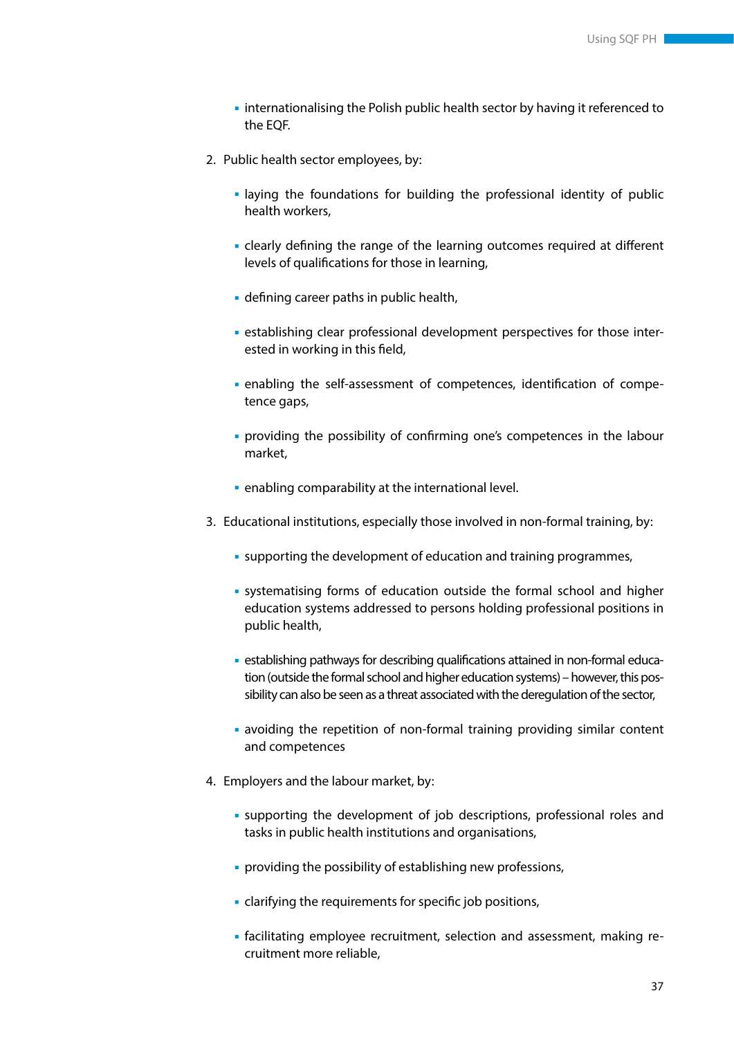- internationalising the Polish public health sector by having it referenced to the EQF.

2. Public health sector employees, by:

   - laying the foundations for building the professional identity of public health workers,
   - clearly defining the range of the learning outcomes required at different levels of qualifications for those in learning,
   - defining career paths in public health,
   - establishing clear professional development perspectives for those interested in working in this field,
   - enabling the self-assessment of competences, identification of competence gaps,
   - providing the possibility of confirming one's competences in the labour market,
   - enabling comparability at the international level.

3. Educational institutions, especially those involved in non-formal training, by:

   - supporting the development of education and training programmes,
   - systematising forms of education outside the formal school and higher education systems addressed to persons holding professional positions in public health,
   - establishing pathways for describing qualifications attained in non-formal education (outside the formal school and higher education systems) – however, this possibility can also be seen as a threat associated with the deregulation of the sector,
   - avoiding the repetition of non-formal training providing similar content and competences

4. Employers and the labour market, by:

   - supporting the development of job descriptions, professional roles and tasks in public health institutions and organisations,
   - providing the possibility of establishing new professions,
   - clarifying the requirements for specific job positions,
   - facilitating employee recruitment, selection and assessment, making recruitment more reliable,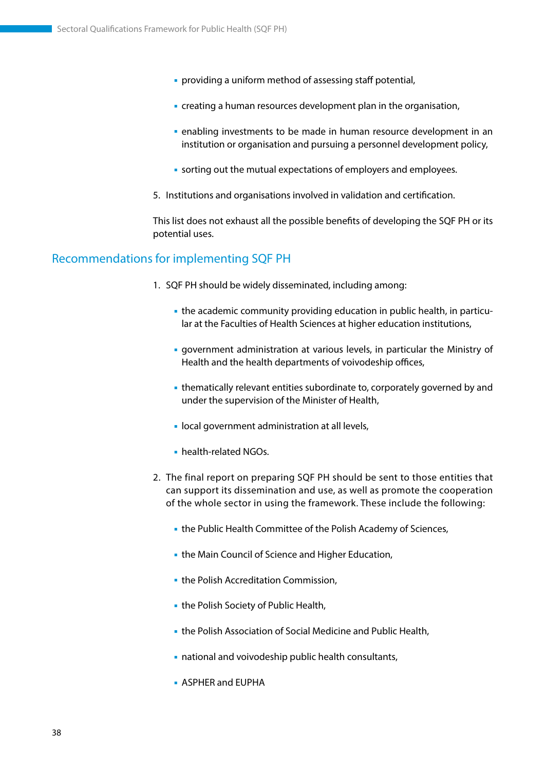- providing a uniform method of assessing staff potential,
- creating a human resources development plan in the organisation,
- enabling investments to be made in human resource development in an institution or organisation and pursuing a personnel development policy,
- sorting out the mutual expectations of employers and employees.

5. Institutions and organisations involved in validation and certification.

This list does not exhaust all the possible benefits of developing the SQF PH or its potential uses.

## Recommendations for implementing SQF PH

1. SQF PH should be widely disseminated, including among:
   - the academic community providing education in public health, in particular at the Faculties of Health Sciences at higher education institutions,
   - government administration at various levels, in particular the Ministry of Health and the health departments of voivodeship offices,
   - thematically relevant entities subordinate to, corporately governed by and under the supervision of the Minister of Health,
   - local government administration at all levels,
   - health-related NGOs.
2. The final report on preparing SQF PH should be sent to those entities that can support its dissemination and use, as well as promote the cooperation of the whole sector in using the framework. These include the following:
   - the Public Health Committee of the Polish Academy of Sciences,
   - the Main Council of Science and Higher Education,
   - the Polish Accreditation Commission,
   - the Polish Society of Public Health,
   - the Polish Association of Social Medicine and Public Health,
   - national and voivodeship public health consultants,
   - ASPHER and EUPHA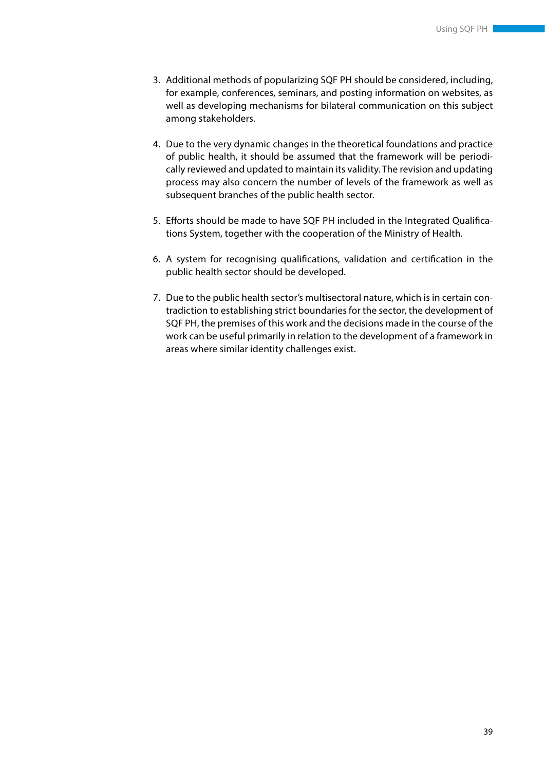3. Additional methods of popularizing SQF PH should be considered, including, for example, conferences, seminars, and posting information on websites, as well as developing mechanisms for bilateral communication on this subject among stakeholders.

4. Due to the very dynamic changes in the theoretical foundations and practice of public health, it should be assumed that the framework will be periodically reviewed and updated to maintain its validity. The revision and updating process may also concern the number of levels of the framework as well as subsequent branches of the public health sector.

5. Efforts should be made to have SQF PH included in the Integrated Qualifications System, together with the cooperation of the Ministry of Health.

6. A system for recognising qualifications, validation and certification in the public health sector should be developed.

7. Due to the public health sector's multisectoral nature, which is in certain contradiction to establishing strict boundaries for the sector, the development of SQF PH, the premises of this work and the decisions made in the course of the work can be useful primarily in relation to the development of a framework in areas where similar identity challenges exist.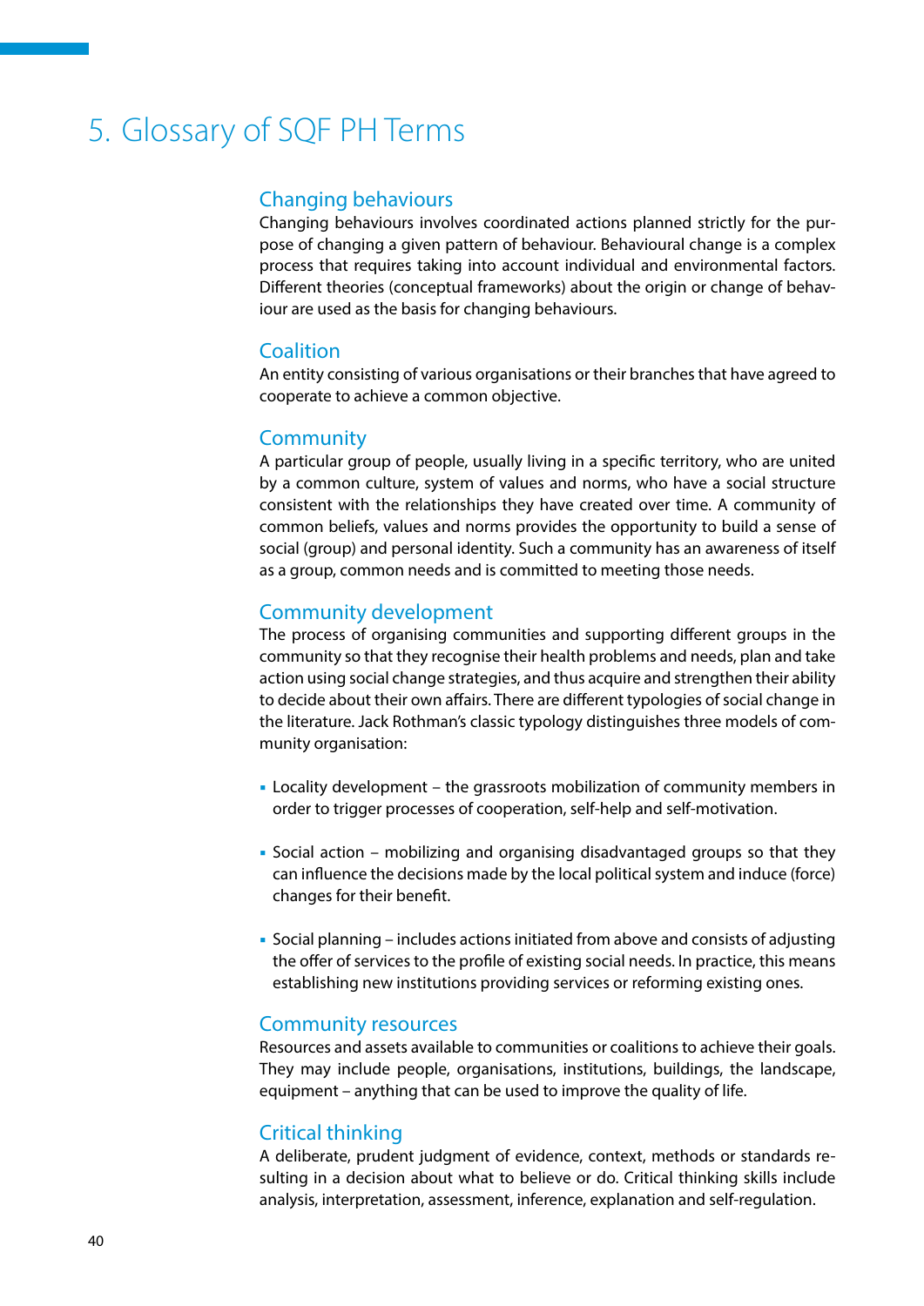# 5. Glossary of SQF PH Terms

## Changing behaviours

Changing behaviours involves coordinated actions planned strictly for the purpose of changing a given pattern of behaviour. Behavioural change is a complex process that requires taking into account individual and environmental factors. Different theories (conceptual frameworks) about the origin or change of behaviour are used as the basis for changing behaviours.

## Coalition

An entity consisting of various organisations or their branches that have agreed to cooperate to achieve a common objective.

## Community

A particular group of people, usually living in a specific territory, who are united by a common culture, system of values and norms, who have a social structure consistent with the relationships they have created over time. A community of common beliefs, values and norms provides the opportunity to build a sense of social (group) and personal identity. Such a community has an awareness of itself as a group, common needs and is committed to meeting those needs.

## Community development

The process of organising communities and supporting different groups in the community so that they recognise their health problems and needs, plan and take action using social change strategies, and thus acquire and strengthen their ability to decide about their own affairs. There are different typologies of social change in the literature. Jack Rothman's classic typology distinguishes three models of community organisation:

- Locality development – the grassroots mobilization of community members in order to trigger processes of cooperation, self-help and self-motivation.
- Social action – mobilizing and organising disadvantaged groups so that they can influence the decisions made by the local political system and induce (force) changes for their benefit.
- Social planning – includes actions initiated from above and consists of adjusting the offer of services to the profile of existing social needs. In practice, this means establishing new institutions providing services or reforming existing ones.

## Community resources

Resources and assets available to communities or coalitions to achieve their goals. They may include people, organisations, institutions, buildings, the landscape, equipment – anything that can be used to improve the quality of life.

## Critical thinking

A deliberate, prudent judgment of evidence, context, methods or standards resulting in a decision about what to believe or do. Critical thinking skills include analysis, interpretation, assessment, inference, explanation and self-regulation.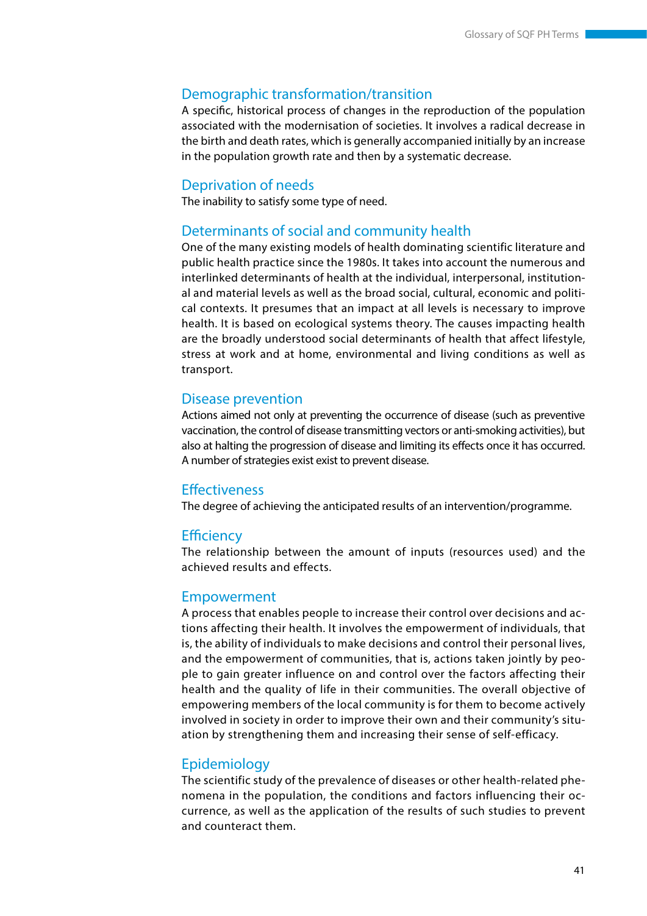## Demographic transformation/transition

A specific, historical process of changes in the reproduction of the population associated with the modernisation of societies. It involves a radical decrease in the birth and death rates, which is generally accompanied initially by an increase in the population growth rate and then by a systematic decrease.

## Deprivation of needs

The inability to satisfy some type of need.

## Determinants of social and community health

One of the many existing models of health dominating scientific literature and public health practice since the 1980s. It takes into account the numerous and interlinked determinants of health at the individual, interpersonal, institutional and material levels as well as the broad social, cultural, economic and political contexts. It presumes that an impact at all levels is necessary to improve health. It is based on ecological systems theory. The causes impacting health are the broadly understood social determinants of health that affect lifestyle, stress at work and at home, environmental and living conditions as well as transport.

## Disease prevention

Actions aimed not only at preventing the occurrence of disease (such as preventive vaccination, the control of disease transmitting vectors or anti-smoking activities), but also at halting the progression of disease and limiting its effects once it has occurred. A number of strategies exist exist to prevent disease.

## Effectiveness

The degree of achieving the anticipated results of an intervention/programme.

## Efficiency

The relationship between the amount of inputs (resources used) and the achieved results and effects.

## Empowerment

A process that enables people to increase their control over decisions and actions affecting their health. It involves the empowerment of individuals, that is, the ability of individuals to make decisions and control their personal lives, and the empowerment of communities, that is, actions taken jointly by people to gain greater influence on and control over the factors affecting their health and the quality of life in their communities. The overall objective of empowering members of the local community is for them to become actively involved in society in order to improve their own and their community's situation by strengthening them and increasing their sense of self-efficacy.

## Epidemiology

The scientific study of the prevalence of diseases or other health-related phenomena in the population, the conditions and factors influencing their occurrence, as well as the application of the results of such studies to prevent and counteract them.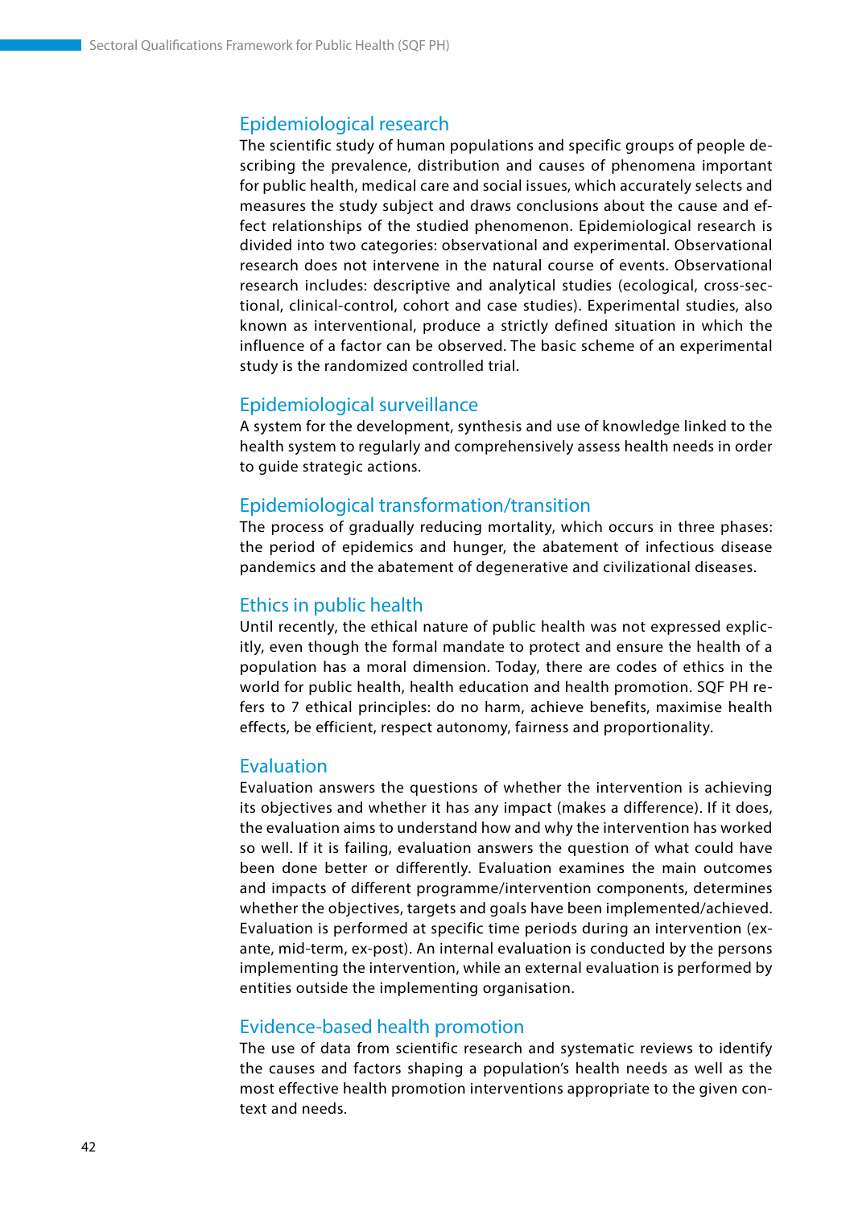## Epidemiological research

The scientific study of human populations and specific groups of people describing the prevalence, distribution and causes of phenomena important for public health, medical care and social issues, which accurately selects and measures the study subject and draws conclusions about the cause and effect relationships of the studied phenomenon. Epidemiological research is divided into two categories: observational and experimental. Observational research does not intervene in the natural course of events. Observational research includes: descriptive and analytical studies (ecological, cross-sectional, clinical-control, cohort and case studies). Experimental studies, also known as interventional, produce a strictly defined situation in which the influence of a factor can be observed. The basic scheme of an experimental study is the randomized controlled trial.

## Epidemiological surveillance

A system for the development, synthesis and use of knowledge linked to the health system to regularly and comprehensively assess health needs in order to guide strategic actions.

## Epidemiological transformation/transition

The process of gradually reducing mortality, which occurs in three phases: the period of epidemics and hunger, the abatement of infectious disease pandemics and the abatement of degenerative and civilizational diseases.

## Ethics in public health

Until recently, the ethical nature of public health was not expressed explicitly, even though the formal mandate to protect and ensure the health of a population has a moral dimension. Today, there are codes of ethics in the world for public health, health education and health promotion. SQF PH refers to 7 ethical principles: do no harm, achieve benefits, maximise health effects, be efficient, respect autonomy, fairness and proportionality.

## Evaluation

Evaluation answers the questions of whether the intervention is achieving its objectives and whether it has any impact (makes a difference). If it does, the evaluation aims to understand how and why the intervention has worked so well. If it is failing, evaluation answers the question of what could have been done better or differently. Evaluation examines the main outcomes and impacts of different programme/intervention components, determines whether the objectives, targets and goals have been implemented/achieved. Evaluation is performed at specific time periods during an intervention (ex-ante, mid-term, ex-post). An internal evaluation is conducted by the persons implementing the intervention, while an external evaluation is performed by entities outside the implementing organisation.

## Evidence-based health promotion

The use of data from scientific research and systematic reviews to identify the causes and factors shaping a population's health needs as well as the most effective health promotion interventions appropriate to the given context and needs.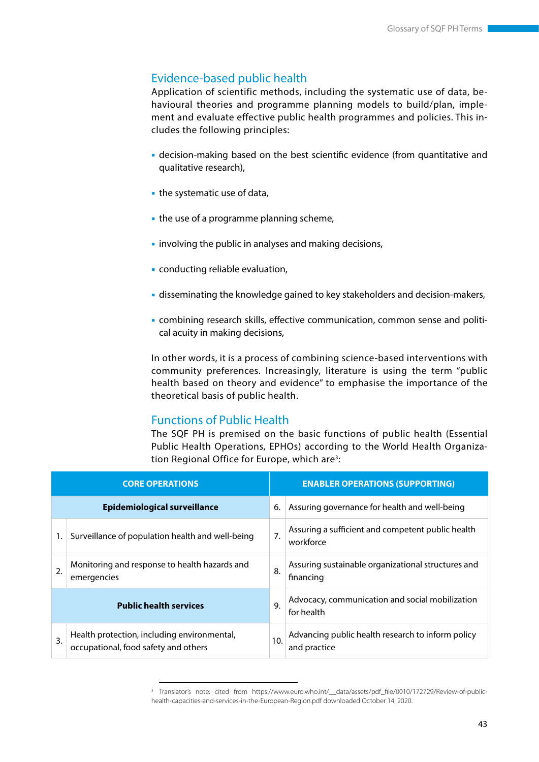## Evidence-based public health

Application of scientific methods, including the systematic use of data, behavioural theories and programme planning models to build/plan, implement and evaluate effective public health programmes and policies. This includes the following principles:

- decision-making based on the best scientific evidence (from quantitative and qualitative research),
- the systematic use of data,
- the use of a programme planning scheme,
- involving the public in analyses and making decisions,
- conducting reliable evaluation,
- disseminating the knowledge gained to key stakeholders and decision-makers,
- combining research skills, effective communication, common sense and political acuity in making decisions,

In other words, it is a process of combining science-based interventions with community preferences. Increasingly, literature is using the term "public health based on theory and evidence" to emphasise the importance of the theoretical basis of public health.

## Functions of Public Health

The SQF PH is premised on the basic functions of public health (Essential Public Health Operations, EPHOs) according to the World Health Organization Regional Office for Europe, which are[3]:

| CORE OPERATIONS | | ENABLER OPERATIONS (SUPPORTING) | |
|---|---|---|---|
| **Epidemiological surveillance** | | 6. | Assuring governance for health and well-being |
| 1. | Surveillance of population health and well-being | 7. | Assuring a sufficient and competent public health workforce |
| 2. | Monitoring and response to health hazards and emergencies | 8. | Assuring sustainable organizational structures and financing |
| **Public health services** | | 9. | Advocacy, communication and social mobilization for health |
| 3. | Health protection, including environmental, occupational, food safety and others | 10. | Advancing public health research to inform policy and practice |

[3] Translator's note: cited from https://www.euro.who.int/__data/assets/pdf_file/0010/172729/Review-of-public-health-capacities-and-services-in-the-European-Region.pdf downloaded October 14, 2020.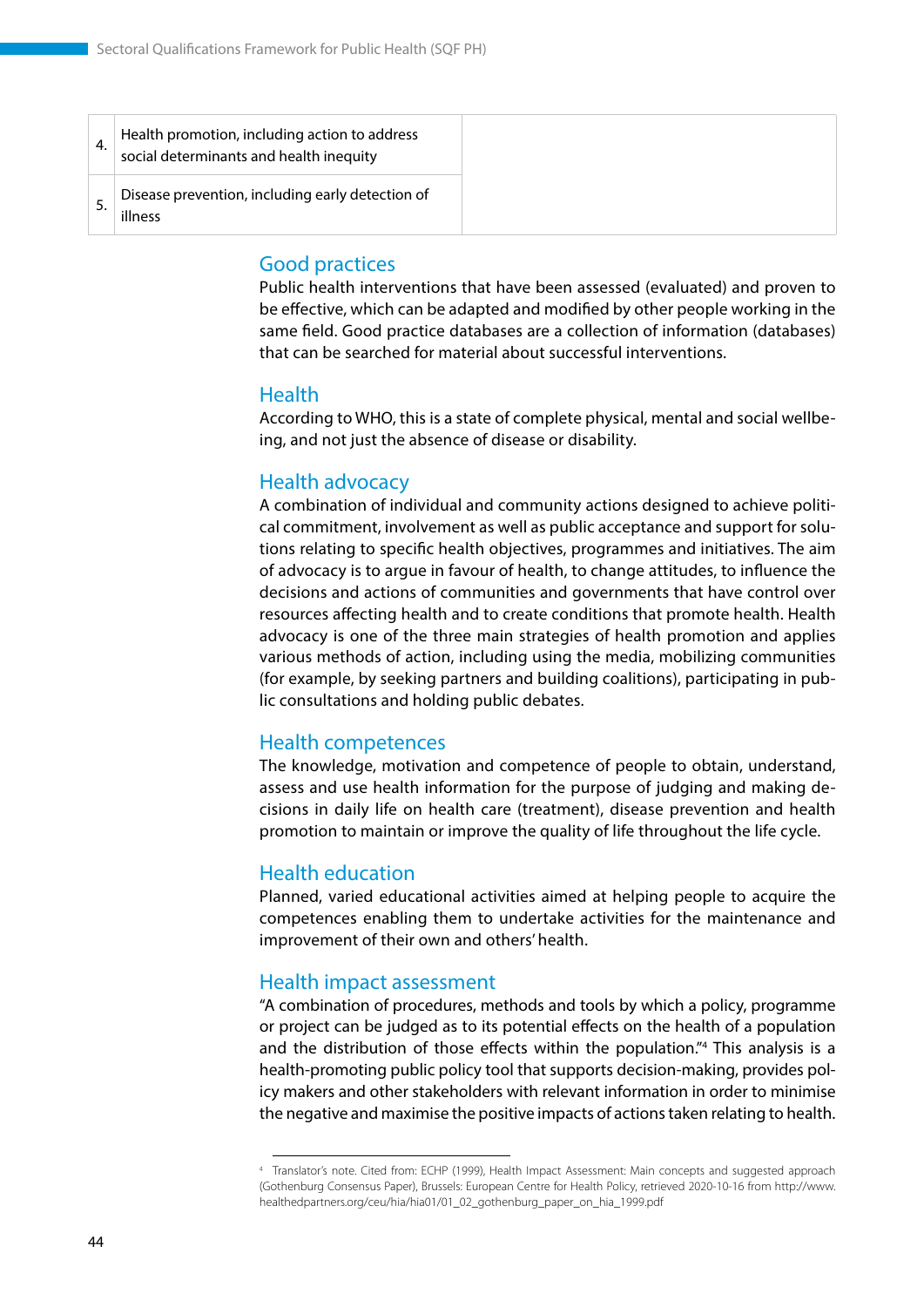| | | |
|---|---|---|
| 4. | Health promotion, including action to address social determinants and health inequity | |
| 5. | Disease prevention, including early detection of illness | |

## Good practices

Public health interventions that have been assessed (evaluated) and proven to be effective, which can be adapted and modified by other people working in the same field. Good practice databases are a collection of information (databases) that can be searched for material about successful interventions.

## Health

According to WHO, this is a state of complete physical, mental and social wellbeing, and not just the absence of disease or disability.

## Health advocacy

A combination of individual and community actions designed to achieve political commitment, involvement as well as public acceptance and support for solutions relating to specific health objectives, programmes and initiatives. The aim of advocacy is to argue in favour of health, to change attitudes, to influence the decisions and actions of communities and governments that have control over resources affecting health and to create conditions that promote health. Health advocacy is one of the three main strategies of health promotion and applies various methods of action, including using the media, mobilizing communities (for example, by seeking partners and building coalitions), participating in public consultations and holding public debates.

## Health competences

The knowledge, motivation and competence of people to obtain, understand, assess and use health information for the purpose of judging and making decisions in daily life on health care (treatment), disease prevention and health promotion to maintain or improve the quality of life throughout the life cycle.

## Health education

Planned, varied educational activities aimed at helping people to acquire the competences enabling them to undertake activities for the maintenance and improvement of their own and others' health.

## Health impact assessment

"A combination of procedures, methods and tools by which a policy, programme or project can be judged as to its potential effects on the health of a population and the distribution of those effects within the population."[4] This analysis is a health-promoting public policy tool that supports decision-making, provides policy makers and other stakeholders with relevant information in order to minimise the negative and maximise the positive impacts of actions taken relating to health.

---

[4] Translator's note. Cited from: ECHP (1999), Health Impact Assessment: Main concepts and suggested approach (Gothenburg Consensus Paper), Brussels: European Centre for Health Policy, retrieved 2020-10-16 from http://www.healthedpartners.org/ceu/hia/hia01/01_02_gothenburg_paper_on_hia_1999.pdf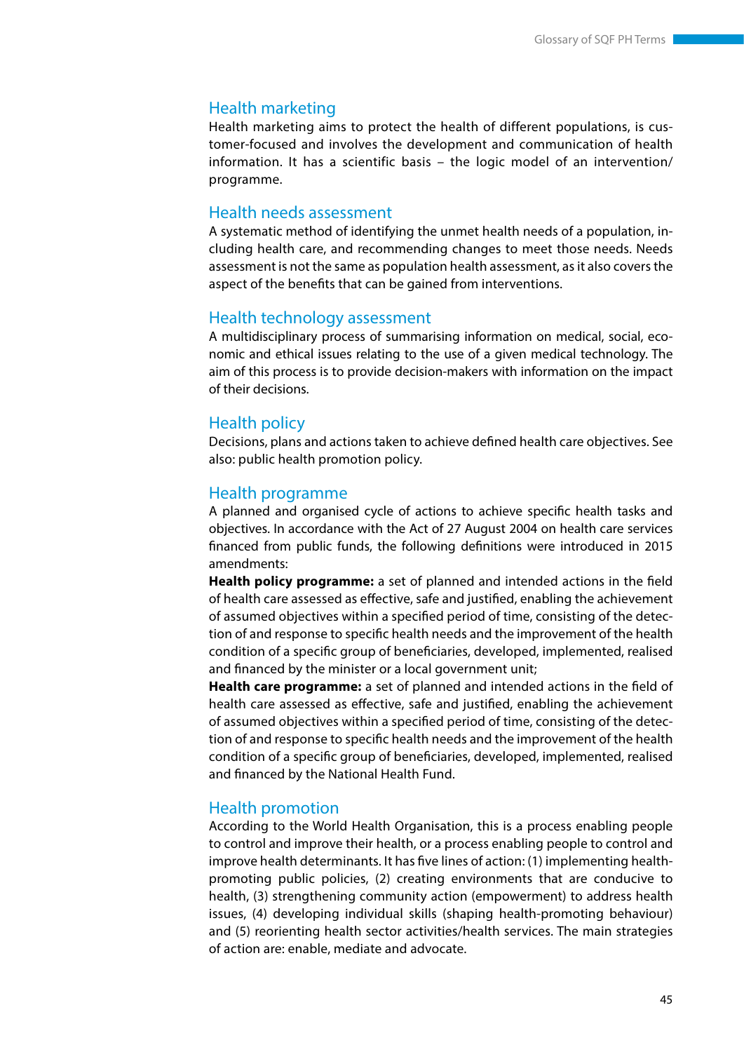## Health marketing

Health marketing aims to protect the health of different populations, is customer-focused and involves the development and communication of health information. It has a scientific basis – the logic model of an intervention/programme.

## Health needs assessment

A systematic method of identifying the unmet health needs of a population, including health care, and recommending changes to meet those needs. Needs assessment is not the same as population health assessment, as it also covers the aspect of the benefits that can be gained from interventions.

## Health technology assessment

A multidisciplinary process of summarising information on medical, social, economic and ethical issues relating to the use of a given medical technology. The aim of this process is to provide decision-makers with information on the impact of their decisions.

## Health policy

Decisions, plans and actions taken to achieve defined health care objectives. See also: public health promotion policy.

## Health programme

A planned and organised cycle of actions to achieve specific health tasks and objectives. In accordance with the Act of 27 August 2004 on health care services financed from public funds, the following definitions were introduced in 2015 amendments:

**Health policy programme:** a set of planned and intended actions in the field of health care assessed as effective, safe and justified, enabling the achievement of assumed objectives within a specified period of time, consisting of the detection of and response to specific health needs and the improvement of the health condition of a specific group of beneficiaries, developed, implemented, realised and financed by the minister or a local government unit;

**Health care programme:** a set of planned and intended actions in the field of health care assessed as effective, safe and justified, enabling the achievement of assumed objectives within a specified period of time, consisting of the detection of and response to specific health needs and the improvement of the health condition of a specific group of beneficiaries, developed, implemented, realised and financed by the National Health Fund.

## Health promotion

According to the World Health Organisation, this is a process enabling people to control and improve their health, or a process enabling people to control and improve health determinants. It has five lines of action: (1) implementing health-promoting public policies, (2) creating environments that are conducive to health, (3) strengthening community action (empowerment) to address health issues, (4) developing individual skills (shaping health-promoting behaviour) and (5) reorienting health sector activities/health services. The main strategies of action are: enable, mediate and advocate.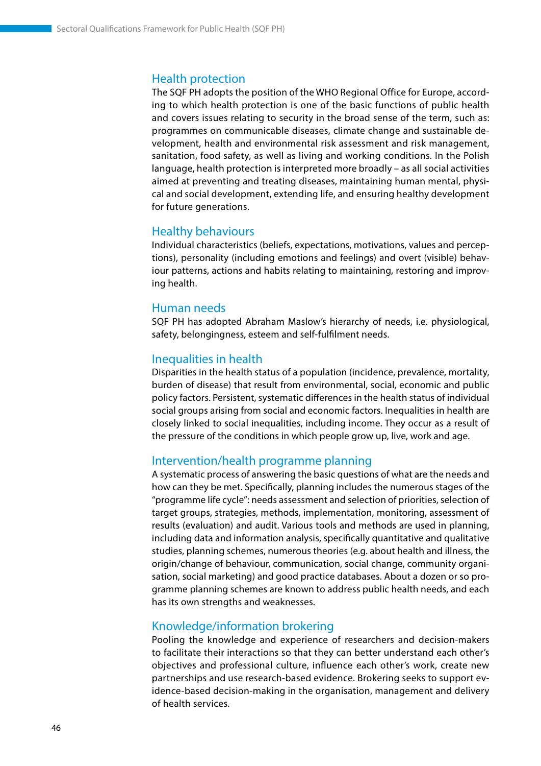### Health protection

The SQF PH adopts the position of the WHO Regional Office for Europe, according to which health protection is one of the basic functions of public health and covers issues relating to security in the broad sense of the term, such as: programmes on communicable diseases, climate change and sustainable development, health and environmental risk assessment and risk management, sanitation, food safety, as well as living and working conditions. In the Polish language, health protection is interpreted more broadly – as all social activities aimed at preventing and treating diseases, maintaining human mental, physical and social development, extending life, and ensuring healthy development for future generations.

### Healthy behaviours

Individual characteristics (beliefs, expectations, motivations, values and perceptions), personality (including emotions and feelings) and overt (visible) behaviour patterns, actions and habits relating to maintaining, restoring and improving health.

### Human needs

SQF PH has adopted Abraham Maslow's hierarchy of needs, i.e. physiological, safety, belongingness, esteem and self-fulfilment needs.

### Inequalities in health

Disparities in the health status of a population (incidence, prevalence, mortality, burden of disease) that result from environmental, social, economic and public policy factors. Persistent, systematic differences in the health status of individual social groups arising from social and economic factors. Inequalities in health are closely linked to social inequalities, including income. They occur as a result of the pressure of the conditions in which people grow up, live, work and age.

### Intervention/health programme planning

A systematic process of answering the basic questions of what are the needs and how can they be met. Specifically, planning includes the numerous stages of the "programme life cycle": needs assessment and selection of priorities, selection of target groups, strategies, methods, implementation, monitoring, assessment of results (evaluation) and audit. Various tools and methods are used in planning, including data and information analysis, specifically quantitative and qualitative studies, planning schemes, numerous theories (e.g. about health and illness, the origin/change of behaviour, communication, social change, community organisation, social marketing) and good practice databases. About a dozen or so programme planning schemes are known to address public health needs, and each has its own strengths and weaknesses.

### Knowledge/information brokering

Pooling the knowledge and experience of researchers and decision-makers to facilitate their interactions so that they can better understand each other's objectives and professional culture, influence each other's work, create new partnerships and use research-based evidence. Brokering seeks to support evidence-based decision-making in the organisation, management and delivery of health services.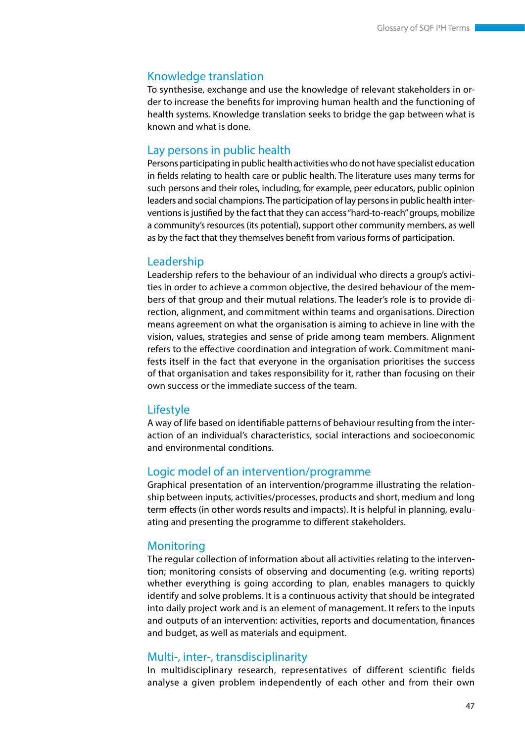## Knowledge translation

To synthesise, exchange and use the knowledge of relevant stakeholders in order to increase the benefits for improving human health and the functioning of health systems. Knowledge translation seeks to bridge the gap between what is known and what is done.

## Lay persons in public health

Persons participating in public health activities who do not have specialist education in fields relating to health care or public health. The literature uses many terms for such persons and their roles, including, for example, peer educators, public opinion leaders and social champions. The participation of lay persons in public health interventions is justified by the fact that they can access "hard-to-reach" groups, mobilize a community's resources (its potential), support other community members, as well as by the fact that they themselves benefit from various forms of participation.

## Leadership

Leadership refers to the behaviour of an individual who directs a group's activities in order to achieve a common objective, the desired behaviour of the members of that group and their mutual relations. The leader's role is to provide direction, alignment, and commitment within teams and organisations. Direction means agreement on what the organisation is aiming to achieve in line with the vision, values, strategies and sense of pride among team members. Alignment refers to the effective coordination and integration of work. Commitment manifests itself in the fact that everyone in the organisation prioritises the success of that organisation and takes responsibility for it, rather than focusing on their own success or the immediate success of the team.

## Lifestyle

A way of life based on identifiable patterns of behaviour resulting from the interaction of an individual's characteristics, social interactions and socioeconomic and environmental conditions.

## Logic model of an intervention/programme

Graphical presentation of an intervention/programme illustrating the relationship between inputs, activities/processes, products and short, medium and long term effects (in other words results and impacts). It is helpful in planning, evaluating and presenting the programme to different stakeholders.

## Monitoring

The regular collection of information about all activities relating to the intervention; monitoring consists of observing and documenting (e.g. writing reports) whether everything is going according to plan, enables managers to quickly identify and solve problems. It is a continuous activity that should be integrated into daily project work and is an element of management. It refers to the inputs and outputs of an intervention: activities, reports and documentation, finances and budget, as well as materials and equipment.

## Multi-, inter-, transdisciplinarity

In multidisciplinary research, representatives of different scientific fields analyse a given problem independently of each other and from their own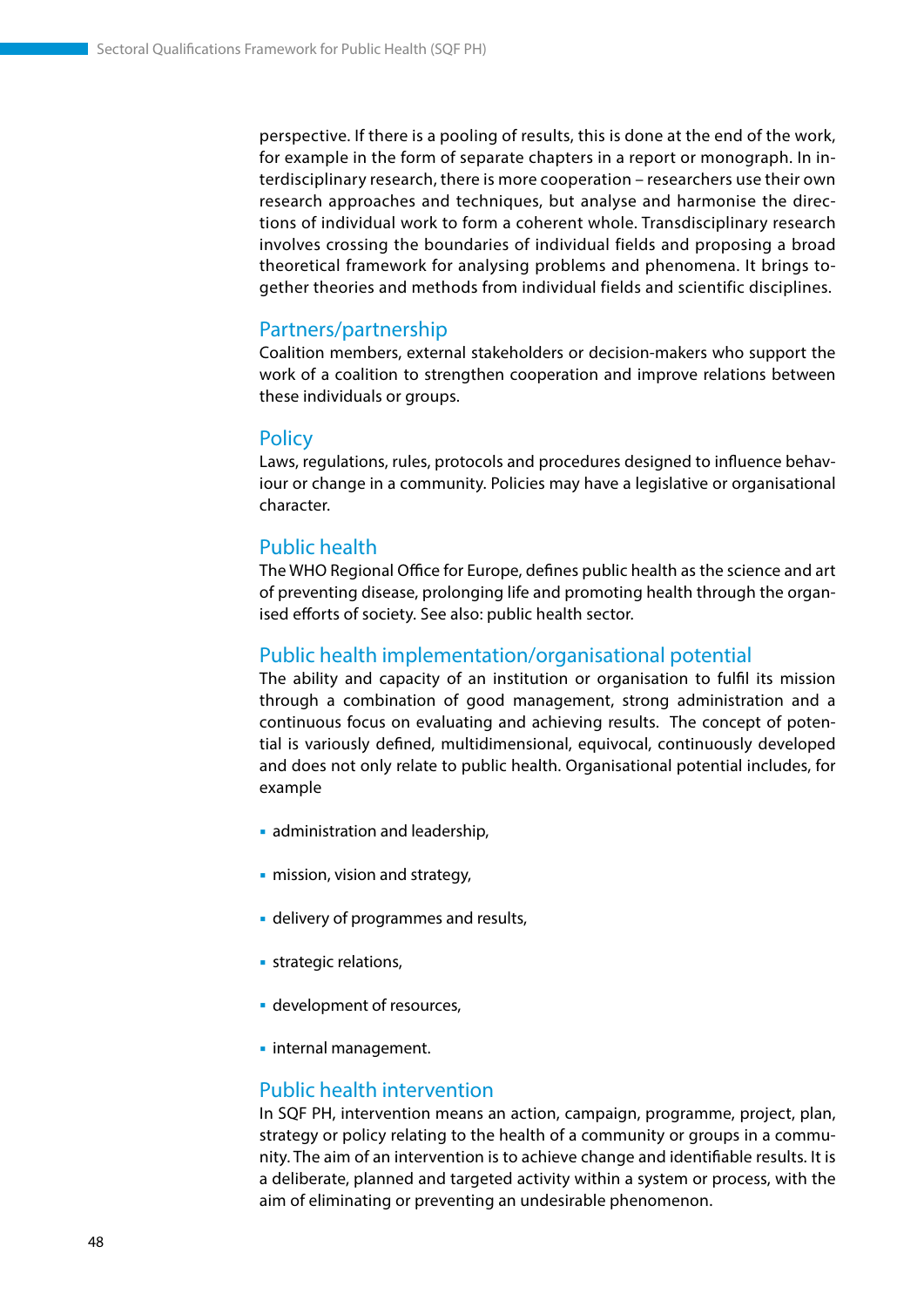perspective. If there is a pooling of results, this is done at the end of the work, for example in the form of separate chapters in a report or monograph. In interdisciplinary research, there is more cooperation – researchers use their own research approaches and techniques, but analyse and harmonise the directions of individual work to form a coherent whole. Transdisciplinary research involves crossing the boundaries of individual fields and proposing a broad theoretical framework for analysing problems and phenomena. It brings together theories and methods from individual fields and scientific disciplines.

## Partners/partnership

Coalition members, external stakeholders or decision-makers who support the work of a coalition to strengthen cooperation and improve relations between these individuals or groups.

## Policy

Laws, regulations, rules, protocols and procedures designed to influence behaviour or change in a community. Policies may have a legislative or organisational character.

## Public health

The WHO Regional Office for Europe, defines public health as the science and art of preventing disease, prolonging life and promoting health through the organised efforts of society. See also: public health sector.

## Public health implementation/organisational potential

The ability and capacity of an institution or organisation to fulfil its mission through a combination of good management, strong administration and a continuous focus on evaluating and achieving results. The concept of potential is variously defined, multidimensional, equivocal, continuously developed and does not only relate to public health. Organisational potential includes, for example

- administration and leadership,
- mission, vision and strategy,
- delivery of programmes and results,
- strategic relations,
- development of resources,
- internal management.

## Public health intervention

In SQF PH, intervention means an action, campaign, programme, project, plan, strategy or policy relating to the health of a community or groups in a community. The aim of an intervention is to achieve change and identifiable results. It is a deliberate, planned and targeted activity within a system or process, with the aim of eliminating or preventing an undesirable phenomenon.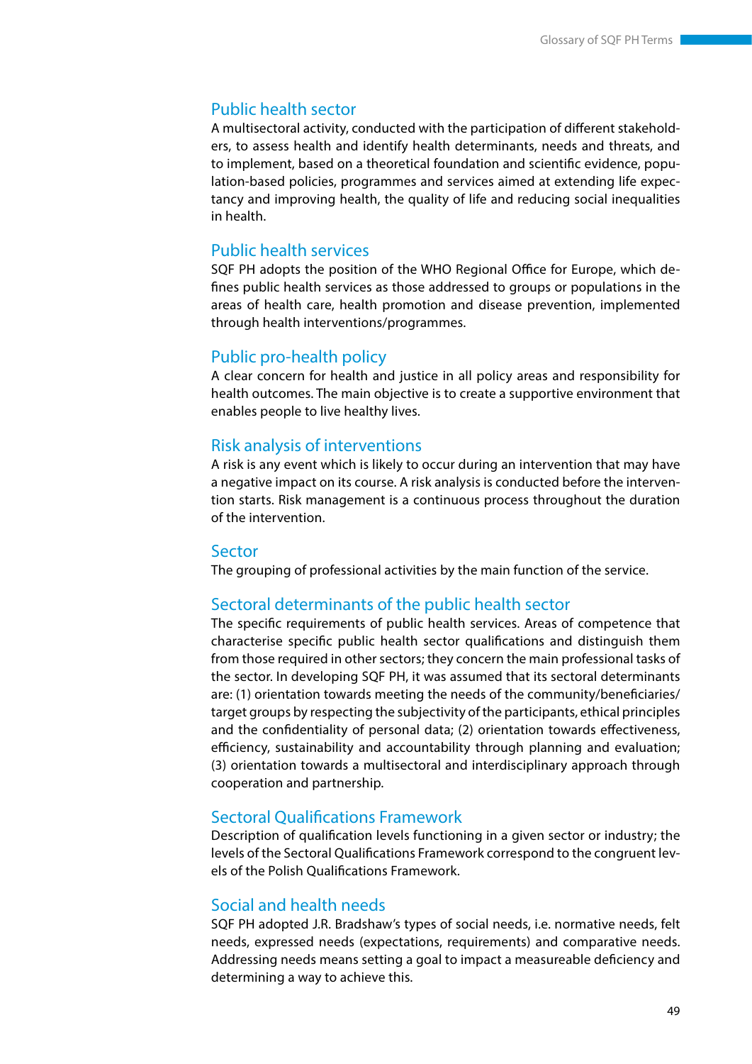## Public health sector

A multisectoral activity, conducted with the participation of different stakeholders, to assess health and identify health determinants, needs and threats, and to implement, based on a theoretical foundation and scientific evidence, population-based policies, programmes and services aimed at extending life expectancy and improving health, the quality of life and reducing social inequalities in health.

## Public health services

SQF PH adopts the position of the WHO Regional Office for Europe, which defines public health services as those addressed to groups or populations in the areas of health care, health promotion and disease prevention, implemented through health interventions/programmes.

## Public pro-health policy

A clear concern for health and justice in all policy areas and responsibility for health outcomes. The main objective is to create a supportive environment that enables people to live healthy lives.

## Risk analysis of interventions

A risk is any event which is likely to occur during an intervention that may have a negative impact on its course. A risk analysis is conducted before the intervention starts. Risk management is a continuous process throughout the duration of the intervention.

## Sector

The grouping of professional activities by the main function of the service.

## Sectoral determinants of the public health sector

The specific requirements of public health services. Areas of competence that characterise specific public health sector qualifications and distinguish them from those required in other sectors; they concern the main professional tasks of the sector. In developing SQF PH, it was assumed that its sectoral determinants are: (1) orientation towards meeting the needs of the community/beneficiaries/target groups by respecting the subjectivity of the participants, ethical principles and the confidentiality of personal data; (2) orientation towards effectiveness, efficiency, sustainability and accountability through planning and evaluation; (3) orientation towards a multisectoral and interdisciplinary approach through cooperation and partnership.

## Sectoral Qualifications Framework

Description of qualification levels functioning in a given sector or industry; the levels of the Sectoral Qualifications Framework correspond to the congruent levels of the Polish Qualifications Framework.

## Social and health needs

SQF PH adopted J.R. Bradshaw's types of social needs, i.e. normative needs, felt needs, expressed needs (expectations, requirements) and comparative needs. Addressing needs means setting a goal to impact a measureable deficiency and determining a way to achieve this.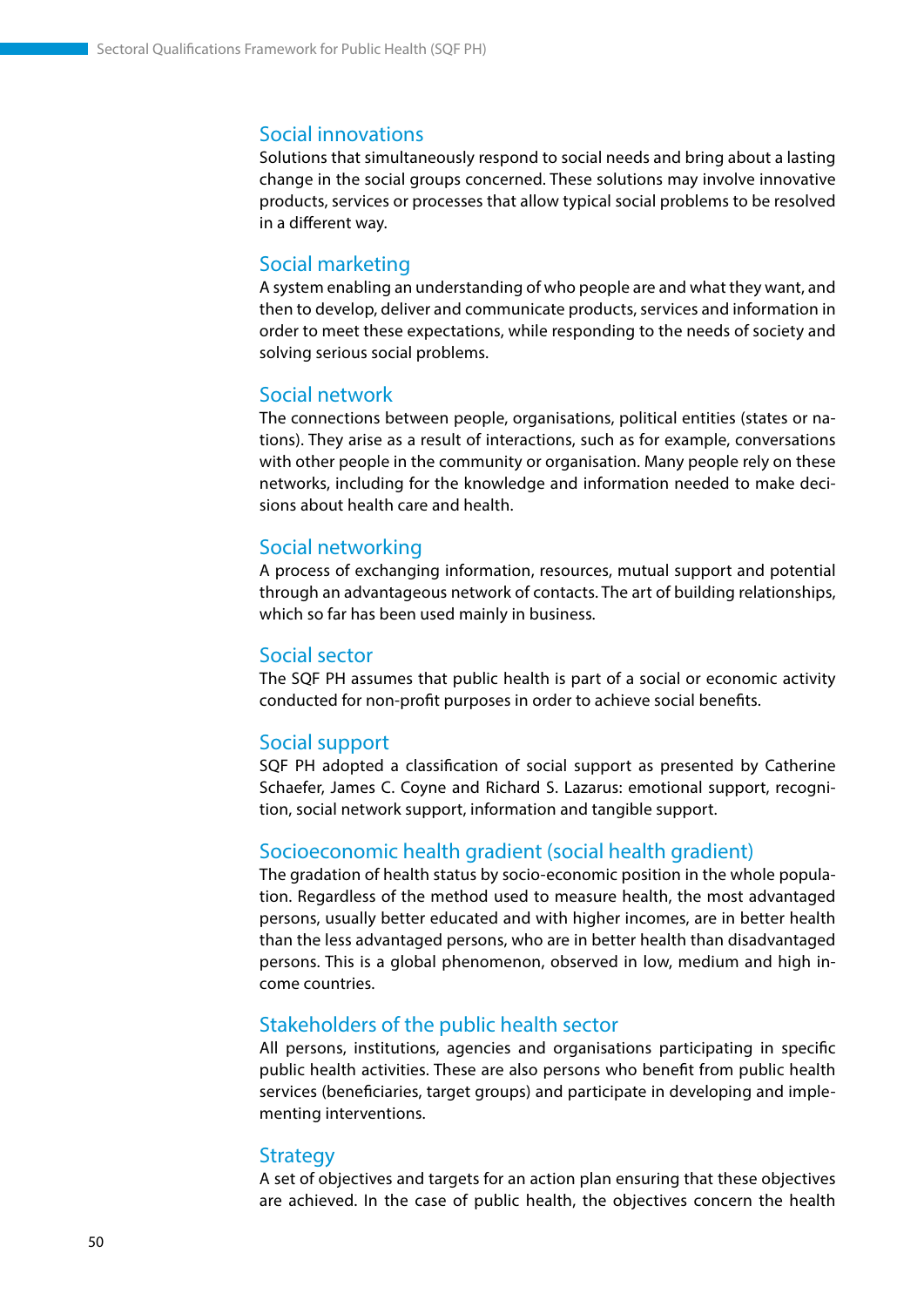## Social innovations

Solutions that simultaneously respond to social needs and bring about a lasting change in the social groups concerned. These solutions may involve innovative products, services or processes that allow typical social problems to be resolved in a different way.

## Social marketing

A system enabling an understanding of who people are and what they want, and then to develop, deliver and communicate products, services and information in order to meet these expectations, while responding to the needs of society and solving serious social problems.

## Social network

The connections between people, organisations, political entities (states or nations). They arise as a result of interactions, such as for example, conversations with other people in the community or organisation. Many people rely on these networks, including for the knowledge and information needed to make decisions about health care and health.

## Social networking

A process of exchanging information, resources, mutual support and potential through an advantageous network of contacts. The art of building relationships, which so far has been used mainly in business.

## Social sector

The SQF PH assumes that public health is part of a social or economic activity conducted for non-profit purposes in order to achieve social benefits.

## Social support

SQF PH adopted a classification of social support as presented by Catherine Schaefer, James C. Coyne and Richard S. Lazarus: emotional support, recognition, social network support, information and tangible support.

## Socioeconomic health gradient (social health gradient)

The gradation of health status by socio-economic position in the whole population. Regardless of the method used to measure health, the most advantaged persons, usually better educated and with higher incomes, are in better health than the less advantaged persons, who are in better health than disadvantaged persons. This is a global phenomenon, observed in low, medium and high income countries.

## Stakeholders of the public health sector

All persons, institutions, agencies and organisations participating in specific public health activities. These are also persons who benefit from public health services (beneficiaries, target groups) and participate in developing and implementing interventions.

## Strategy

A set of objectives and targets for an action plan ensuring that these objectives are achieved. In the case of public health, the objectives concern the health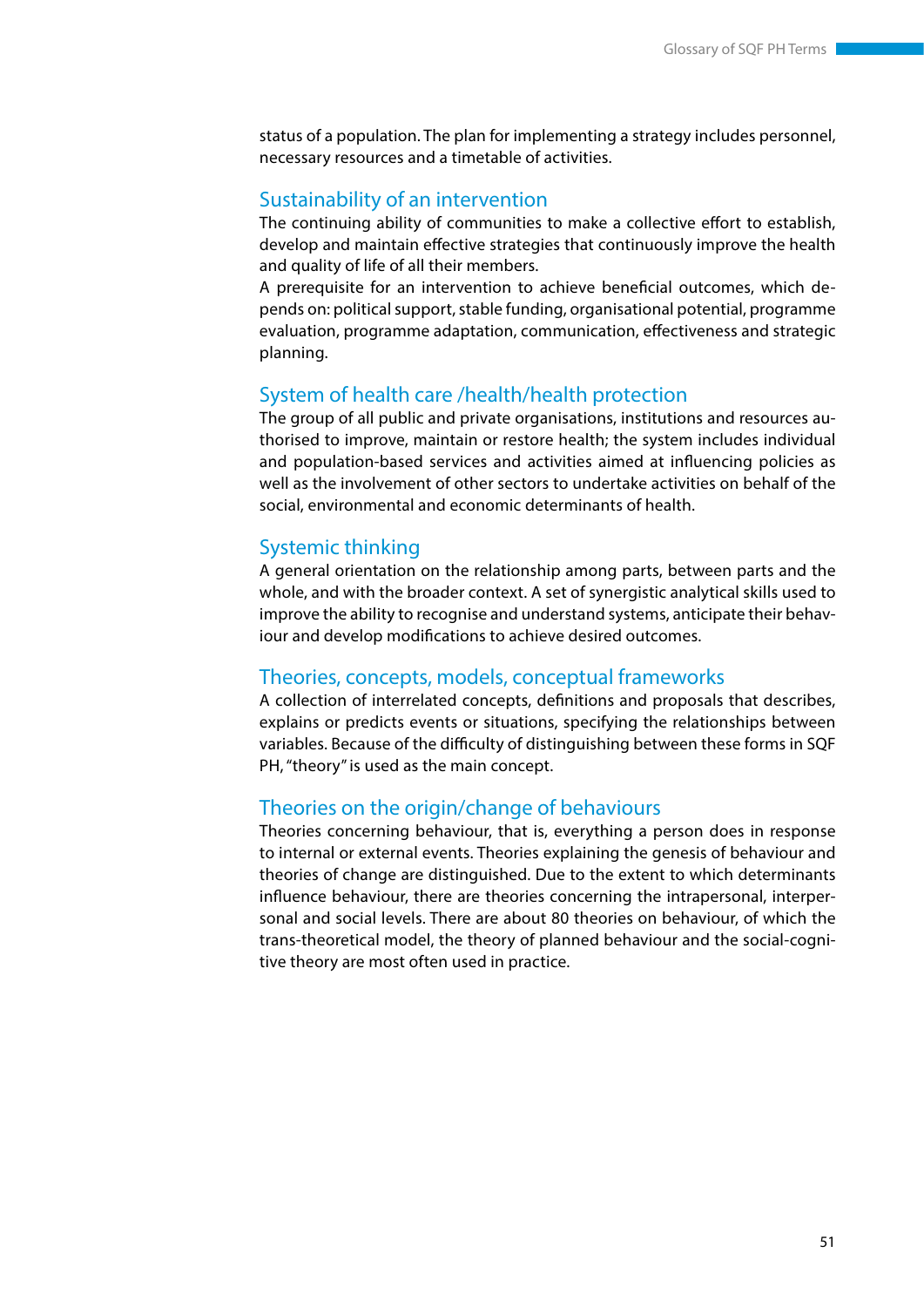status of a population. The plan for implementing a strategy includes personnel, necessary resources and a timetable of activities.

## Sustainability of an intervention

The continuing ability of communities to make a collective effort to establish, develop and maintain effective strategies that continuously improve the health and quality of life of all their members.

A prerequisite for an intervention to achieve beneficial outcomes, which depends on: political support, stable funding, organisational potential, programme evaluation, programme adaptation, communication, effectiveness and strategic planning.

## System of health care /health/health protection

The group of all public and private organisations, institutions and resources authorised to improve, maintain or restore health; the system includes individual and population-based services and activities aimed at influencing policies as well as the involvement of other sectors to undertake activities on behalf of the social, environmental and economic determinants of health.

## Systemic thinking

A general orientation on the relationship among parts, between parts and the whole, and with the broader context. A set of synergistic analytical skills used to improve the ability to recognise and understand systems, anticipate their behaviour and develop modifications to achieve desired outcomes.

## Theories, concepts, models, conceptual frameworks

A collection of interrelated concepts, definitions and proposals that describes, explains or predicts events or situations, specifying the relationships between variables. Because of the difficulty of distinguishing between these forms in SQF PH, "theory" is used as the main concept.

## Theories on the origin/change of behaviours

Theories concerning behaviour, that is, everything a person does in response to internal or external events. Theories explaining the genesis of behaviour and theories of change are distinguished. Due to the extent to which determinants influence behaviour, there are theories concerning the intrapersonal, interpersonal and social levels. There are about 80 theories on behaviour, of which the trans-theoretical model, the theory of planned behaviour and the social-cognitive theory are most often used in practice.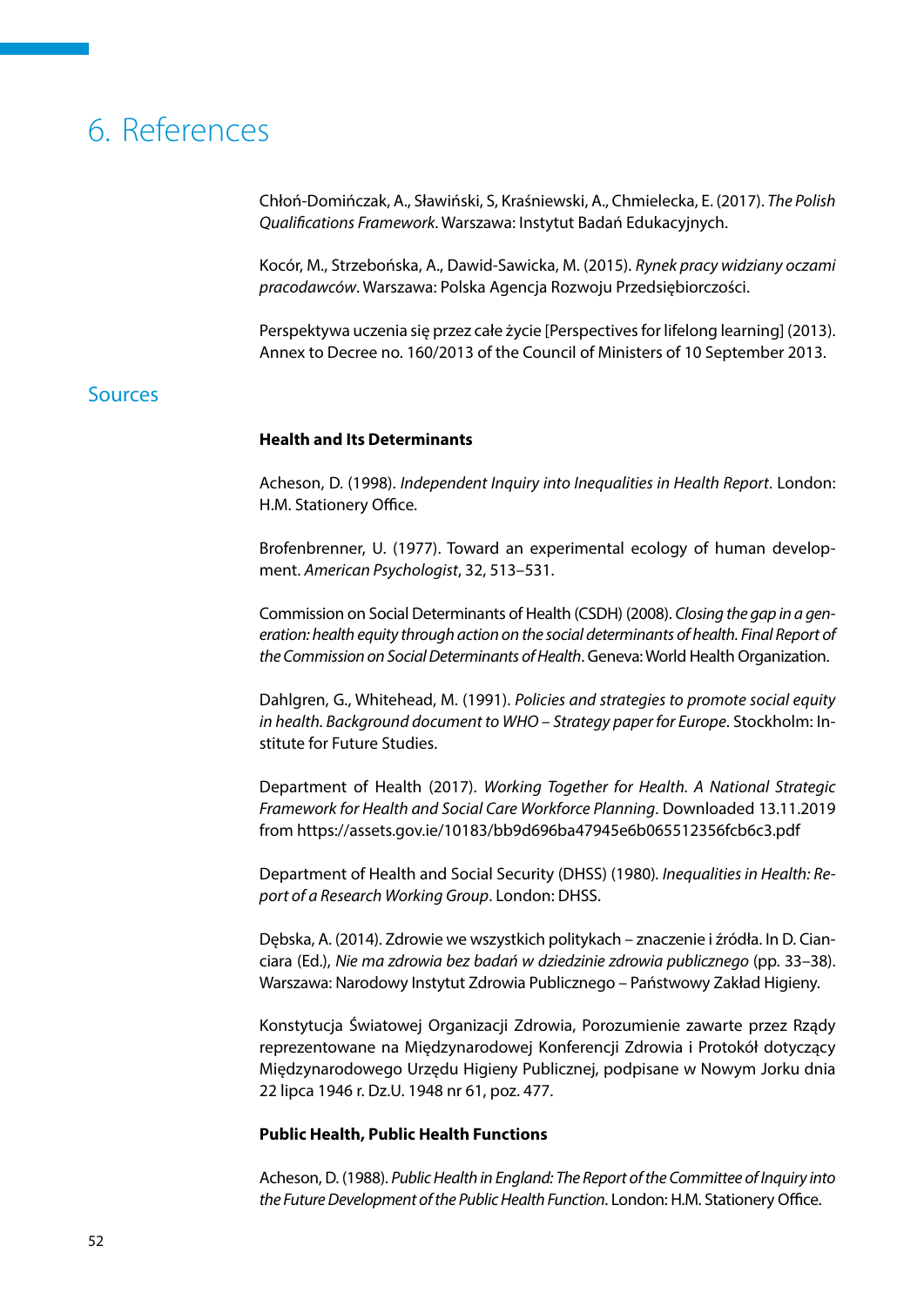# 6. References

Chłoń-Domińczak, A., Sławiński, S, Kraśniewski, A., Chmielecka, E. (2017). *The Polish Qualifications Framework*. Warszawa: Instytut Badań Edukacyjnych.

Kocór, M., Strzebońska, A., Dawid-Sawicka, M. (2015). *Rynek pracy widziany oczami pracodawców*. Warszawa: Polska Agencja Rozwoju Przedsiębiorczości.

Perspektywa uczenia się przez całe życie [Perspectives for lifelong learning] (2013). Annex to Decree no. 160/2013 of the Council of Ministers of 10 September 2013.

## Sources

**Health and Its Determinants**

Acheson, D. (1998). *Independent Inquiry into Inequalities in Health Report*. London: H.M. Stationery Office.

Brofenbrenner, U. (1977). Toward an experimental ecology of human development. *American Psychologist*, 32, 513–531.

Commission on Social Determinants of Health (CSDH) (2008). *Closing the gap in a generation: health equity through action on the social determinants of health. Final Report of the Commission on Social Determinants of Health*. Geneva: World Health Organization.

Dahlgren, G., Whitehead, M. (1991). *Policies and strategies to promote social equity in health. Background document to WHO – Strategy paper for Europe*. Stockholm: Institute for Future Studies.

Department of Health (2017). *Working Together for Health. A National Strategic Framework for Health and Social Care Workforce Planning*. Downloaded 13.11.2019 from https://assets.gov.ie/10183/bb9d696ba47945e6b065512356fcb6c3.pdf

Department of Health and Social Security (DHSS) (1980). *Inequalities in Health: Report of a Research Working Group*. London: DHSS.

Dębska, A. (2014). Zdrowie we wszystkich politykach – znaczenie i źródła. In D. Cianciara (Ed.), *Nie ma zdrowia bez badań w dziedzinie zdrowia publicznego* (pp. 33–38). Warszawa: Narodowy Instytut Zdrowia Publicznego – Państwowy Zakład Higieny.

Konstytucja Światowej Organizacji Zdrowia, Porozumienie zawarte przez Rządy reprezentowane na Międzynarodowej Konferencji Zdrowia i Protokół dotyczący Międzynarodowego Urzędu Higieny Publicznej, podpisane w Nowym Jorku dnia 22 lipca 1946 r. Dz.U. 1948 nr 61, poz. 477.

**Public Health, Public Health Functions**

Acheson, D. (1988). *Public Health in England: The Report of the Committee of Inquiry into the Future Development of the Public Health Function*. London: H.M. Stationery Office.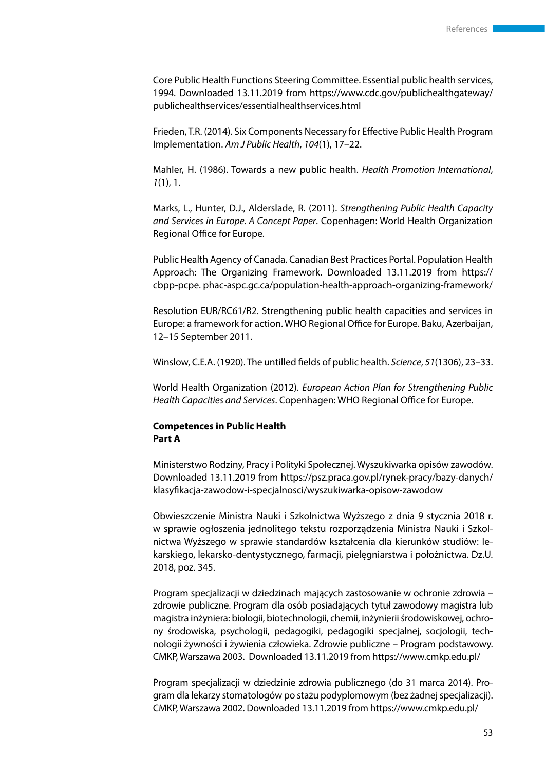Core Public Health Functions Steering Committee. Essential public health services, 1994. Downloaded 13.11.2019 from https://www.cdc.gov/publichealthgateway/publichealthservices/essentialhealthservices.html

Frieden, T.R. (2014). Six Components Necessary for Effective Public Health Program Implementation. *Am J Public Health*, *104*(1), 17–22.

Mahler, H. (1986). Towards a new public health. *Health Promotion International*, *1*(1), 1.

Marks, L., Hunter, D.J., Alderslade, R. (2011). *Strengthening Public Health Capacity and Services in Europe. A Concept Paper*. Copenhagen: World Health Organization Regional Office for Europe.

Public Health Agency of Canada. Canadian Best Practices Portal. Population Health Approach: The Organizing Framework. Downloaded 13.11.2019 from https://cbpp-pcpe.phac-aspc.gc.ca/population-health-approach-organizing-framework/

Resolution EUR/RC61/R2. Strengthening public health capacities and services in Europe: a framework for action. WHO Regional Office for Europe. Baku, Azerbaijan, 12–15 September 2011.

Winslow, C.E.A. (1920). The untilled fields of public health. *Science*, *51*(1306), 23–33.

World Health Organization (2012). *European Action Plan for Strengthening Public Health Capacities and Services*. Copenhagen: WHO Regional Office for Europe.

**Competences in Public Health**
**Part A**

Ministerstwo Rodziny, Pracy i Polityki Społecznej. Wyszukiwarka opisów zawodów. Downloaded 13.11.2019 from https://psz.praca.gov.pl/rynek-pracy/bazy-danych/klasyfikacja-zawodow-i-specjalnosci/wyszukiwarka-opisow-zawodow

Obwieszczenie Ministra Nauki i Szkolnictwa Wyższego z dnia 9 stycznia 2018 r. w sprawie ogłoszenia jednolitego tekstu rozporządzenia Ministra Nauki i Szkolnictwa Wyższego w sprawie standardów kształcenia dla kierunków studiów: lekarskiego, lekarsko-dentystycznego, farmacji, pielęgniarstwa i położnictwa. Dz.U. 2018, poz. 345.

Program specjalizacji w dziedzinach mających zastosowanie w ochronie zdrowia – zdrowie publiczne. Program dla osób posiadających tytuł zawodowy magistra lub magistra inżyniera: biologii, biotechnologii, chemii, inżynierii środowiskowej, ochrony środowiska, psychologii, pedagogiki, pedagogiki specjalnej, socjologii, technologii żywności i żywienia człowieka. Zdrowie publiczne – Program podstawowy. CMKP, Warszawa 2003. Downloaded 13.11.2019 from https://www.cmkp.edu.pl/

Program specjalizacji w dziedzinie zdrowia publicznego (do 31 marca 2014). Program dla lekarzy stomatologów po stażu podyplomowym (bez żadnej specjalizacji). CMKP, Warszawa 2002. Downloaded 13.11.2019 from https://www.cmkp.edu.pl/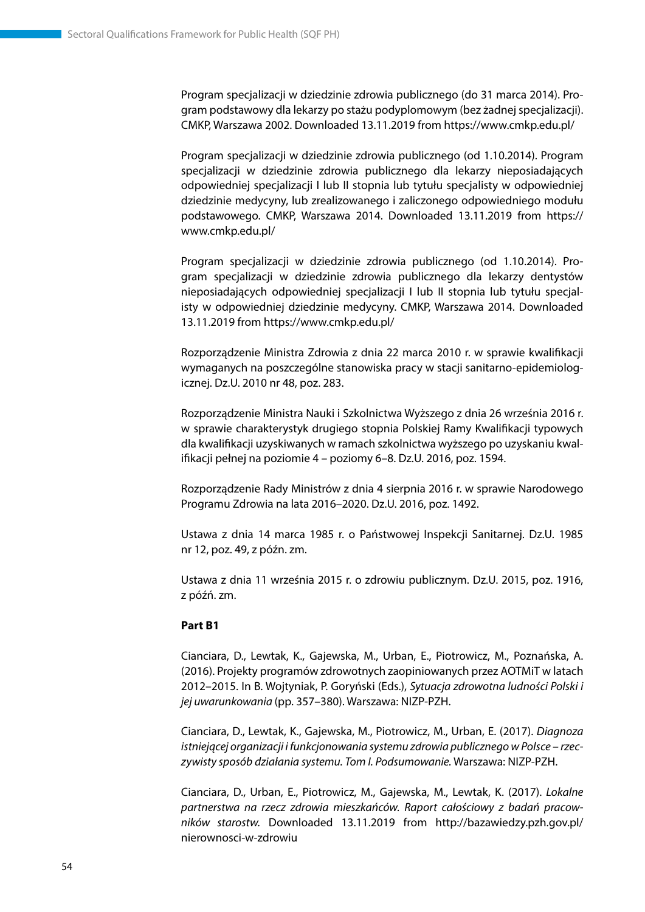Program specjalizacji w dziedzinie zdrowia publicznego (do 31 marca 2014). Program podstawowy dla lekarzy po stażu podyplomowym (bez żadnej specjalizacji). CMKP, Warszawa 2002. Downloaded 13.11.2019 from https://www.cmkp.edu.pl/

Program specjalizacji w dziedzinie zdrowia publicznego (od 1.10.2014). Program specjalizacji w dziedzinie zdrowia publicznego dla lekarzy nieposiadających odpowiedniej specjalizacji I lub II stopnia lub tytułu specjalisty w odpowiedniej dziedzinie medycyny, lub zrealizowanego i zaliczonego odpowiedniego modułu podstawowego. CMKP, Warszawa 2014. Downloaded 13.11.2019 from https://www.cmkp.edu.pl/

Program specjalizacji w dziedzinie zdrowia publicznego (od 1.10.2014). Program specjalizacji w dziedzinie zdrowia publicznego dla lekarzy dentystów nieposiadających odpowiedniej specjalizacji I lub II stopnia lub tytułu specjalisty w odpowiedniej dziedzinie medycyny. CMKP, Warszawa 2014. Downloaded 13.11.2019 from https://www.cmkp.edu.pl/

Rozporządzenie Ministra Zdrowia z dnia 22 marca 2010 r. w sprawie kwalifikacji wymaganych na poszczególne stanowiska pracy w stacji sanitarno-epidemiologicznej. Dz.U. 2010 nr 48, poz. 283.

Rozporządzenie Ministra Nauki i Szkolnictwa Wyższego z dnia 26 września 2016 r. w sprawie charakterystyk drugiego stopnia Polskiej Ramy Kwalifikacji typowych dla kwalifikacji uzyskiwanych w ramach szkolnictwa wyższego po uzyskaniu kwalifikacji pełnej na poziomie 4 – poziomy 6–8. Dz.U. 2016, poz. 1594.

Rozporządzenie Rady Ministrów z dnia 4 sierpnia 2016 r. w sprawie Narodowego Programu Zdrowia na lata 2016–2020. Dz.U. 2016, poz. 1492.

Ustawa z dnia 14 marca 1985 r. o Państwowej Inspekcji Sanitarnej. Dz.U. 1985 nr 12, poz. 49, z późn. zm.

Ustawa z dnia 11 września 2015 r. o zdrowiu publicznym. Dz.U. 2015, poz. 1916, z późń. zm.

**Part B1**

Cianciara, D., Lewtak, K., Gajewska, M., Urban, E., Piotrowicz, M., Poznańska, A. (2016). Projekty programów zdrowotnych zaopiniowanych przez AOTMiT w latach 2012–2015. In B. Wojtyniak, P. Goryński (Eds.), *Sytuacja zdrowotna ludności Polski i jej uwarunkowania* (pp. 357–380). Warszawa: NIZP-PZH.

Cianciara, D., Lewtak, K., Gajewska, M., Piotrowicz, M., Urban, E. (2017). *Diagnoza istniejącej organizacji i funkcjonowania systemu zdrowia publicznego w Polsce – rzeczywisty sposób działania systemu. Tom I. Podsumowanie.* Warszawa: NIZP-PZH.

Cianciara, D., Urban, E., Piotrowicz, M., Gajewska, M., Lewtak, K. (2017). *Lokalne partnerstwa na rzecz zdrowia mieszkańców. Raport całościowy z badań pracowników starostw.* Downloaded 13.11.2019 from http://bazawiedzy.pzh.gov.pl/nierownosci-w-zdrowiu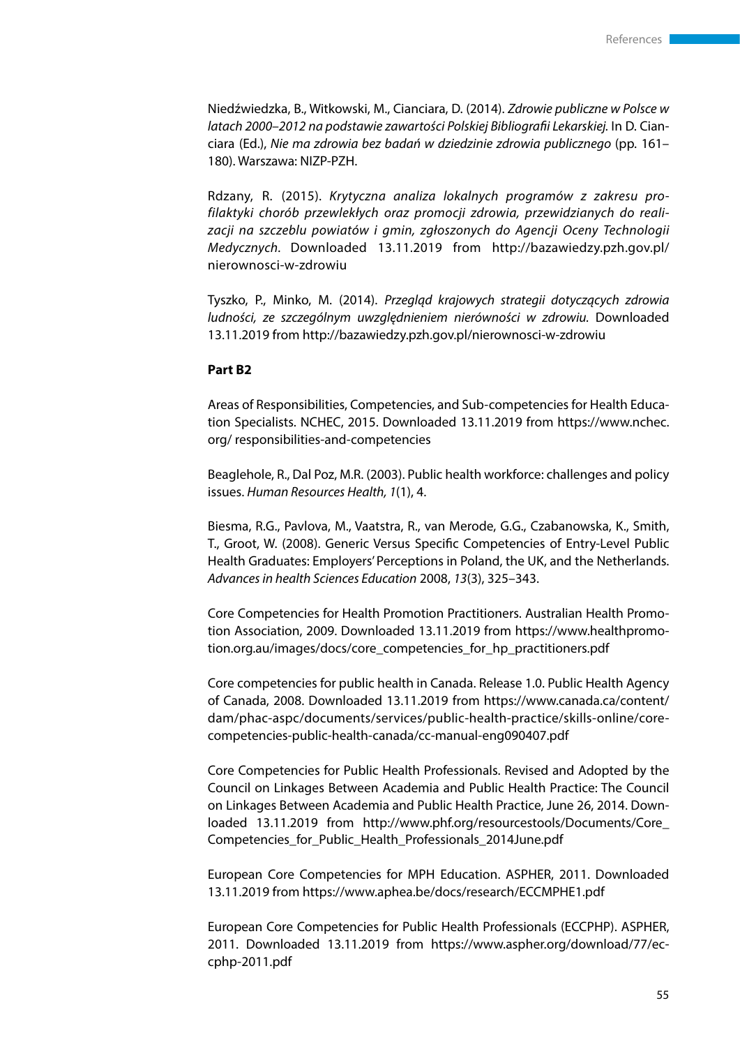Niedźwiedzka, B., Witkowski, M., Cianciara, D. (2014). *Zdrowie publiczne w Polsce w latach 2000–2012 na podstawie zawartości Polskiej Bibliografii Lekarskiej.* In D. Cianciara (Ed.), *Nie ma zdrowia bez badań w dziedzinie zdrowia publicznego* (pp. 161–180). Warszawa: NIZP-PZH.

Rdzany, R. (2015). *Krytyczna analiza lokalnych programów z zakresu profilaktyki chorób przewlekłych oraz promocji zdrowia, przewidzianych do realizacji na szczeblu powiatów i gmin, zgłoszonych do Agencji Oceny Technologii Medycznych*. Downloaded 13.11.2019 from http://bazawiedzy.pzh.gov.pl/nierownosci-w-zdrowiu

Tyszko, P., Minko, M. (2014). *Przegląd krajowych strategii dotyczących zdrowia ludności, ze szczególnym uwzględnieniem nierówności w zdrowiu.* Downloaded 13.11.2019 from http://bazawiedzy.pzh.gov.pl/nierownosci-w-zdrowiu

**Part B2**

Areas of Responsibilities, Competencies, and Sub-competencies for Health Education Specialists. NCHEC, 2015. Downloaded 13.11.2019 from https://www.nchec.org/ responsibilities-and-competencies

Beaglehole, R., Dal Poz, M.R. (2003). Public health workforce: challenges and policy issues. *Human Resources Health, 1*(1), 4.

Biesma, R.G., Pavlova, M., Vaatstra, R., van Merode, G.G., Czabanowska, K., Smith, T., Groot, W. (2008). Generic Versus Specific Competencies of Entry-Level Public Health Graduates: Employers' Perceptions in Poland, the UK, and the Netherlands. *Advances in health Sciences Education* 2008, *13*(3), 325–343.

Core Competencies for Health Promotion Practitioners. Australian Health Promotion Association, 2009. Downloaded 13.11.2019 from https://www.healthpromotion.org.au/images/docs/core_competencies_for_hp_practitioners.pdf

Core competencies for public health in Canada. Release 1.0. Public Health Agency of Canada, 2008. Downloaded 13.11.2019 from https://www.canada.ca/content/dam/phac-aspc/documents/services/public-health-practice/skills-online/core-competencies-public-health-canada/cc-manual-eng090407.pdf

Core Competencies for Public Health Professionals. Revised and Adopted by the Council on Linkages Between Academia and Public Health Practice: The Council on Linkages Between Academia and Public Health Practice, June 26, 2014. Downloaded 13.11.2019 from http://www.phf.org/resourcestools/Documents/Core_Competencies_for_Public_Health_Professionals_2014June.pdf

European Core Competencies for MPH Education. ASPHER, 2011. Downloaded 13.11.2019 from https://www.aphea.be/docs/research/ECCMPHE1.pdf

European Core Competencies for Public Health Professionals (ECCPHP). ASPHER, 2011. Downloaded 13.11.2019 from https://www.aspher.org/download/77/eccphp-2011.pdf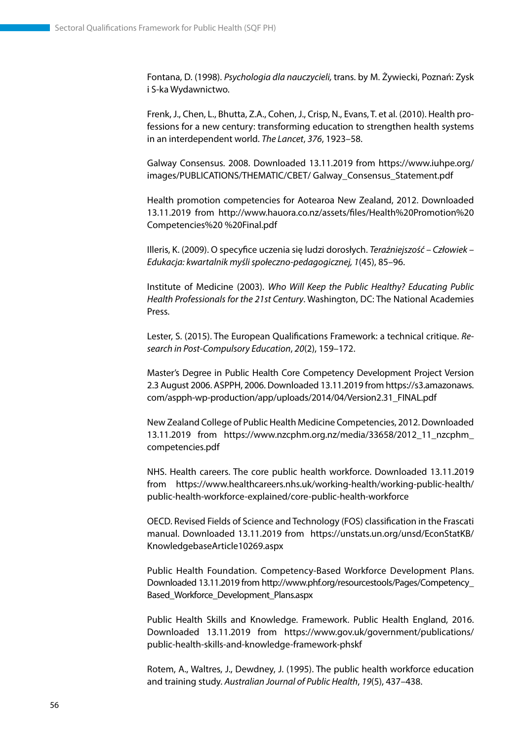Fontana, D. (1998). *Psychologia dla nauczycieli,* trans. by M. Żywiecki, Poznań: Zysk i S-ka Wydawnictwo.

Frenk, J., Chen, L., Bhutta, Z.A., Cohen, J., Crisp, N., Evans, T. et al. (2010). Health professions for a new century: transforming education to strengthen health systems in an interdependent world. *The Lancet*, *376*, 1923–58.

Galway Consensus. 2008. Downloaded 13.11.2019 from https://www.iuhpe.org/images/PUBLICATIONS/THEMATIC/CBET/ Galway_Consensus_Statement.pdf

Health promotion competencies for Aotearoa New Zealand, 2012. Downloaded 13.11.2019 from http://www.hauora.co.nz/assets/files/Health%20Promotion%20 Competencies%20 %20Final.pdf

Illeris, K. (2009). O specyfice uczenia się ludzi dorosłych. *Teraźniejszość – Człowiek – Edukacja: kwartalnik myśli społeczno-pedagogicznej, 1*(45), 85–96.

Institute of Medicine (2003). *Who Will Keep the Public Healthy? Educating Public Health Professionals for the 21st Century*. Washington, DC: The National Academies Press.

Lester, S. (2015). The European Qualifications Framework: a technical critique. *Research in Post-Compulsory Education*, *20*(2), 159–172.

Master's Degree in Public Health Core Competency Development Project Version 2.3 August 2006. ASPPH, 2006. Downloaded 13.11.2019 from https://s3.amazonaws.com/aspph-wp-production/app/uploads/2014/04/Version2.31_FINAL.pdf

New Zealand College of Public Health Medicine Competencies, 2012. Downloaded 13.11.2019 from https://www.nzcphm.org.nz/media/33658/2012_11_nzcphm_competencies.pdf

NHS. Health careers. The core public health workforce. Downloaded 13.11.2019 from https://www.healthcareers.nhs.uk/working-health/working-public-health/public-health-workforce-explained/core-public-health-workforce

OECD. Revised Fields of Science and Technology (FOS) classification in the Frascati manual. Downloaded 13.11.2019 from https://unstats.un.org/unsd/EconStatKB/KnowledgebaseArticle10269.aspx

Public Health Foundation. Competency-Based Workforce Development Plans. Downloaded 13.11.2019 from http://www.phf.org/resourcestools/Pages/Competency_Based_Workforce_Development_Plans.aspx

Public Health Skills and Knowledge. Framework. Public Health England, 2016. Downloaded 13.11.2019 from https://www.gov.uk/government/publications/public-health-skills-and-knowledge-framework-phskf

Rotem, A., Waltres, J., Dewdney, J. (1995). The public health workforce education and training study. *Australian Journal of Public Health*, *19*(5), 437–438.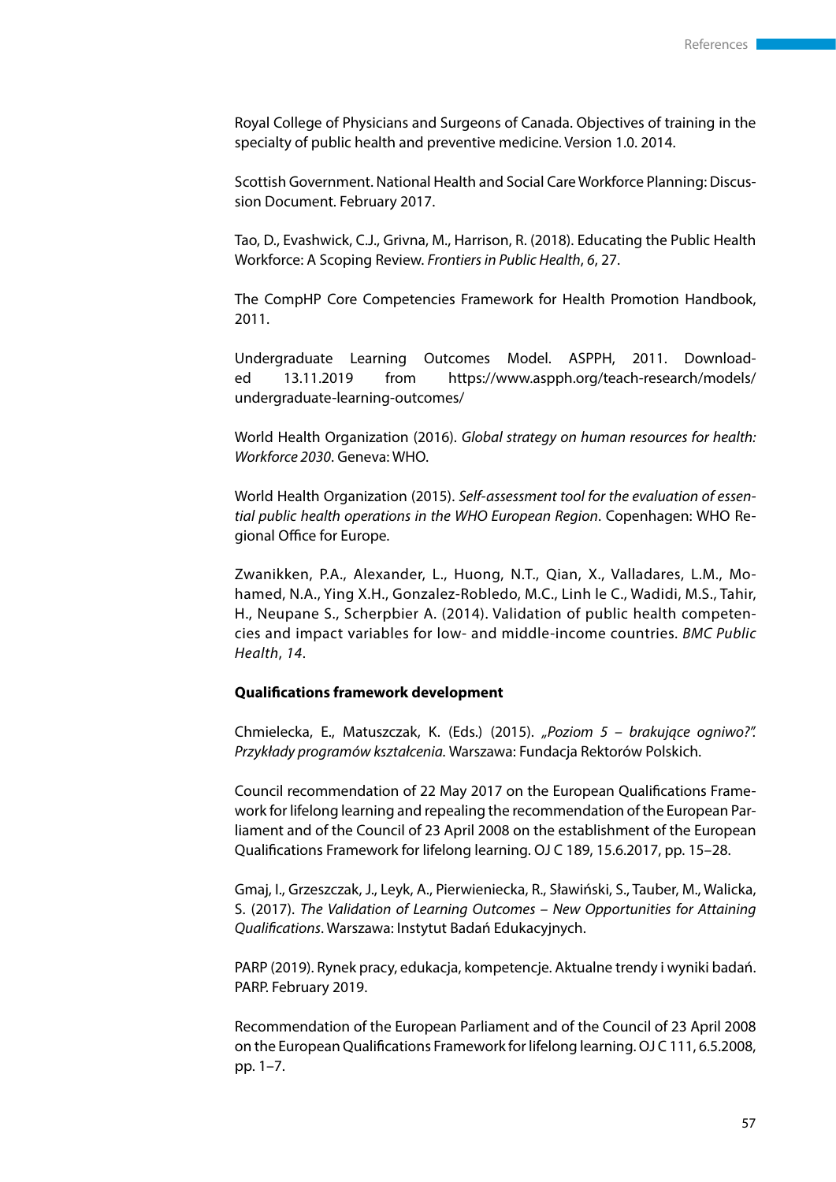Royal College of Physicians and Surgeons of Canada. Objectives of training in the specialty of public health and preventive medicine. Version 1.0. 2014.

Scottish Government. National Health and Social Care Workforce Planning: Discussion Document. February 2017.

Tao, D., Evashwick, C.J., Grivna, M., Harrison, R. (2018). Educating the Public Health Workforce: A Scoping Review. *Frontiers in Public Health*, *6*, 27.

The CompHP Core Competencies Framework for Health Promotion Handbook, 2011.

Undergraduate Learning Outcomes Model. ASPPH, 2011. Downloaded 13.11.2019 from https://www.aspph.org/teach-research/models/undergraduate-learning-outcomes/

World Health Organization (2016). *Global strategy on human resources for health: Workforce 2030*. Geneva: WHO.

World Health Organization (2015). *Self-assessment tool for the evaluation of essential public health operations in the WHO European Region*. Copenhagen: WHO Regional Office for Europe.

Zwanikken, P.A., Alexander, L., Huong, N.T., Qian, X., Valladares, L.M., Mohamed, N.A., Ying X.H., Gonzalez-Robledo, M.C., Linh le C., Wadidi, M.S., Tahir, H., Neupane S., Scherpbier A. (2014). Validation of public health competencies and impact variables for low- and middle-income countries. *BMC Public Health*, *14*.

**Qualifications framework development**

Chmielecka, E., Matuszczak, K. (Eds.) (2015). *„Poziom 5 – brakujące ogniwo?". Przykłady programów kształcenia.* Warszawa: Fundacja Rektorów Polskich.

Council recommendation of 22 May 2017 on the European Qualifications Framework for lifelong learning and repealing the recommendation of the European Parliament and of the Council of 23 April 2008 on the establishment of the European Qualifications Framework for lifelong learning. OJ C 189, 15.6.2017, pp. 15–28.

Gmaj, I., Grzeszczak, J., Leyk, A., Pierwieniecka, R., Sławiński, S., Tauber, M., Walicka, S. (2017). *The Validation of Learning Outcomes – New Opportunities for Attaining Qualifications*. Warszawa: Instytut Badań Edukacyjnych.

PARP (2019). Rynek pracy, edukacja, kompetencje. Aktualne trendy i wyniki badań. PARP. February 2019.

Recommendation of the European Parliament and of the Council of 23 April 2008 on the European Qualifications Framework for lifelong learning. OJ C 111, 6.5.2008, pp. 1–7.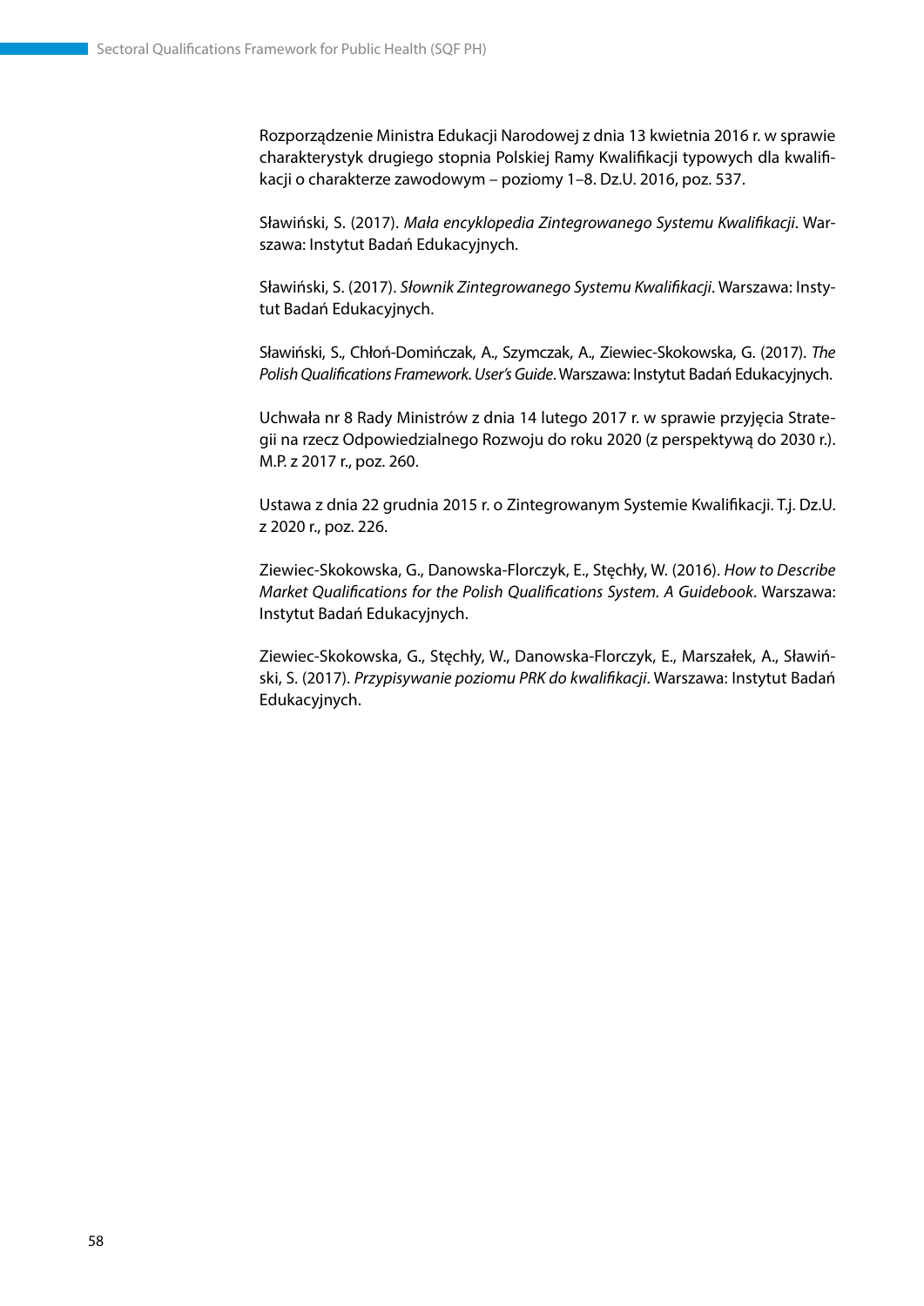Rozporządzenie Ministra Edukacji Narodowej z dnia 13 kwietnia 2016 r. w sprawie charakterystyk drugiego stopnia Polskiej Ramy Kwalifikacji typowych dla kwalifikacji o charakterze zawodowym – poziomy 1–8. Dz.U. 2016, poz. 537.

Sławiński, S. (2017). *Mała encyklopedia Zintegrowanego Systemu Kwalifikacji*. Warszawa: Instytut Badań Edukacyjnych.

Sławiński, S. (2017). *Słownik Zintegrowanego Systemu Kwalifikacji*. Warszawa: Instytut Badań Edukacyjnych.

Sławiński, S., Chłoń-Domińczak, A., Szymczak, A., Ziewiec-Skokowska, G. (2017). *The Polish Qualifications Framework. User's Guide*. Warszawa: Instytut Badań Edukacyjnych.

Uchwała nr 8 Rady Ministrów z dnia 14 lutego 2017 r. w sprawie przyjęcia Strategii na rzecz Odpowiedzialnego Rozwoju do roku 2020 (z perspektywą do 2030 r.). M.P. z 2017 r., poz. 260.

Ustawa z dnia 22 grudnia 2015 r. o Zintegrowanym Systemie Kwalifikacji. T.j. Dz.U. z 2020 r., poz. 226.

Ziewiec-Skokowska, G., Danowska-Florczyk, E., Stęchły, W. (2016). *How to Describe Market Qualifications for the Polish Qualifications System. A Guidebook*. Warszawa: Instytut Badań Edukacyjnych.

Ziewiec-Skokowska, G., Stęchły, W., Danowska-Florczyk, E., Marszałek, A., Sławiński, S. (2017). *Przypisywanie poziomu PRK do kwalifikacji*. Warszawa: Instytut Badań Edukacyjnych.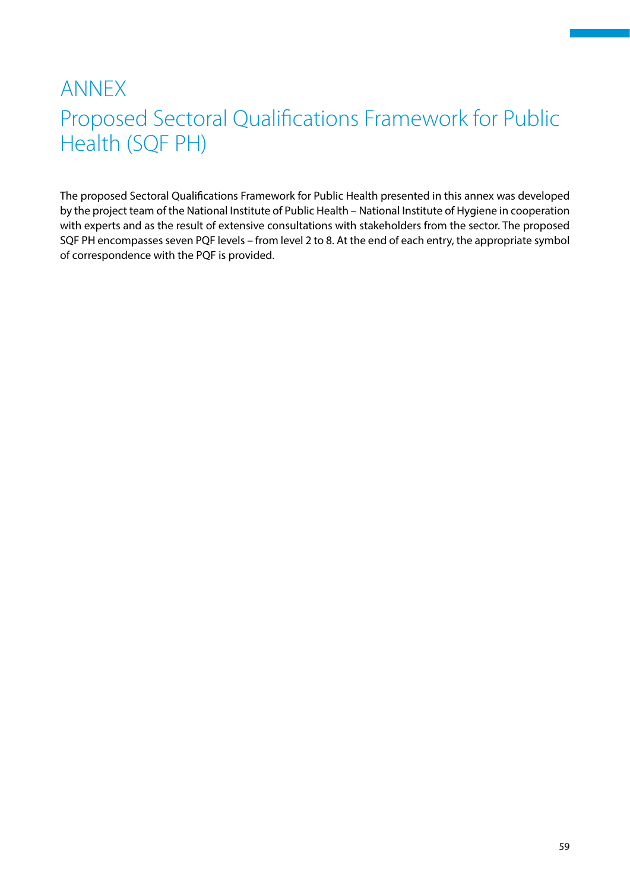# ANNEX

# Proposed Sectoral Qualifications Framework for Public Health (SQF PH)

The proposed Sectoral Qualifications Framework for Public Health presented in this annex was developed by the project team of the National Institute of Public Health – National Institute of Hygiene in cooperation with experts and as the result of extensive consultations with stakeholders from the sector. The proposed SQF PH encompasses seven PQF levels – from level 2 to 8. At the end of each entry, the appropriate symbol of correspondence with the PQF is provided.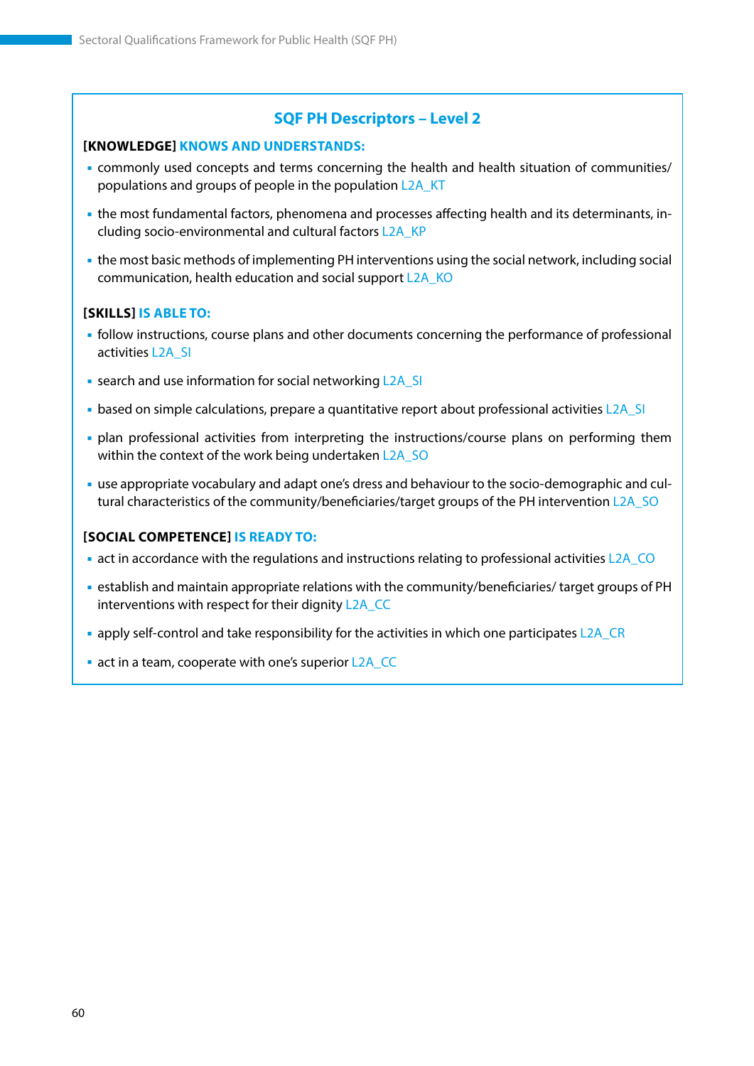## SQF PH Descriptors – Level 2

**[KNOWLEDGE] KNOWS AND UNDERSTANDS:**

- commonly used concepts and terms concerning the health and health situation of communities/ populations and groups of people in the population L2A_KT
- the most fundamental factors, phenomena and processes affecting health and its determinants, including socio-environmental and cultural factors L2A_KP
- the most basic methods of implementing PH interventions using the social network, including social communication, health education and social support L2A_KO

**[SKILLS] IS ABLE TO:**

- follow instructions, course plans and other documents concerning the performance of professional activities L2A_SI
- search and use information for social networking L2A_SI
- based on simple calculations, prepare a quantitative report about professional activities L2A_SI
- plan professional activities from interpreting the instructions/course plans on performing them within the context of the work being undertaken L2A_SO
- use appropriate vocabulary and adapt one's dress and behaviour to the socio-demographic and cultural characteristics of the community/beneficiaries/target groups of the PH intervention L2A_SO

**[SOCIAL COMPETENCE] IS READY TO:**

- act in accordance with the regulations and instructions relating to professional activities L2A_CO
- establish and maintain appropriate relations with the community/beneficiaries/ target groups of PH interventions with respect for their dignity L2A_CC
- apply self-control and take responsibility for the activities in which one participates L2A_CR
- act in a team, cooperate with one's superior L2A_CC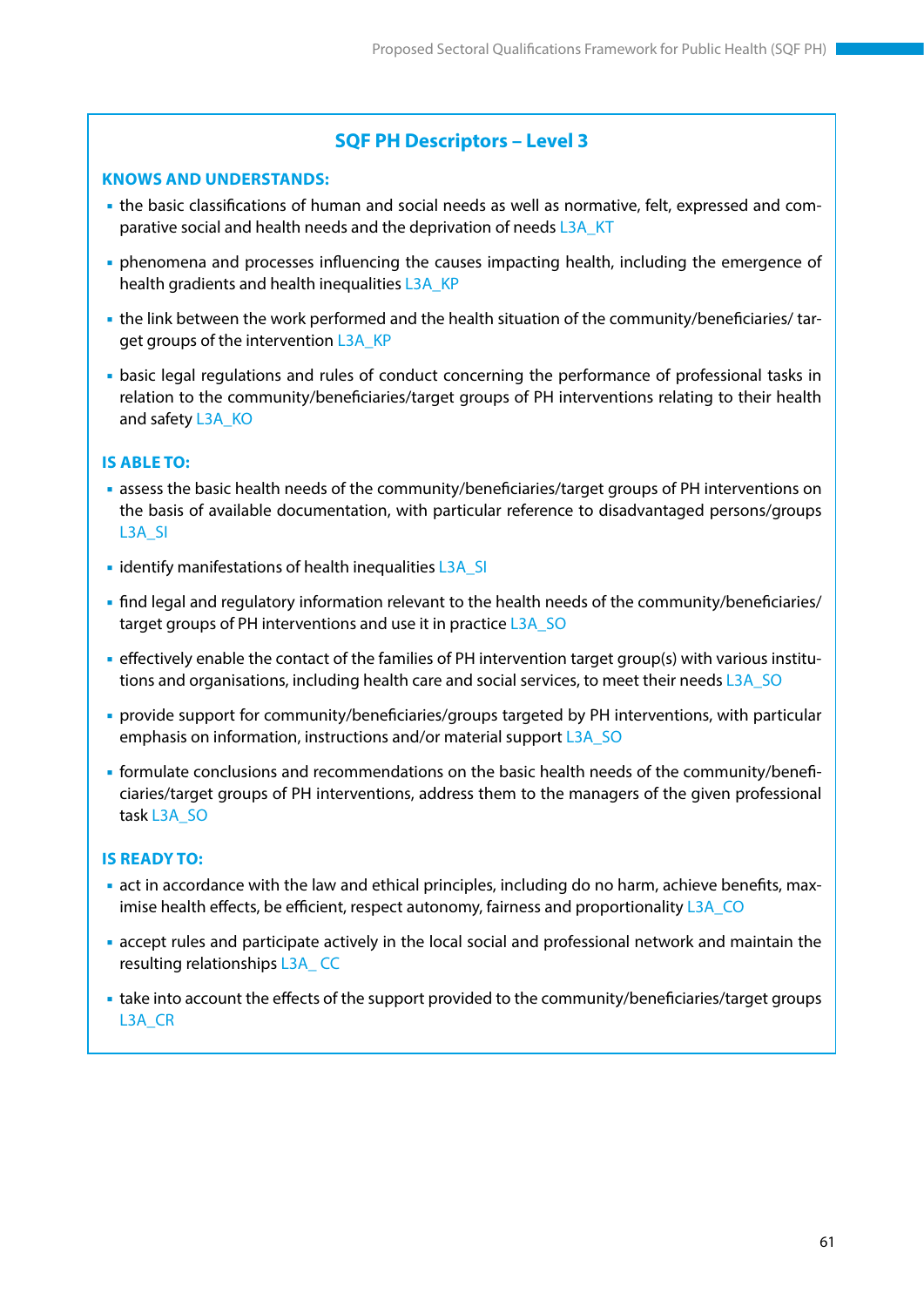## SQF PH Descriptors – Level 3

**KNOWS AND UNDERSTANDS:**

- the basic classifications of human and social needs as well as normative, felt, expressed and comparative social and health needs and the deprivation of needs L3A_KT
- phenomena and processes influencing the causes impacting health, including the emergence of health gradients and health inequalities L3A_KP
- the link between the work performed and the health situation of the community/beneficiaries/ target groups of the intervention L3A_KP
- basic legal regulations and rules of conduct concerning the performance of professional tasks in relation to the community/beneficiaries/target groups of PH interventions relating to their health and safety L3A_KO

**IS ABLE TO:**

- assess the basic health needs of the community/beneficiaries/target groups of PH interventions on the basis of available documentation, with particular reference to disadvantaged persons/groups L3A_SI
- identify manifestations of health inequalities L3A_SI
- find legal and regulatory information relevant to the health needs of the community/beneficiaries/ target groups of PH interventions and use it in practice L3A_SO
- effectively enable the contact of the families of PH intervention target group(s) with various institutions and organisations, including health care and social services, to meet their needs L3A_SO
- provide support for community/beneficiaries/groups targeted by PH interventions, with particular emphasis on information, instructions and/or material support L3A_SO
- formulate conclusions and recommendations on the basic health needs of the community/beneficiaries/target groups of PH interventions, address them to the managers of the given professional task L3A_SO

**IS READY TO:**

- act in accordance with the law and ethical principles, including do no harm, achieve benefits, maximise health effects, be efficient, respect autonomy, fairness and proportionality L3A_CO
- accept rules and participate actively in the local social and professional network and maintain the resulting relationships L3A_ CC
- take into account the effects of the support provided to the community/beneficiaries/target groups L3A_CR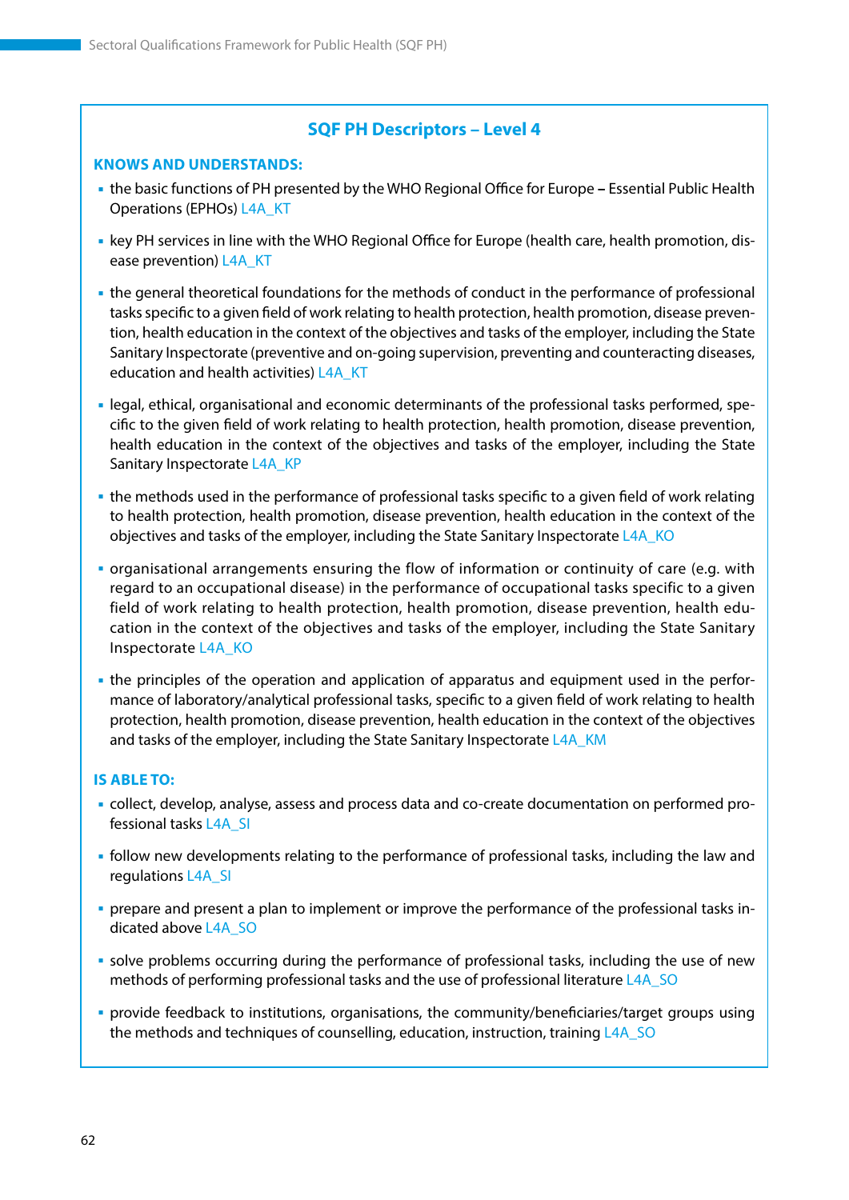## SQF PH Descriptors – Level 4

**KNOWS AND UNDERSTANDS:**

- the basic functions of PH presented by the WHO Regional Office for Europe – Essential Public Health Operations (EPHOs) L4A_KT
- key PH services in line with the WHO Regional Office for Europe (health care, health promotion, disease prevention) L4A_KT
- the general theoretical foundations for the methods of conduct in the performance of professional tasks specific to a given field of work relating to health protection, health promotion, disease prevention, health education in the context of the objectives and tasks of the employer, including the State Sanitary Inspectorate (preventive and on-going supervision, preventing and counteracting diseases, education and health activities) L4A_KT
- legal, ethical, organisational and economic determinants of the professional tasks performed, specific to the given field of work relating to health protection, health promotion, disease prevention, health education in the context of the objectives and tasks of the employer, including the State Sanitary Inspectorate L4A_KP
- the methods used in the performance of professional tasks specific to a given field of work relating to health protection, health promotion, disease prevention, health education in the context of the objectives and tasks of the employer, including the State Sanitary Inspectorate L4A_KO
- organisational arrangements ensuring the flow of information or continuity of care (e.g. with regard to an occupational disease) in the performance of occupational tasks specific to a given field of work relating to health protection, health promotion, disease prevention, health education in the context of the objectives and tasks of the employer, including the State Sanitary Inspectorate L4A_KO
- the principles of the operation and application of apparatus and equipment used in the performance of laboratory/analytical professional tasks, specific to a given field of work relating to health protection, health promotion, disease prevention, health education in the context of the objectives and tasks of the employer, including the State Sanitary Inspectorate L4A_KM

**IS ABLE TO:**

- collect, develop, analyse, assess and process data and co-create documentation on performed professional tasks L4A_SI
- follow new developments relating to the performance of professional tasks, including the law and regulations L4A_SI
- prepare and present a plan to implement or improve the performance of the professional tasks indicated above L4A_SO
- solve problems occurring during the performance of professional tasks, including the use of new methods of performing professional tasks and the use of professional literature L4A_SO
- provide feedback to institutions, organisations, the community/beneficiaries/target groups using the methods and techniques of counselling, education, instruction, training L4A_SO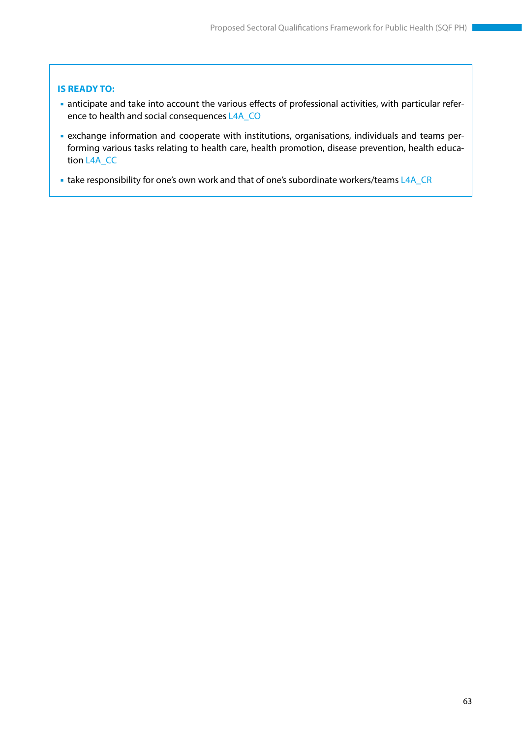**IS READY TO:**

- anticipate and take into account the various effects of professional activities, with particular reference to health and social consequences L4A_CO
- exchange information and cooperate with institutions, organisations, individuals and teams performing various tasks relating to health care, health promotion, disease prevention, health education L4A_CC
- take responsibility for one's own work and that of one's subordinate workers/teams L4A_CR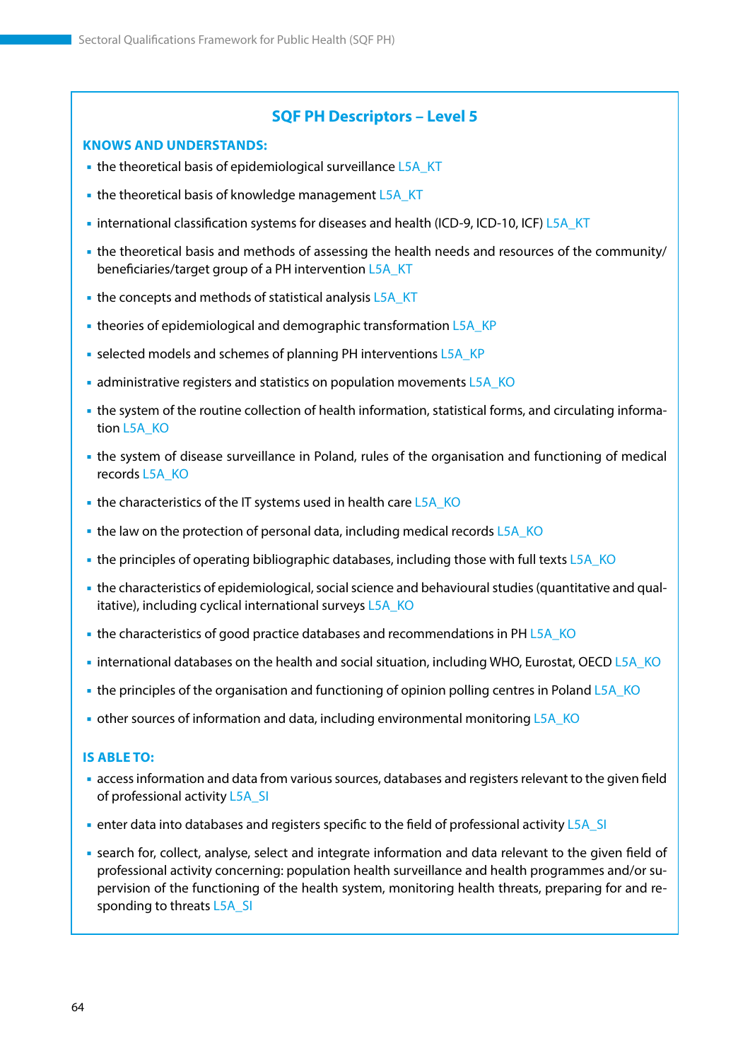## SQF PH Descriptors – Level 5

**KNOWS AND UNDERSTANDS:**

- the theoretical basis of epidemiological surveillance L5A_KT
- the theoretical basis of knowledge management L5A_KT
- international classification systems for diseases and health (ICD-9, ICD-10, ICF) L5A_KT
- the theoretical basis and methods of assessing the health needs and resources of the community/beneficiaries/target group of a PH intervention L5A_KT
- the concepts and methods of statistical analysis L5A_KT
- theories of epidemiological and demographic transformation L5A_KP
- selected models and schemes of planning PH interventions L5A_KP
- administrative registers and statistics on population movements L5A_KO
- the system of the routine collection of health information, statistical forms, and circulating information L5A_KO
- the system of disease surveillance in Poland, rules of the organisation and functioning of medical records L5A_KO
- the characteristics of the IT systems used in health care L5A_KO
- the law on the protection of personal data, including medical records L5A_KO
- the principles of operating bibliographic databases, including those with full texts L5A_KO
- the characteristics of epidemiological, social science and behavioural studies (quantitative and qualitative), including cyclical international surveys L5A_KO
- the characteristics of good practice databases and recommendations in PH L5A_KO
- international databases on the health and social situation, including WHO, Eurostat, OECD L5A_KO
- the principles of the organisation and functioning of opinion polling centres in Poland L5A_KO
- other sources of information and data, including environmental monitoring L5A_KO

**IS ABLE TO:**

- access information and data from various sources, databases and registers relevant to the given field of professional activity L5A_SI
- enter data into databases and registers specific to the field of professional activity L5A_SI
- search for, collect, analyse, select and integrate information and data relevant to the given field of professional activity concerning: population health surveillance and health programmes and/or supervision of the functioning of the health system, monitoring health threats, preparing for and responding to threats L5A_SI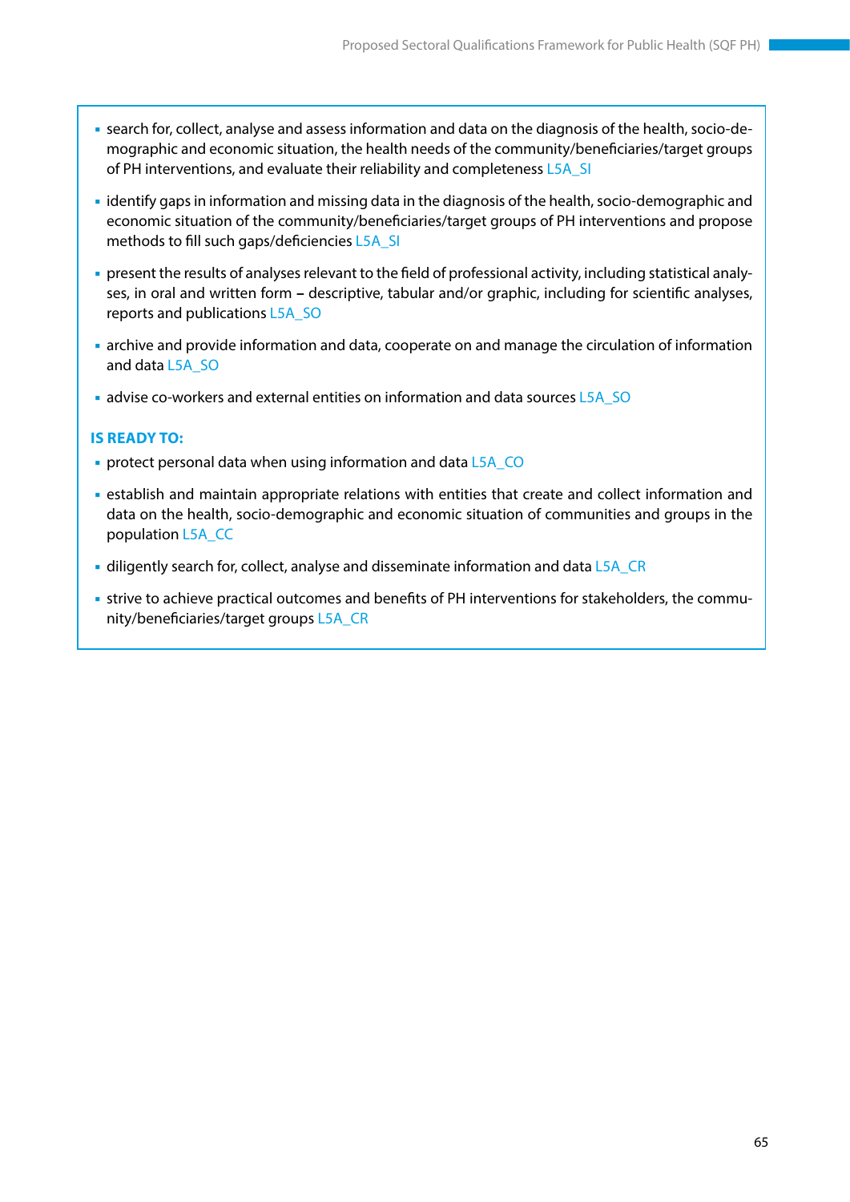- search for, collect, analyse and assess information and data on the diagnosis of the health, socio-demographic and economic situation, the health needs of the community/beneficiaries/target groups of PH interventions, and evaluate their reliability and completeness L5A_SI
- identify gaps in information and missing data in the diagnosis of the health, socio-demographic and economic situation of the community/beneficiaries/target groups of PH interventions and propose methods to fill such gaps/deficiencies L5A_SI
- present the results of analyses relevant to the field of professional activity, including statistical analyses, in oral and written form – descriptive, tabular and/or graphic, including for scientific analyses, reports and publications L5A_SO
- archive and provide information and data, cooperate on and manage the circulation of information and data L5A_SO
- advise co-workers and external entities on information and data sources L5A_SO

**IS READY TO:**

- protect personal data when using information and data L5A_CO
- establish and maintain appropriate relations with entities that create and collect information and data on the health, socio-demographic and economic situation of communities and groups in the population L5A_CC
- diligently search for, collect, analyse and disseminate information and data L5A_CR
- strive to achieve practical outcomes and benefits of PH interventions for stakeholders, the community/beneficiaries/target groups L5A_CR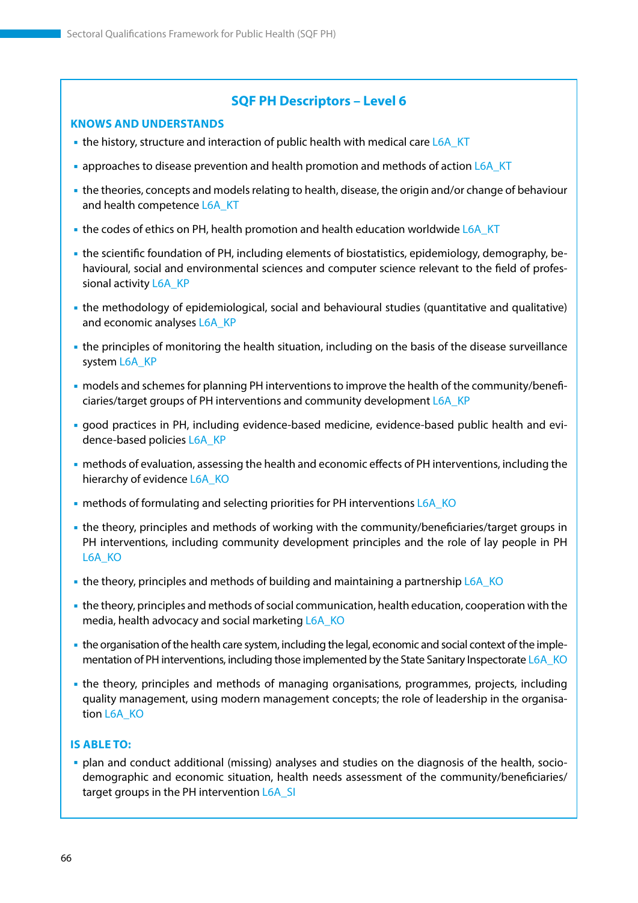## SQF PH Descriptors – Level 6

### KNOWS AND UNDERSTANDS

- the history, structure and interaction of public health with medical care L6A_KT
- approaches to disease prevention and health promotion and methods of action L6A_KT
- the theories, concepts and models relating to health, disease, the origin and/or change of behaviour and health competence L6A_KT
- the codes of ethics on PH, health promotion and health education worldwide L6A_KT
- the scientific foundation of PH, including elements of biostatistics, epidemiology, demography, behavioural, social and environmental sciences and computer science relevant to the field of professional activity L6A_KP
- the methodology of epidemiological, social and behavioural studies (quantitative and qualitative) and economic analyses L6A_KP
- the principles of monitoring the health situation, including on the basis of the disease surveillance system L6A_KP
- models and schemes for planning PH interventions to improve the health of the community/beneficiaries/target groups of PH interventions and community development L6A_KP
- good practices in PH, including evidence-based medicine, evidence-based public health and evidence-based policies L6A_KP
- methods of evaluation, assessing the health and economic effects of PH interventions, including the hierarchy of evidence L6A_KO
- methods of formulating and selecting priorities for PH interventions L6A_KO
- the theory, principles and methods of working with the community/beneficiaries/target groups in PH interventions, including community development principles and the role of lay people in PH L6A_KO
- the theory, principles and methods of building and maintaining a partnership L6A_KO
- the theory, principles and methods of social communication, health education, cooperation with the media, health advocacy and social marketing L6A_KO
- the organisation of the health care system, including the legal, economic and social context of the implementation of PH interventions, including those implemented by the State Sanitary Inspectorate L6A_KO
- the theory, principles and methods of managing organisations, programmes, projects, including quality management, using modern management concepts; the role of leadership in the organisation L6A_KO

### IS ABLE TO:

- plan and conduct additional (missing) analyses and studies on the diagnosis of the health, socio-demographic and economic situation, health needs assessment of the community/beneficiaries/target groups in the PH intervention L6A_SI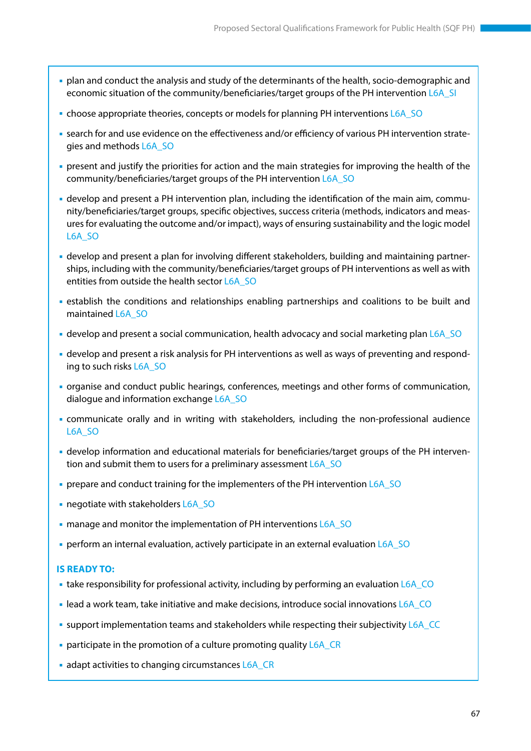- plan and conduct the analysis and study of the determinants of the health, socio-demographic and economic situation of the community/beneficiaries/target groups of the PH intervention L6A_SI
- choose appropriate theories, concepts or models for planning PH interventions L6A_SO
- search for and use evidence on the effectiveness and/or efficiency of various PH intervention strategies and methods L6A_SO
- present and justify the priorities for action and the main strategies for improving the health of the community/beneficiaries/target groups of the PH intervention L6A_SO
- develop and present a PH intervention plan, including the identification of the main aim, community/beneficiaries/target groups, specific objectives, success criteria (methods, indicators and measures for evaluating the outcome and/or impact), ways of ensuring sustainability and the logic model L6A_SO
- develop and present a plan for involving different stakeholders, building and maintaining partnerships, including with the community/beneficiaries/target groups of PH interventions as well as with entities from outside the health sector L6A_SO
- establish the conditions and relationships enabling partnerships and coalitions to be built and maintained L6A_SO
- develop and present a social communication, health advocacy and social marketing plan L6A_SO
- develop and present a risk analysis for PH interventions as well as ways of preventing and responding to such risks L6A_SO
- organise and conduct public hearings, conferences, meetings and other forms of communication, dialogue and information exchange L6A_SO
- communicate orally and in writing with stakeholders, including the non-professional audience L6A_SO
- develop information and educational materials for beneficiaries/target groups of the PH intervention and submit them to users for a preliminary assessment L6A_SO
- prepare and conduct training for the implementers of the PH intervention L6A_SO
- negotiate with stakeholders L6A_SO
- manage and monitor the implementation of PH interventions L6A_SO
- perform an internal evaluation, actively participate in an external evaluation L6A_SO

**IS READY TO:**

- take responsibility for professional activity, including by performing an evaluation L6A_CO
- lead a work team, take initiative and make decisions, introduce social innovations L6A_CO
- support implementation teams and stakeholders while respecting their subjectivity L6A_CC
- participate in the promotion of a culture promoting quality L6A_CR
- adapt activities to changing circumstances L6A_CR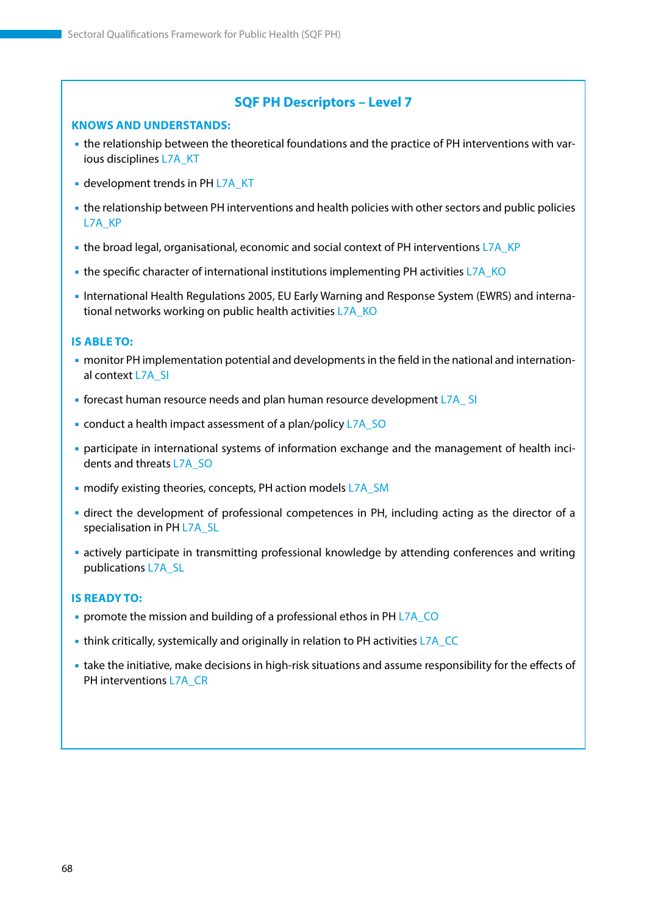## SQF PH Descriptors – Level 7

### KNOWS AND UNDERSTANDS:

- the relationship between the theoretical foundations and the practice of PH interventions with various disciplines L7A_KT
- development trends in PH L7A_KT
- the relationship between PH interventions and health policies with other sectors and public policies L7A_KP
- the broad legal, organisational, economic and social context of PH interventions L7A_KP
- the specific character of international institutions implementing PH activities L7A_KO
- International Health Regulations 2005, EU Early Warning and Response System (EWRS) and international networks working on public health activities L7A_KO

### IS ABLE TO:

- monitor PH implementation potential and developments in the field in the national and international context L7A_SI
- forecast human resource needs and plan human resource development L7A_ SI
- conduct a health impact assessment of a plan/policy L7A_SO
- participate in international systems of information exchange and the management of health incidents and threats L7A_SO
- modify existing theories, concepts, PH action models L7A_SM
- direct the development of professional competences in PH, including acting as the director of a specialisation in PH L7A_SL
- actively participate in transmitting professional knowledge by attending conferences and writing publications L7A_SL

### IS READY TO:

- promote the mission and building of a professional ethos in PH L7A_CO
- think critically, systemically and originally in relation to PH activities L7A_CC
- take the initiative, make decisions in high-risk situations and assume responsibility for the effects of PH interventions L7A_CR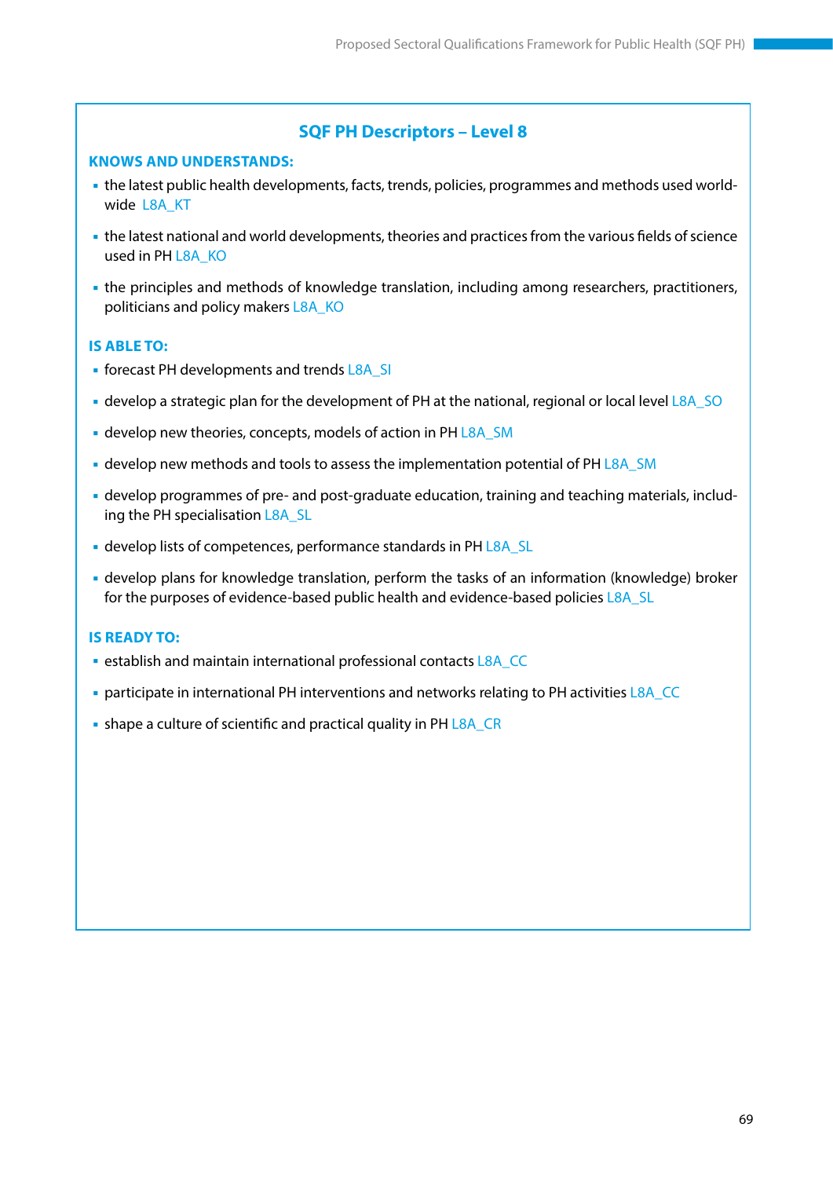## SQF PH Descriptors – Level 8

### KNOWS AND UNDERSTANDS:

- the latest public health developments, facts, trends, policies, programmes and methods used worldwide L8A_KT
- the latest national and world developments, theories and practices from the various fields of science used in PH L8A_KO
- the principles and methods of knowledge translation, including among researchers, practitioners, politicians and policy makers L8A_KO

### IS ABLE TO:

- forecast PH developments and trends L8A_SI
- develop a strategic plan for the development of PH at the national, regional or local level L8A_SO
- develop new theories, concepts, models of action in PH L8A_SM
- develop new methods and tools to assess the implementation potential of PH L8A_SM
- develop programmes of pre- and post-graduate education, training and teaching materials, including the PH specialisation L8A_SL
- develop lists of competences, performance standards in PH L8A_SL
- develop plans for knowledge translation, perform the tasks of an information (knowledge) broker for the purposes of evidence-based public health and evidence-based policies L8A_SL

### IS READY TO:

- establish and maintain international professional contacts L8A_CC
- participate in international PH interventions and networks relating to PH activities L8A_CC
- shape a culture of scientific and practical quality in PH L8A_CR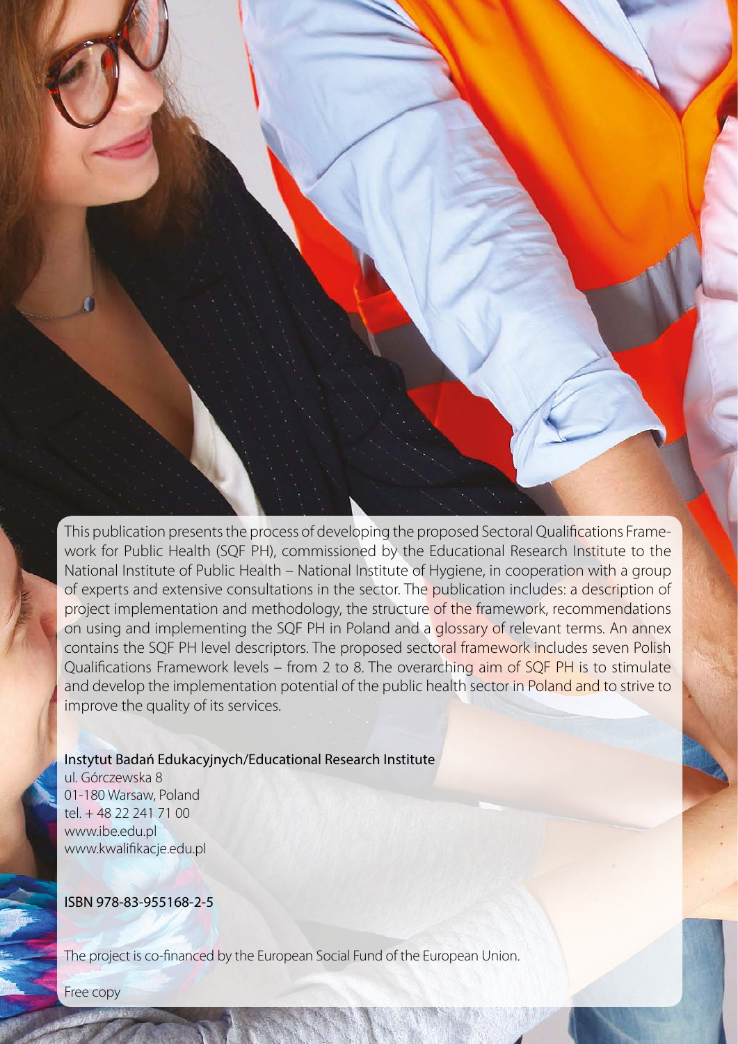This publication presents the process of developing the proposed Sectoral Qualifications Framework for Public Health (SQF PH), commissioned by the Educational Research Institute to the National Institute of Public Health – National Institute of Hygiene, in cooperation with a group of experts and extensive consultations in the sector. The publication includes: a description of project implementation and methodology, the structure of the framework, recommendations on using and implementing the SQF PH in Poland and a glossary of relevant terms. An annex contains the SQF PH level descriptors. The proposed sectoral framework includes seven Polish Qualifications Framework levels – from 2 to 8. The overarching aim of SQF PH is to stimulate and develop the implementation potential of the public health sector in Poland and to strive to improve the quality of its services.

Instytut Badań Edukacyjnych/Educational Research Institute
ul. Górczewska 8
01-180 Warsaw, Poland
tel. + 48 22 241 71 00
www.ibe.edu.pl
www.kwalifikacje.edu.pl

ISBN 978-83-955168-2-5

The project is co-financed by the European Social Fund of the European Union.

Free copy